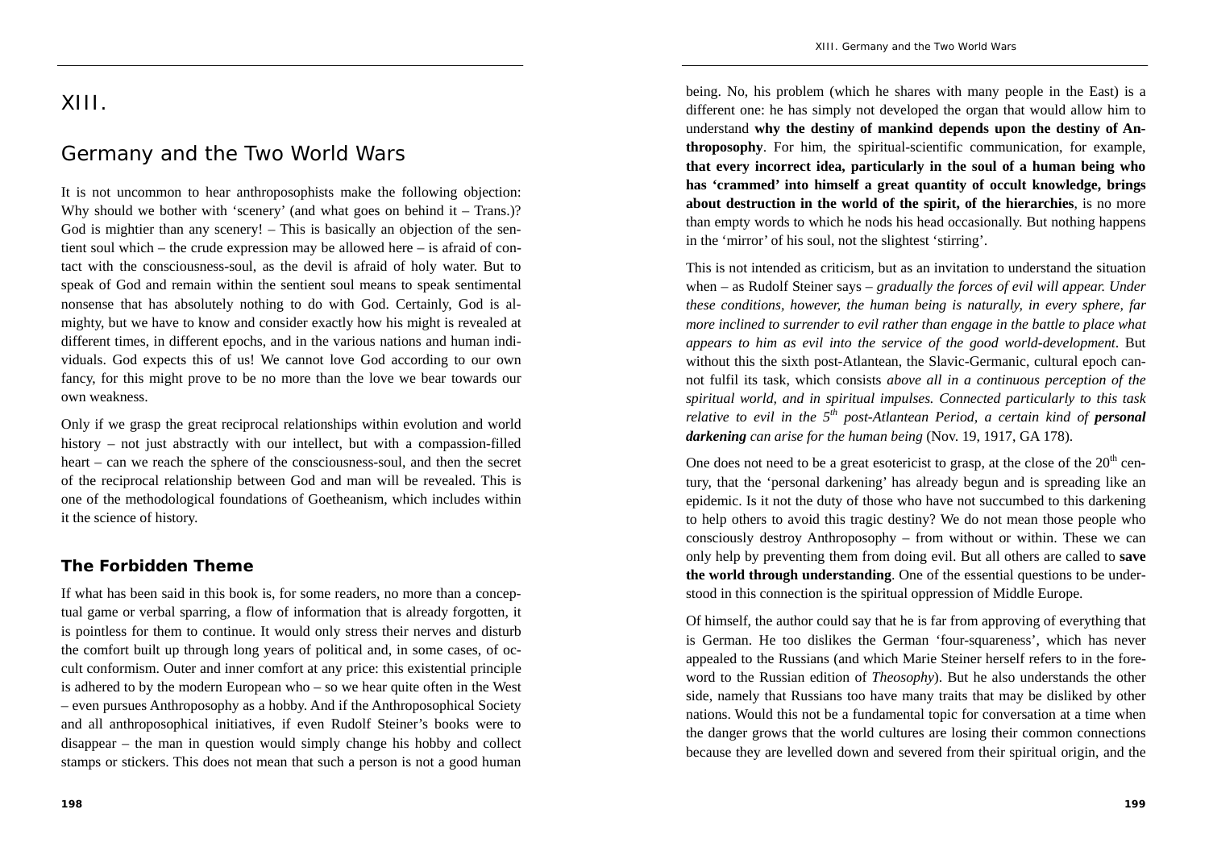# XIII.

# Germany and the Two World Wars

It is not uncommon to hear anthroposophists make the following objection: Why should we bother with 'scenery' (and what goes on behind it – Trans.)? God is mightier than any scenery! – This is basically an objection of the sentient soul which – the crude expression may be allowed here – is afraid of contact with the consciousness-soul, as the devil is afraid of holy water. But to speak of God and remain within the sentient soul means to speak sentimental nonsense that has absolutely nothing to do with God. Certainly, God is almighty, but we have to know and consider exactly how his might is revealed at different times, in different epochs, and in the various nations and human individuals. God expects this of us! We cannot love God according to our own fancy, for this might prove to be no more than the love we bear towards our own weakness.

Only if we grasp the great reciprocal relationships within evolution and world history – not just abstractly with our intellect, but with a compassion-filled heart – can we reach the sphere of the consciousness-soul, and then the secret of the reciprocal relationship between God and man will be revealed. This is one of the methodological foundations of Goetheanism, which includes within it the science of history.

## The Forbidden Theme

If what has been said in this book is, for some readers, no more than a conceptual game or verbal sparring, a flow of information that is already forgotten, it is pointless for them to continue. It would only stress their nerves and disturb the comfort built up through long years of political and, in some cases, of occult conformism. Outer and inner comfort at any price: this existential principle is adhered to by the modern European who – so we hear quite often in the West – even pursues Anthroposophy as a hobby. And if the Anthroposophical Society and all anthroposophical initiatives, if even Rudolf Steiner's books were to disappear – the man in question would simply change his hobby and collect stamps or stickers. This does not mean that such a person is not a good human being. No, his problem (which he shares with many people in the East) is a different one: he has simply not developed the organ that would allow him to understand **why the destiny of mankind depends upon the destiny of Anthroposophy**. For him, the spiritual-scientific communication, for example, **that every incorrect idea, particularly in the soul of a human being who has 'crammed' into himself a great quantity of occult knowledge, brings about destruction in the world of the spirit, of the hierarchies**, is no more than empty words to which he nods his head occasionally. But nothing happens in the 'mirror' of his soul, not the slightest 'stirring'.

This is not intended as criticism, but as an invitation to understand the situation when – as Rudolf Steiner says – *gradually the forces of evil will appear. Under these conditions, however, the human being is naturally, in every sphere, far more inclined to surrender to evil rather than engage in the battle to place what appears to him as evil into the service of the good world-development*. But without this the sixth post-Atlantean, the Slavic-Germanic, cultural epoch cannot fulfil its task, which consists *above all in a continuous perception of the spiritual world, and in spiritual impulses. Connected particularly to this task relative to evil in the 5th post-Atlantean Period, a certain kind of **personal darkening** can arise for the human being* (Nov. 19, 1917, GA 178).

One does not need to be a great esotericist to grasp, at the close of the 20th century, that the 'personal darkening' has already begun and is spreading like an epidemic. Is it not the duty of those who have not succumbed to this darkening to help others to avoid this tragic destiny? We do not mean those people who consciously destroy Anthroposophy – from without or within. These we can only help by preventing them from doing evil. But all others are called to **save the world through understanding**. One of the essential questions to be understood in this connection is the spiritual oppression of Middle Europe.

Of himself, the author could say that he is far from approving of everything that is German. He too dislikes the German 'four-squareness', which has never appealed to the Russians (and which Marie Steiner herself refers to in the foreword to the Russian edition of *Theosophy*). But he also understands the other side, namely that Russians too have many traits that may be disliked by other nations. Would this not be a fundamental topic for conversation at a time when the danger grows that the world cultures are losing their common connections because they are levelled down and severed from their spiritual origin, and the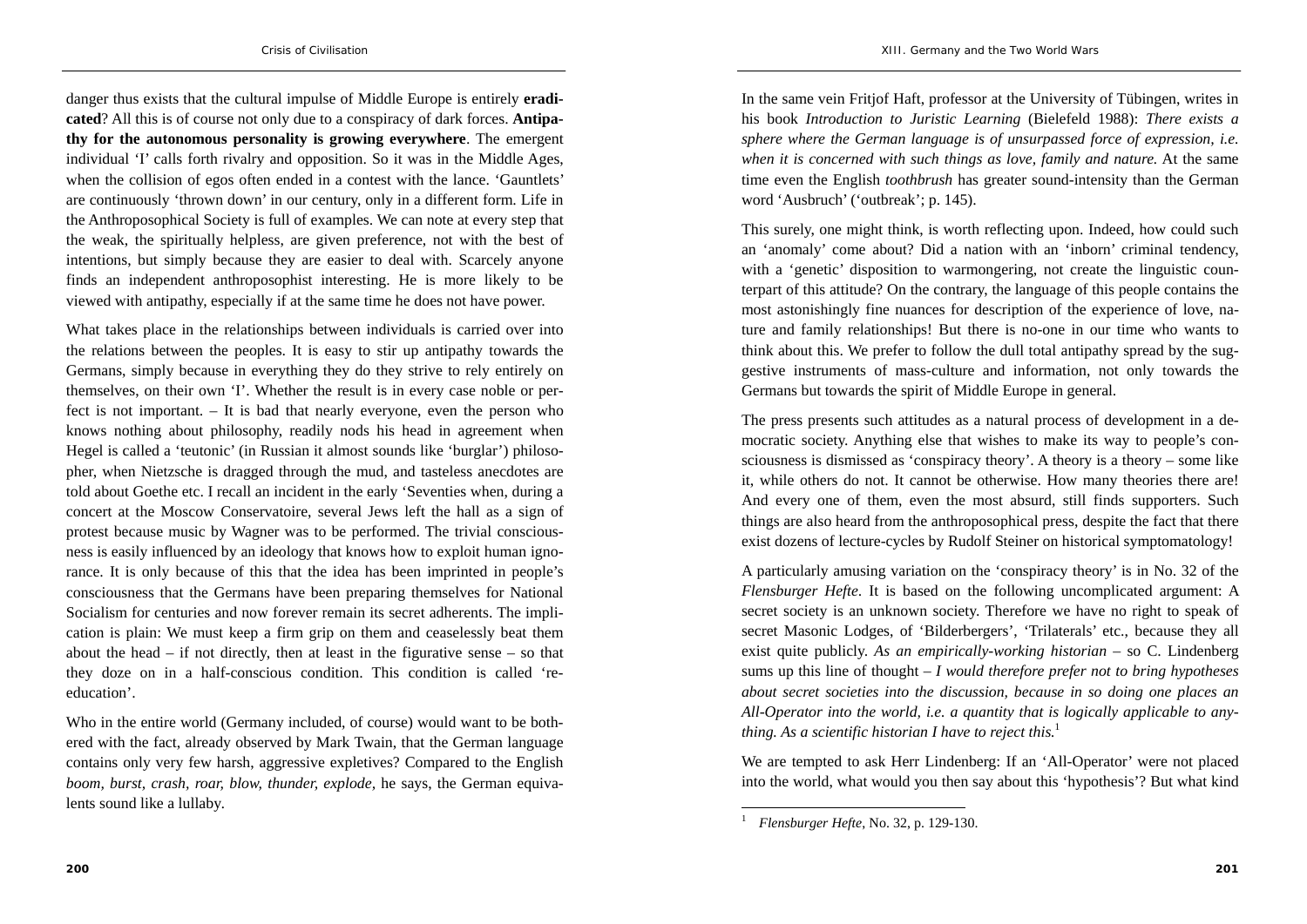danger thus exists that the cultural impulse of Middle Europe is entirely **eradicated**? All this is of course not only due to a conspiracy of dark forces. **Antipathy for the autonomous personality is growing everywhere**. The emergent individual 'I' calls forth rivalry and opposition. So it was in the Middle Ages, when the collision of egos often ended in a contest with the lance. 'Gauntlets' are continuously 'thrown down' in our century, only in a different form. Life in the Anthroposophical Society is full of examples. We can note at every step that the weak, the spiritually helpless, are given preference, not with the best of intentions, but simply because they are easier to deal with. Scarcely anyone finds an independent anthroposophist interesting. He is more likely to be viewed with antipathy, especially if at the same time he does not have power.

What takes place in the relationships between individuals is carried over into the relations between the peoples. It is easy to stir up antipathy towards the Germans, simply because in everything they do they strive to rely entirely on themselves, on their own 'I'. Whether the result is in every case noble or perfect is not important. – It is bad that nearly everyone, even the person who knows nothing about philosophy, readily nods his head in agreement when Hegel is called a 'teutonic' (in Russian it almost sounds like 'burglar') philosopher, when Nietzsche is dragged through the mud, and tasteless anecdotes are told about Goethe etc. I recall an incident in the early 'Seventies when, during a concert at the Moscow Conservatoire, several Jews left the hall as a sign of protest because music by Wagner was to be performed. The trivial consciousness is easily influenced by an ideology that knows how to exploit human ignorance. It is only because of this that the idea has been imprinted in people's consciousness that the Germans have been preparing themselves for National Socialism for centuries and now forever remain its secret adherents. The implication is plain: We must keep a firm grip on them and ceaselessly beat them about the head – if not directly, then at least in the figurative sense – so that they doze on in a half-conscious condition. This condition is called 're-education'.

Who in the entire world (Germany included, of course) would want to be bothered with the fact, already observed by Mark Twain, that the German language contains only very few harsh, aggressive expletives? Compared to the English *boom, burst, crash, roar, blow, thunder, explode,* he says, the German equivalents sound like a lullaby.

In the same vein Fritjof Haft, professor at the University of Tübingen, writes in his book *Introduction to Juristic Learning* (Bielefeld 1988): *There exists a sphere where the German language is of unsurpassed force of expression, i.e. when it is concerned with such things as love, family and nature.* At the same time even the English *toothbrush* has greater sound-intensity than the German word 'Ausbruch' ('outbreak'; p. 145).

This surely, one might think, is worth reflecting upon. Indeed, how could such an 'anomaly' come about? Did a nation with an 'inborn' criminal tendency, with a 'genetic' disposition to warmongering, not create the linguistic counterpart of this attitude? On the contrary, the language of this people contains the most astonishingly fine nuances for description of the experience of love, nature and family relationships! But there is no-one in our time who wants to think about this. We prefer to follow the dull total antipathy spread by the suggestive instruments of mass-culture and information, not only towards the Germans but towards the spirit of Middle Europe in general.

The press presents such attitudes as a natural process of development in a democratic society. Anything else that wishes to make its way to people's consciousness is dismissed as 'conspiracy theory'. A theory is a theory – some like it, while others do not. It cannot be otherwise. How many theories there are! And every one of them, even the most absurd, still finds supporters. Such things are also heard from the anthroposophical press, despite the fact that there exist dozens of lecture-cycles by Rudolf Steiner on historical symptomatology!

A particularly amusing variation on the 'conspiracy theory' is in No. 32 of the *Flensburger Hefte*. It is based on the following uncomplicated argument: A secret society is an unknown society. Therefore we have no right to speak of secret Masonic Lodges, of 'Bilderbergers', 'Trilaterals' etc., because they all exist quite publicly. *As an empirically-working historian* – so C. Lindenberg sums up this line of thought – *I would therefore prefer not to bring hypotheses about secret societies into the discussion, because in so doing one places an All-Operator into the world, i.e. a quantity that is logically applicable to anything. As a scientific historian I have to reject this.*[1]

We are tempted to ask Herr Lindenberg: If an 'All-Operator' were not placed into the world, what would you then say about this 'hypothesis'? But what kind

---

[1] *Flensburger Hefte*, No. 32, p. 129-130.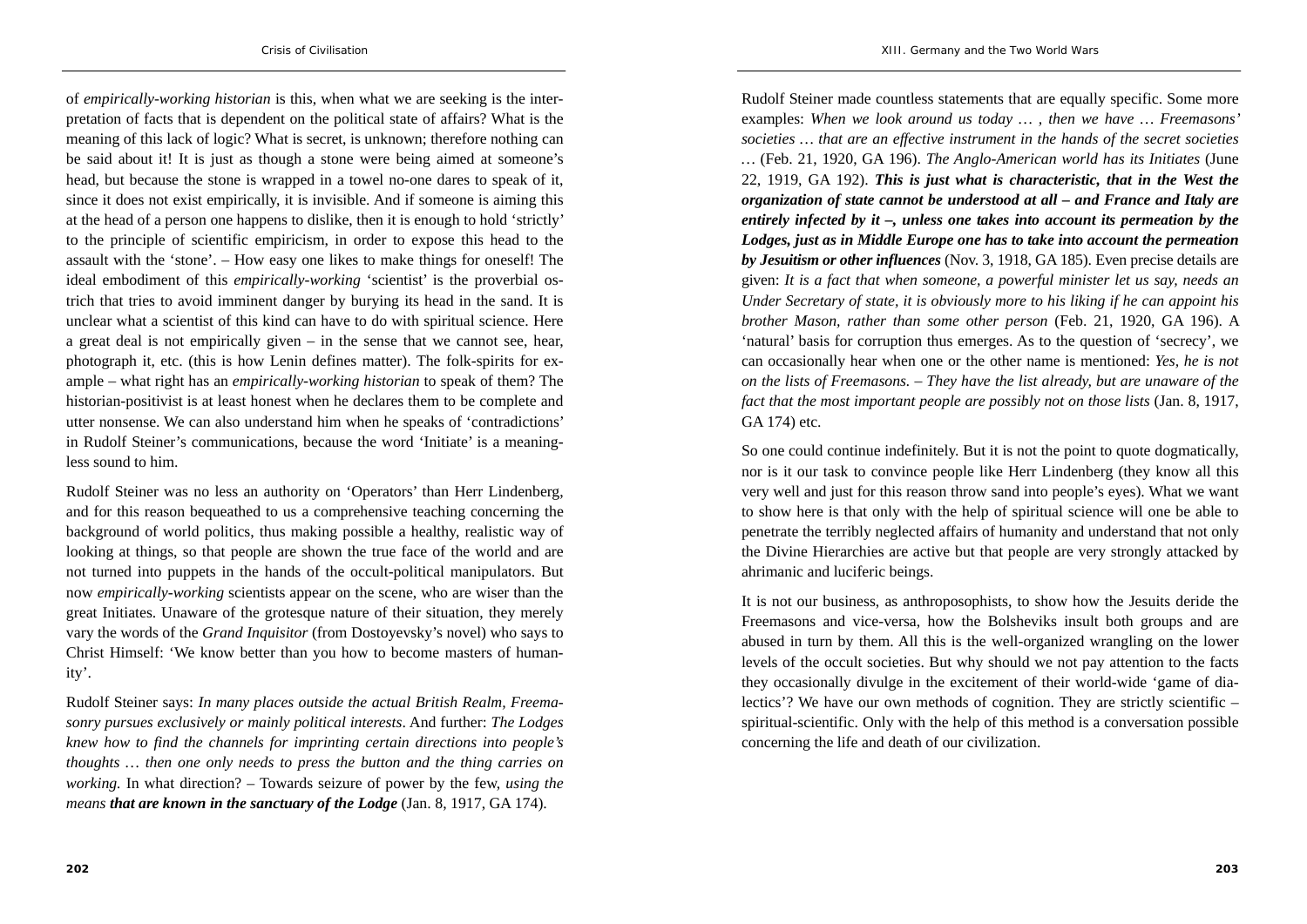of *empirically-working historian* is this, when what we are seeking is the interpretation of facts that is dependent on the political state of affairs? What is the meaning of this lack of logic? What is secret, is unknown; therefore nothing can be said about it! It is just as though a stone were being aimed at someone's head, but because the stone is wrapped in a towel no-one dares to speak of it, since it does not exist empirically, it is invisible. And if someone is aiming this at the head of a person one happens to dislike, then it is enough to hold 'strictly' to the principle of scientific empiricism, in order to expose this head to the assault with the 'stone'. – How easy one likes to make things for oneself! The ideal embodiment of this *empirically-working* 'scientist' is the proverbial ostrich that tries to avoid imminent danger by burying its head in the sand. It is unclear what a scientist of this kind can have to do with spiritual science. Here a great deal is not empirically given – in the sense that we cannot see, hear, photograph it, etc. (this is how Lenin defines matter). The folk-spirits for example – what right has an *empirically-working historian* to speak of them? The historian-positivist is at least honest when he declares them to be complete and utter nonsense. We can also understand him when he speaks of 'contradictions' in Rudolf Steiner's communications, because the word 'Initiate' is a meaningless sound to him.

Rudolf Steiner was no less an authority on 'Operators' than Herr Lindenberg, and for this reason bequeathed to us a comprehensive teaching concerning the background of world politics, thus making possible a healthy, realistic way of looking at things, so that people are shown the true face of the world and are not turned into puppets in the hands of the occult-political manipulators. But now *empirically-working* scientists appear on the scene, who are wiser than the great Initiates. Unaware of the grotesque nature of their situation, they merely vary the words of the *Grand Inquisitor* (from Dostoyevsky's novel) who says to Christ Himself: 'We know better than you how to become masters of humanity'.

Rudolf Steiner says: *In many places outside the actual British Realm, Freemasonry pursues exclusively or mainly political interests*. And further: *The Lodges knew how to find the channels for imprinting certain directions into people's thoughts … then one only needs to press the button and the thing carries on working.* In what direction? – Towards seizure of power by the few, *using the means* ***that are known in the sanctuary of the Lodge*** (Jan. 8, 1917, GA 174).

Rudolf Steiner made countless statements that are equally specific. Some more examples: *When we look around us today … , then we have … Freemasons' societies … that are an effective instrument in the hands of the secret societies …* (Feb. 21, 1920, GA 196). *The Anglo-American world has its Initiates* (June 22, 1919, GA 192). ***This is just what is characteristic, that in the West the organization of state cannot be understood at all – and France and Italy are entirely infected by it –, unless one takes into account its permeation by the Lodges, just as in Middle Europe one has to take into account the permeation by Jesuitism or other influences*** (Nov. 3, 1918, GA 185). Even precise details are given: *It is a fact that when someone, a powerful minister let us say, needs an Under Secretary of state, it is obviously more to his liking if he can appoint his brother Mason, rather than some other person* (Feb. 21, 1920, GA 196). A 'natural' basis for corruption thus emerges. As to the question of 'secrecy', we can occasionally hear when one or the other name is mentioned: *Yes, he is not on the lists of Freemasons. – They have the list already, but are unaware of the fact that the most important people are possibly not on those lists* (Jan. 8, 1917, GA 174) etc.

So one could continue indefinitely. But it is not the point to quote dogmatically, nor is it our task to convince people like Herr Lindenberg (they know all this very well and just for this reason throw sand into people's eyes). What we want to show here is that only with the help of spiritual science will one be able to penetrate the terribly neglected affairs of humanity and understand that not only the Divine Hierarchies are active but that people are very strongly attacked by ahrimanic and luciferic beings.

It is not our business, as anthroposophists, to show how the Jesuits deride the Freemasons and vice-versa, how the Bolsheviks insult both groups and are abused in turn by them. All this is the well-organized wrangling on the lower levels of the occult societies. But why should we not pay attention to the facts they occasionally divulge in the excitement of their world-wide 'game of dialectics'? We have our own methods of cognition. They are strictly scientific – spiritual-scientific. Only with the help of this method is a conversation possible concerning the life and death of our civilization.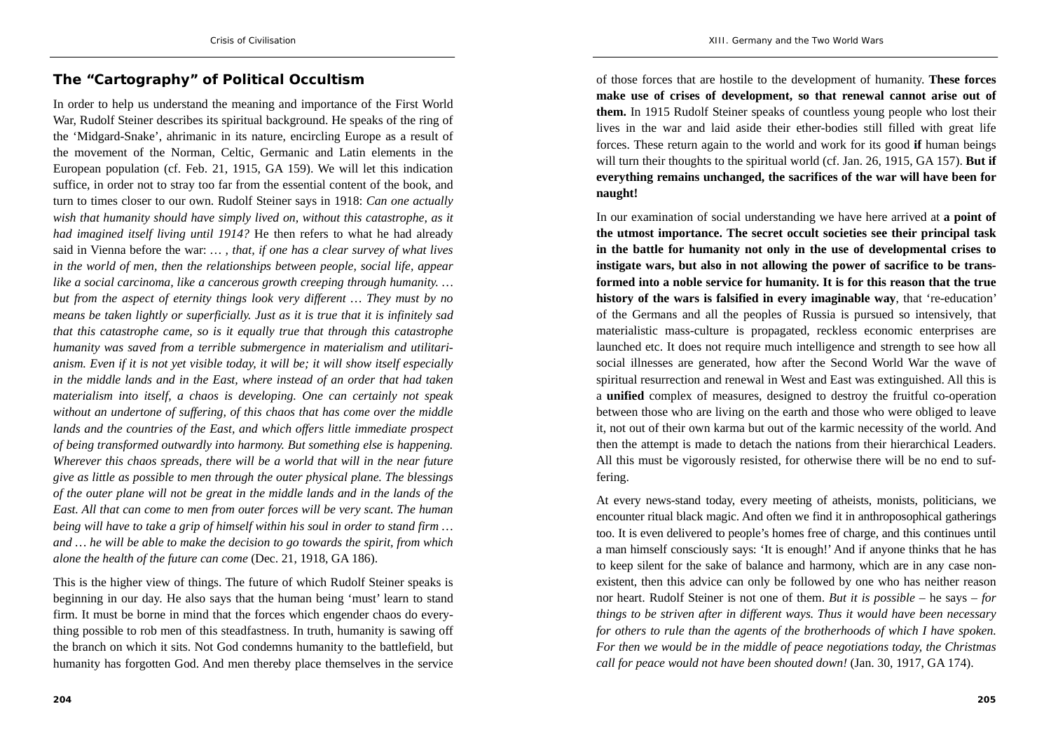## The "Cartography" of Political Occultism

In order to help us understand the meaning and importance of the First World War, Rudolf Steiner describes its spiritual background. He speaks of the ring of the 'Midgard-Snake', ahrimanic in its nature, encircling Europe as a result of the movement of the Norman, Celtic, Germanic and Latin elements in the European population (cf. Feb. 21, 1915, GA 159). We will let this indication suffice, in order not to stray too far from the essential content of the book, and turn to times closer to our own. Rudolf Steiner says in 1918: *Can one actually wish that humanity should have simply lived on, without this catastrophe, as it had imagined itself living until 1914?* He then refers to what he had already said in Vienna before the war: … , *that, if one has a clear survey of what lives in the world of men, then the relationships between people, social life, appear like a social carcinoma, like a cancerous growth creeping through humanity. … but from the aspect of eternity things look very different … They must by no means be taken lightly or superficially. Just as it is true that it is infinitely sad that this catastrophe came, so is it equally true that through this catastrophe humanity was saved from a terrible submergence in materialism and utilitarianism. Even if it is not yet visible today, it will be; it will show itself especially in the middle lands and in the East, where instead of an order that had taken materialism into itself, a chaos is developing. One can certainly not speak without an undertone of suffering, of this chaos that has come over the middle lands and the countries of the East, and which offers little immediate prospect of being transformed outwardly into harmony. But something else is happening. Wherever this chaos spreads, there will be a world that will in the near future give as little as possible to men through the outer physical plane. The blessings of the outer plane will not be great in the middle lands and in the lands of the East. All that can come to men from outer forces will be very scant. The human being will have to take a grip of himself within his soul in order to stand firm … and … he will be able to make the decision to go towards the spirit, from which alone the health of the future can come* (Dec. 21, 1918, GA 186).

This is the higher view of things. The future of which Rudolf Steiner speaks is beginning in our day. He also says that the human being 'must' learn to stand firm. It must be borne in mind that the forces which engender chaos do everything possible to rob men of this steadfastness. In truth, humanity is sawing off the branch on which it sits. Not God condemns humanity to the battlefield, but humanity has forgotten God. And men thereby place themselves in the service of those forces that are hostile to the development of humanity. **These forces make use of crises of development, so that renewal cannot arise out of them.** In 1915 Rudolf Steiner speaks of countless young people who lost their lives in the war and laid aside their ether-bodies still filled with great life forces. These return again to the world and work for its good **if** human beings will turn their thoughts to the spiritual world (cf. Jan. 26, 1915, GA 157). **But if everything remains unchanged, the sacrifices of the war will have been for naught!**

In our examination of social understanding we have here arrived at **a point of the utmost importance. The secret occult societies see their principal task in the battle for humanity not only in the use of developmental crises to instigate wars, but also in not allowing the power of sacrifice to be transformed into a noble service for humanity. It is for this reason that the true history of the wars is falsified in every imaginable way**, that 're-education' of the Germans and all the peoples of Russia is pursued so intensively, that materialistic mass-culture is propagated, reckless economic enterprises are launched etc. It does not require much intelligence and strength to see how all social illnesses are generated, how after the Second World War the wave of spiritual resurrection and renewal in West and East was extinguished. All this is a **unified** complex of measures, designed to destroy the fruitful co-operation between those who are living on the earth and those who were obliged to leave it, not out of their own karma but out of the karmic necessity of the world. And then the attempt is made to detach the nations from their hierarchical Leaders. All this must be vigorously resisted, for otherwise there will be no end to suffering.

At every news-stand today, every meeting of atheists, monists, politicians, we encounter ritual black magic. And often we find it in anthroposophical gatherings too. It is even delivered to people's homes free of charge, and this continues until a man himself consciously says: 'It is enough!' And if anyone thinks that he has to keep silent for the sake of balance and harmony, which are in any case non-existent, then this advice can only be followed by one who has neither reason nor heart. Rudolf Steiner is not one of them. *But it is possible* – he says – *for things to be striven after in different ways. Thus it would have been necessary for others to rule than the agents of the brotherhoods of which I have spoken. For then we would be in the middle of peace negotiations today, the Christmas call for peace would not have been shouted down!* (Jan. 30, 1917, GA 174).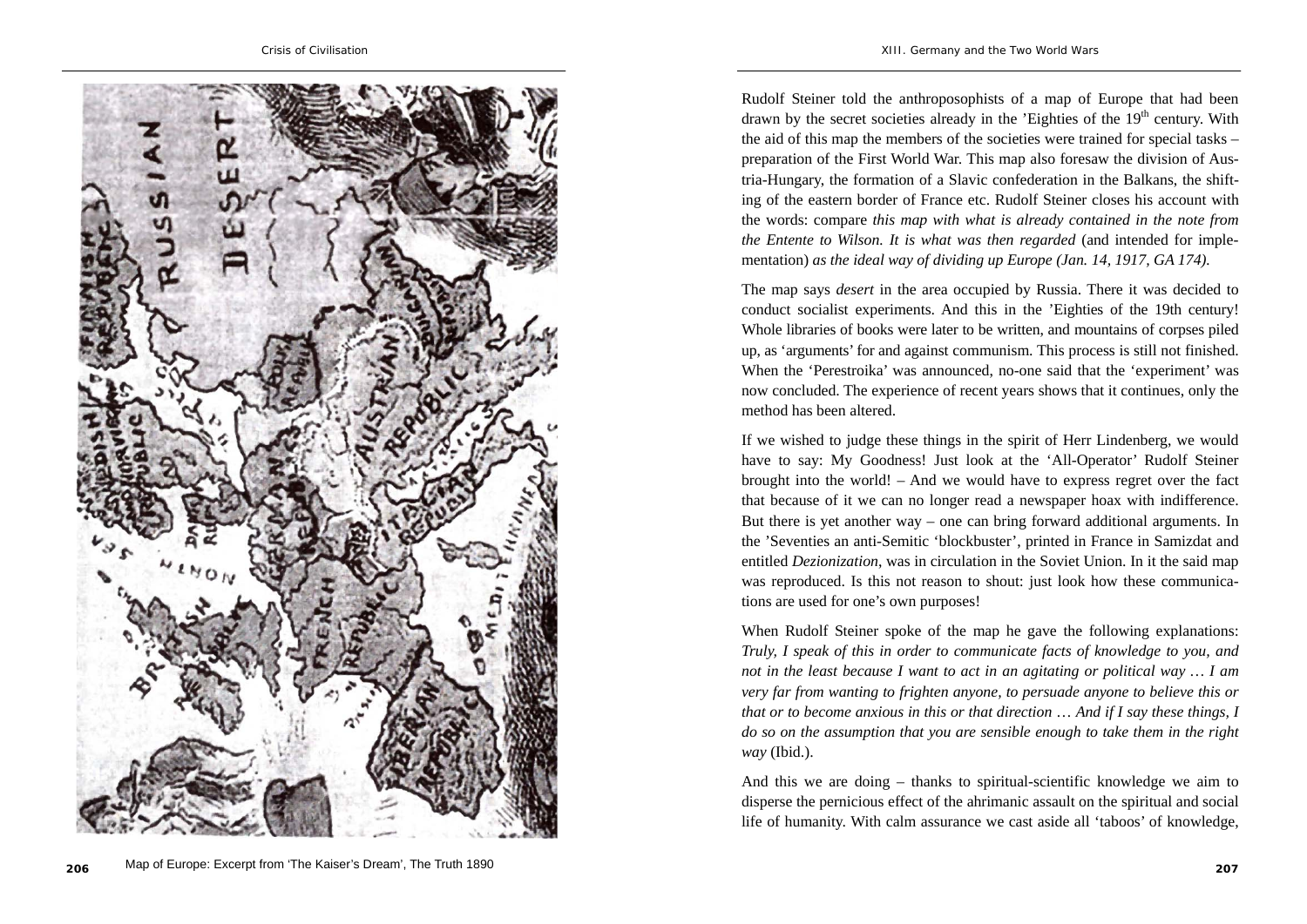Map of Europe: Excerpt from 'The Kaiser's Dream', The Truth 1890

Rudolf Steiner told the anthroposophists of a map of Europe that had been drawn by the secret societies already in the 'Eighties of the 19th century. With the aid of this map the members of the societies were trained for special tasks – preparation of the First World War. This map also foresaw the division of Austria-Hungary, the formation of a Slavic confederation in the Balkans, the shifting of the eastern border of France etc. Rudolf Steiner closes his account with the words: compare *this map with what is already contained in the note from the Entente to Wilson. It is what was then regarded* (and intended for implementation) *as the ideal way of dividing up Europe (Jan. 14, 1917, GA 174).*

The map says *desert* in the area occupied by Russia. There it was decided to conduct socialist experiments. And this in the 'Eighties of the 19th century! Whole libraries of books were later to be written, and mountains of corpses piled up, as 'arguments' for and against communism. This process is still not finished. When the 'Perestroika' was announced, no-one said that the 'experiment' was now concluded. The experience of recent years shows that it continues, only the method has been altered.

If we wished to judge these things in the spirit of Herr Lindenberg, we would have to say: My Goodness! Just look at the 'All-Operator' Rudolf Steiner brought into the world! – And we would have to express regret over the fact that because of it we can no longer read a newspaper hoax with indifference. But there is yet another way – one can bring forward additional arguments. In the 'Seventies an anti-Semitic 'blockbuster', printed in France in Samizdat and entitled *Dezionization*, was in circulation in the Soviet Union. In it the said map was reproduced. Is this not reason to shout: just look how these communications are used for one's own purposes!

When Rudolf Steiner spoke of the map he gave the following explanations: *Truly, I speak of this in order to communicate facts of knowledge to you, and not in the least because I want to act in an agitating or political way … I am very far from wanting to frighten anyone, to persuade anyone to believe this or that or to become anxious in this or that direction … And if I say these things, I do so on the assumption that you are sensible enough to take them in the right way* (Ibid.).

And this we are doing – thanks to spiritual-scientific knowledge we aim to disperse the pernicious effect of the ahrimanic assault on the spiritual and social life of humanity. With calm assurance we cast aside all 'taboos' of knowledge,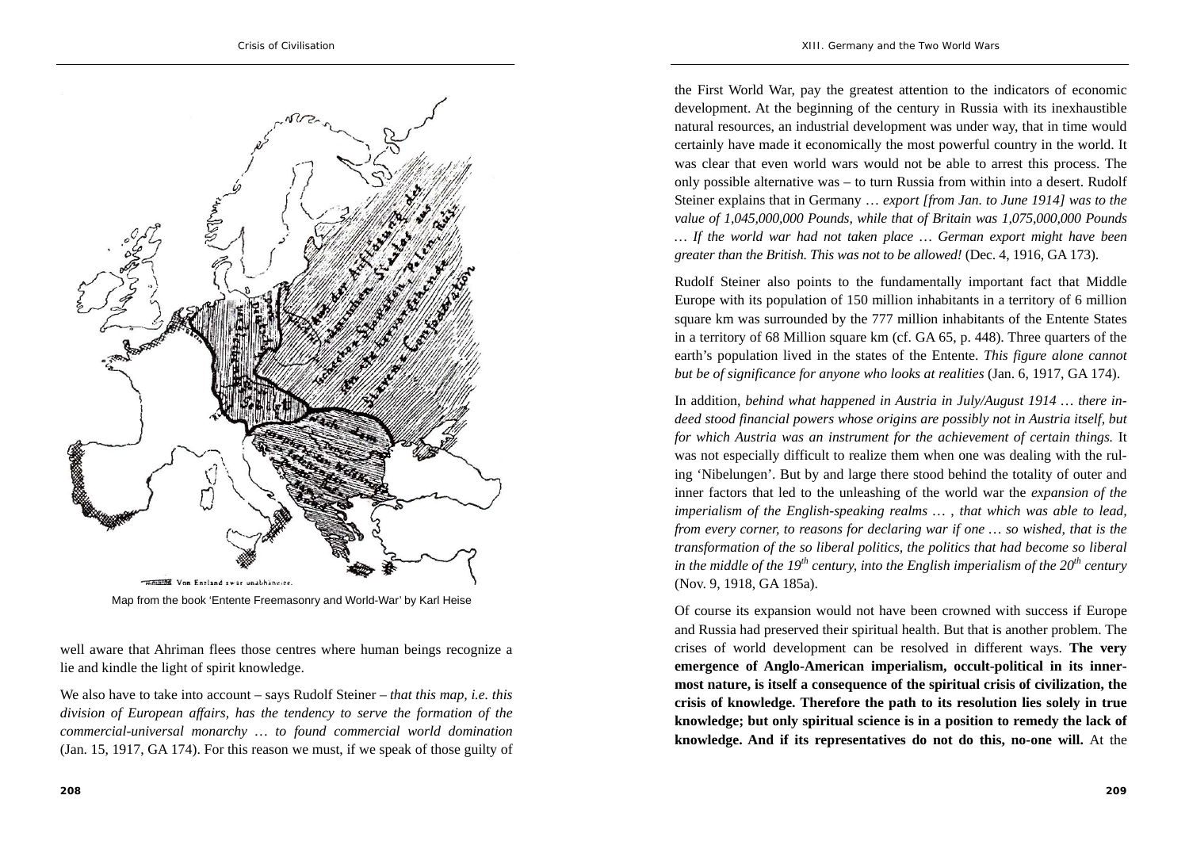Map from the book 'Entente Freemasonry and World-War' by Karl Heise

well aware that Ahriman flees those centres where human beings recognize a lie and kindle the light of spirit knowledge.

We also have to take into account – says Rudolf Steiner – *that this map, i.e. this division of European affairs, has the tendency to serve the formation of the commercial-universal monarchy … to found commercial world domination* (Jan. 15, 1917, GA 174). For this reason we must, if we speak of those guilty of the First World War, pay the greatest attention to the indicators of economic development. At the beginning of the century in Russia with its inexhaustible natural resources, an industrial development was under way, that in time would certainly have made it economically the most powerful country in the world. It was clear that even world wars would not be able to arrest this process. The only possible alternative was – to turn Russia from within into a desert. Rudolf Steiner explains that in Germany … *export [from Jan. to June 1914] was to the value of 1,045,000,000 Pounds, while that of Britain was 1,075,000,000 Pounds … If the world war had not taken place … German export might have been greater than the British. This was not to be allowed!* (Dec. 4, 1916, GA 173).

Rudolf Steiner also points to the fundamentally important fact that Middle Europe with its population of 150 million inhabitants in a territory of 6 million square km was surrounded by the 777 million inhabitants of the Entente States in a territory of 68 Million square km (cf. GA 65, p. 448). Three quarters of the earth's population lived in the states of the Entente. *This figure alone cannot but be of significance for anyone who looks at realities* (Jan. 6, 1917, GA 174).

In addition, *behind what happened in Austria in July/August 1914 … there indeed stood financial powers whose origins are possibly not in Austria itself, but for which Austria was an instrument for the achievement of certain things.* It was not especially difficult to realize them when one was dealing with the ruling 'Nibelungen'. But by and large there stood behind the totality of outer and inner factors that led to the unleashing of the world war the *expansion of the imperialism of the English-speaking realms … , that which was able to lead, from every corner, to reasons for declaring war if one … so wished, that is the transformation of the so liberal politics, the politics that had become so liberal in the middle of the 19th century, into the English imperialism of the 20th century* (Nov. 9, 1918, GA 185a).

Of course its expansion would not have been crowned with success if Europe and Russia had preserved their spiritual health. But that is another problem. The crises of world development can be resolved in different ways. **The very emergence of Anglo-American imperialism, occult-political in its innermost nature, is itself a consequence of the spiritual crisis of civilization, the crisis of knowledge. Therefore the path to its resolution lies solely in true knowledge; but only spiritual science is in a position to remedy the lack of knowledge. And if its representatives do not do this, no-one will.** At the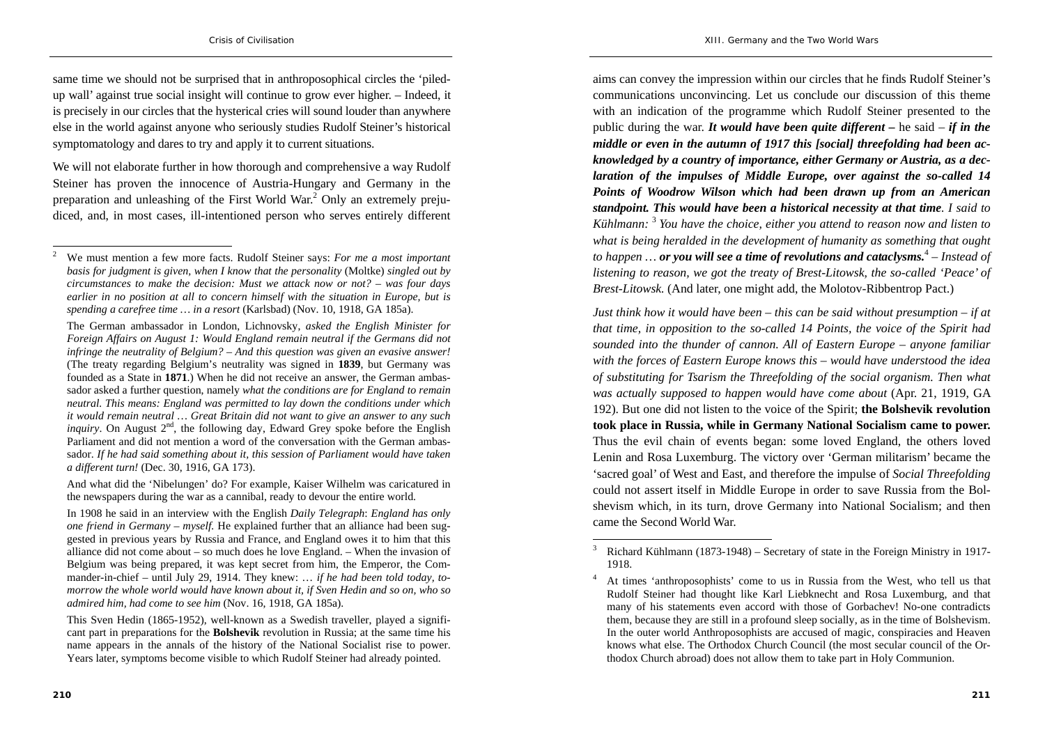same time we should not be surprised that in anthroposophical circles the 'piled-up wall' against true social insight will continue to grow ever higher. – Indeed, it is precisely in our circles that the hysterical cries will sound louder than anywhere else in the world against anyone who seriously studies Rudolf Steiner's historical symptomatology and dares to try and apply it to current situations.

We will not elaborate further in how thorough and comprehensive a way Rudolf Steiner has proven the innocence of Austria-Hungary and Germany in the preparation and unleashing of the First World War.[2] Only an extremely prejudiced, and, in most cases, ill-intentioned person who serves entirely different aims can convey the impression within our circles that he finds Rudolf Steiner's communications unconvincing. Let us conclude our discussion of this theme with an indication of the programme which Rudolf Steiner presented to the public during the war. ***It would have been quite different –*** he said – ***if in the middle or even in the autumn of 1917 this [social] threefolding had been acknowledged by a country of importance, either Germany or Austria, as a declaration of the impulses of Middle Europe, over against the so-called 14 Points of Woodrow Wilson which had been drawn up from an American standpoint. This would have been a historical necessity at that time****. I said to Kühlmann:* [3] *You have the choice, either you attend to reason now and listen to what is being heralded in the development of humanity as something that ought to happen …* ***or you will see a time of revolutions and cataclysms.***[4] *– Instead of listening to reason, we got the treaty of Brest-Litowsk, the so-called 'Peace' of Brest-Litowsk.* (And later, one might add, the Molotov-Ribbentrop Pact.)

*Just think how it would have been – this can be said without presumption – if at that time, in opposition to the so-called 14 Points, the voice of the Spirit had sounded into the thunder of cannon. All of Eastern Europe – anyone familiar with the forces of Eastern Europe knows this – would have understood the idea of substituting for Tsarism the Threefolding of the social organism. Then what was actually supposed to happen would have come about* (Apr. 21, 1919, GA 192). But one did not listen to the voice of the Spirit; **the Bolshevik revolution took place in Russia, while in Germany National Socialism came to power.** Thus the evil chain of events began: some loved England, the others loved Lenin and Rosa Luxemburg. The victory over 'German militarism' became the 'sacred goal' of West and East, and therefore the impulse of *Social Threefolding* could not assert itself in Middle Europe in order to save Russia from the Bolshevism which, in its turn, drove Germany into National Socialism; and then came the Second World War.

---

[2] We must mention a few more facts. Rudolf Steiner says: *For me a most important basis for judgment is given, when I know that the personality* (Moltke) *singled out by circumstances to make the decision: Must we attack now or not? – was four days earlier in no position at all to concern himself with the situation in Europe, but is spending a carefree time … in a resort* (Karlsbad) (Nov. 10, 1918, GA 185a).

The German ambassador in London, Lichnovsky, *asked the English Minister for Foreign Affairs on August 1: Would England remain neutral if the Germans did not infringe the neutrality of Belgium? – And this question was given an evasive answer!* (The treaty regarding Belgium's neutrality was signed in **1839**, but Germany was founded as a State in **1871**.) When he did not receive an answer, the German ambassador asked a further question, namely *what the conditions are for England to remain neutral. This means: England was permitted to lay down the conditions under which it would remain neutral … Great Britain did not want to give an answer to any such inquiry*. On August 2nd, the following day, Edward Grey spoke before the English Parliament and did not mention a word of the conversation with the German ambassador. *If he had said something about it, this session of Parliament would have taken a different turn!* (Dec. 30, 1916, GA 173).

And what did the 'Nibelungen' do? For example, Kaiser Wilhelm was caricatured in the newspapers during the war as a cannibal, ready to devour the entire world.

In 1908 he said in an interview with the English *Daily Telegraph*: *England has only one friend in Germany – myself.* He explained further that an alliance had been suggested in previous years by Russia and France, and England owes it to him that this alliance did not come about – so much does he love England. – When the invasion of Belgium was being prepared, it was kept secret from him, the Emperor, the Commander-in-chief – until July 29, 1914. They knew: … *if he had been told today, tomorrow the whole world would have known about it, if Sven Hedin and so on, who so admired him, had come to see him* (Nov. 16, 1918, GA 185a).

This Sven Hedin (1865-1952), well-known as a Swedish traveller, played a significant part in preparations for the **Bolshevik** revolution in Russia; at the same time his name appears in the annals of the history of the National Socialist rise to power. Years later, symptoms become visible to which Rudolf Steiner had already pointed.

[3] Richard Kühlmann (1873-1948) – Secretary of state in the Foreign Ministry in 1917-1918.

[4] At times 'anthroposophists' come to us in Russia from the West, who tell us that Rudolf Steiner had thought like Karl Liebknecht and Rosa Luxemburg, and that many of his statements even accord with those of Gorbachev! No-one contradicts them, because they are still in a profound sleep socially, as in the time of Bolshevism. In the outer world Anthroposophists are accused of magic, conspiracies and Heaven knows what else. The Orthodox Church Council (the most secular council of the Orthodox Church abroad) does not allow them to take part in Holy Communion.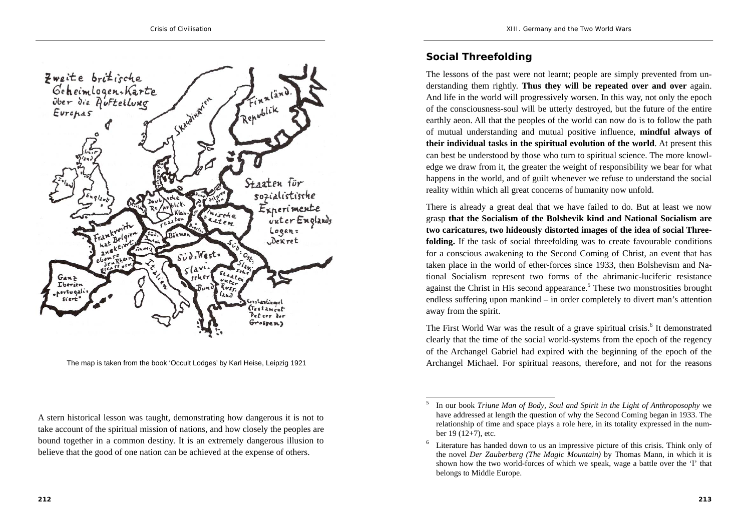The map is taken from the book ‘Occult Lodges’ by Karl Heise, Leipzig 1921

A stern historical lesson was taught, demonstrating how dangerous it is not to take account of the spiritual mission of nations, and how closely the peoples are bound together in a common destiny. It is an extremely dangerous illusion to believe that the good of one nation can be achieved at the expense of others.

## Social Threefolding

The lessons of the past were not learnt; people are simply prevented from understanding them rightly. **Thus they will be repeated over and over** again. And life in the world will progressively worsen. In this way, not only the epoch of the consciousness-soul will be utterly destroyed, but the future of the entire earthly aeon. All that the peoples of the world can now do is to follow the path of mutual understanding and mutual positive influence, **mindful always of their individual tasks in the spiritual evolution of the world**. At present this can best be understood by those who turn to spiritual science. The more knowledge we draw from it, the greater the weight of responsibility we bear for what happens in the world, and of guilt whenever we refuse to understand the social reality within which all great concerns of humanity now unfold.

There is already a great deal that we have failed to do. But at least we now grasp **that the Socialism of the Bolshevik kind and National Socialism are two caricatures, two hideously distorted images of the idea of social Threefolding.** If the task of social threefolding was to create favourable conditions for a conscious awakening to the Second Coming of Christ, an event that has taken place in the world of ether-forces since 1933, then Bolshevism and National Socialism represent two forms of the ahrimanic-luciferic resistance against the Christ in His second appearance.[5] These two monstrosities brought endless suffering upon mankind – in order completely to divert man’s attention away from the spirit.

The First World War was the result of a grave spiritual crisis.[6] It demonstrated clearly that the time of the social world-systems from the epoch of the regency of the Archangel Gabriel had expired with the beginning of the epoch of the Archangel Michael. For spiritual reasons, therefore, and not for the reasons

---

[5] In our book *Triune Man of Body, Soul and Spirit in the Light of Anthroposophy* we have addressed at length the question of why the Second Coming began in 1933. The relationship of time and space plays a role here, in its totality expressed in the number 19 (12+7), etc.

[6] Literature has handed down to us an impressive picture of this crisis. Think only of the novel *Der Zauberberg (The Magic Mountain)* by Thomas Mann, in which it is shown how the two world-forces of which we speak, wage a battle over the ‘I’ that belongs to Middle Europe.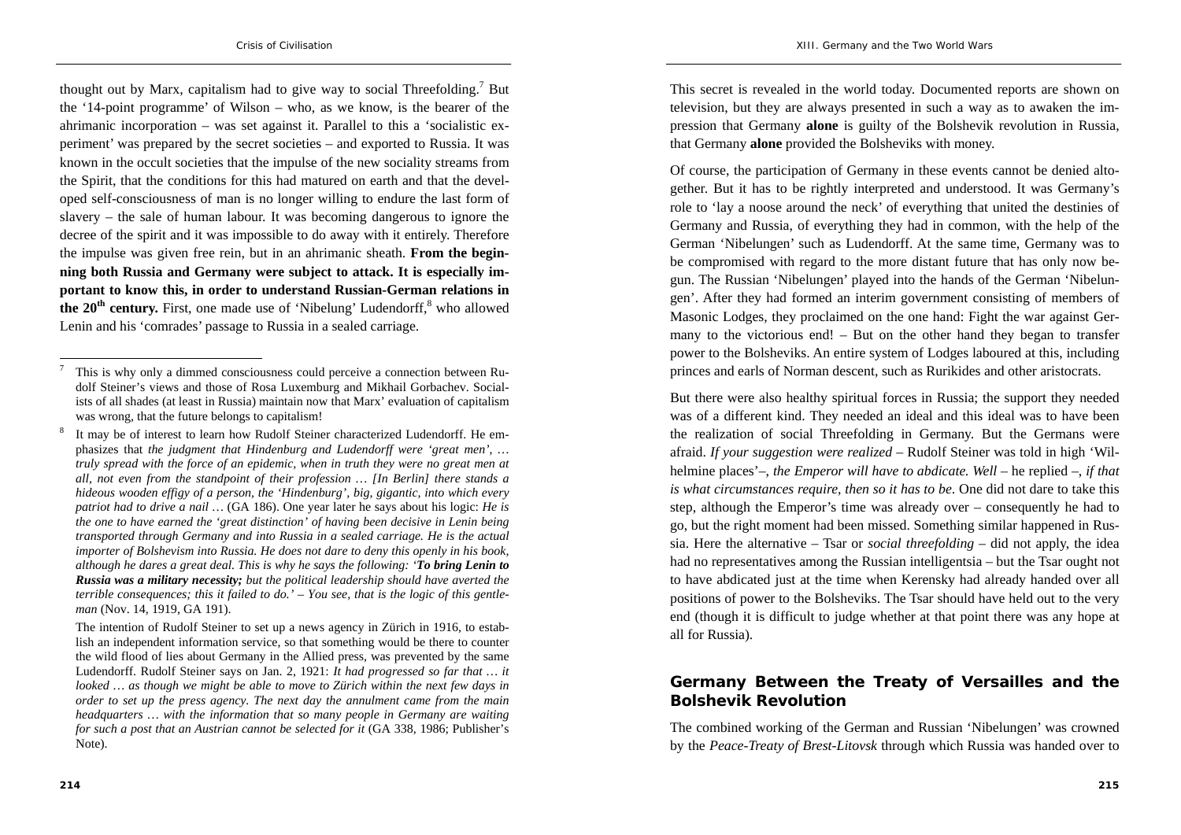thought out by Marx, capitalism had to give way to social Threefolding.[7] But the '14-point programme' of Wilson – who, as we know, is the bearer of the ahrimanic incorporation – was set against it. Parallel to this a 'socialistic experiment' was prepared by the secret societies – and exported to Russia. It was known in the occult societies that the impulse of the new sociality streams from the Spirit, that the conditions for this had matured on earth and that the developed self-consciousness of man is no longer willing to endure the last form of slavery – the sale of human labour. It was becoming dangerous to ignore the decree of the spirit and it was impossible to do away with it entirely. Therefore the impulse was given free rein, but in an ahrimanic sheath. **From the beginning both Russia and Germany were subject to attack. It is especially important to know this, in order to understand Russian-German relations in the 20th century.** First, one made use of 'Nibelung' Ludendorff,[8] who allowed Lenin and his 'comrades' passage to Russia in a sealed carriage.

This secret is revealed in the world today. Documented reports are shown on television, but they are always presented in such a way as to awaken the impression that Germany **alone** is guilty of the Bolshevik revolution in Russia, that Germany **alone** provided the Bolsheviks with money.

Of course, the participation of Germany in these events cannot be denied altogether. But it has to be rightly interpreted and understood. It was Germany's role to 'lay a noose around the neck' of everything that united the destinies of Germany and Russia, of everything they had in common, with the help of the German 'Nibelungen' such as Ludendorff. At the same time, Germany was to be compromised with regard to the more distant future that has only now begun. The Russian 'Nibelungen' played into the hands of the German 'Nibelungen'. After they had formed an interim government consisting of members of Masonic Lodges, they proclaimed on the one hand: Fight the war against Germany to the victorious end! – But on the other hand they began to transfer power to the Bolsheviks. An entire system of Lodges laboured at this, including princes and earls of Norman descent, such as Rurikides and other aristocrats.

But there were also healthy spiritual forces in Russia; the support they needed was of a different kind. They needed an ideal and this ideal was to have been the realization of social Threefolding in Germany. But the Germans were afraid. *If your suggestion were realized* – Rudolf Steiner was told in high 'Wilhelmine places'–, *the Emperor will have to abdicate. Well* – he replied –, *if that is what circumstances require, then so it has to be.* One did not dare to take this step, although the Emperor's time was already over – consequently he had to go, but the right moment had been missed. Something similar happened in Russia. Here the alternative – Tsar or *social threefolding* – did not apply, the idea had no representatives among the Russian intelligentsia – but the Tsar ought not to have abdicated just at the time when Kerensky had already handed over all positions of power to the Bolsheviks. The Tsar should have held out to the very end (though it is difficult to judge whether at that point there was any hope at all for Russia).

## Germany Between the Treaty of Versailles and the Bolshevik Revolution

The combined working of the German and Russian 'Nibelungen' was crowned by the *Peace-Treaty of Brest-Litovsk* through which Russia was handed over to

---

[7] This is why only a dimmed consciousness could perceive a connection between Rudolf Steiner's views and those of Rosa Luxemburg and Mikhail Gorbachev. Socialists of all shades (at least in Russia) maintain now that Marx' evaluation of capitalism was wrong, that the future belongs to capitalism!

[8] It may be of interest to learn how Rudolf Steiner characterized Ludendorff. He emphasizes that *the judgment that Hindenburg and Ludendorff were 'great men', … truly spread with the force of an epidemic, when in truth they were no great men at all, not even from the standpoint of their profession … [In Berlin] there stands a hideous wooden effigy of a person, the 'Hindenburg', big, gigantic, into which every patriot had to drive a nail* … (GA 186). One year later he says about his logic: *He is the one to have earned the 'great distinction' of having been decisive in Lenin being transported through Germany and into Russia in a sealed carriage. He is the actual importer of Bolshevism into Russia. He does not dare to deny this openly in his book, although he dares a great deal. This is why he says the following: '**To bring Lenin to Russia was a military necessity;** but the political leadership should have averted the terrible consequences; this it failed to do.' – You see, that is the logic of this gentleman* (Nov. 14, 1919, GA 191).

The intention of Rudolf Steiner to set up a news agency in Zürich in 1916, to establish an independent information service, so that something would be there to counter the wild flood of lies about Germany in the Allied press, was prevented by the same Ludendorff. Rudolf Steiner says on Jan. 2, 1921: *It had progressed so far that … it looked … as though we might be able to move to Zürich within the next few days in order to set up the press agency. The next day the annulment came from the main headquarters … with the information that so many people in Germany are waiting for such a post that an Austrian cannot be selected for it* (GA 338, 1986; Publisher's Note).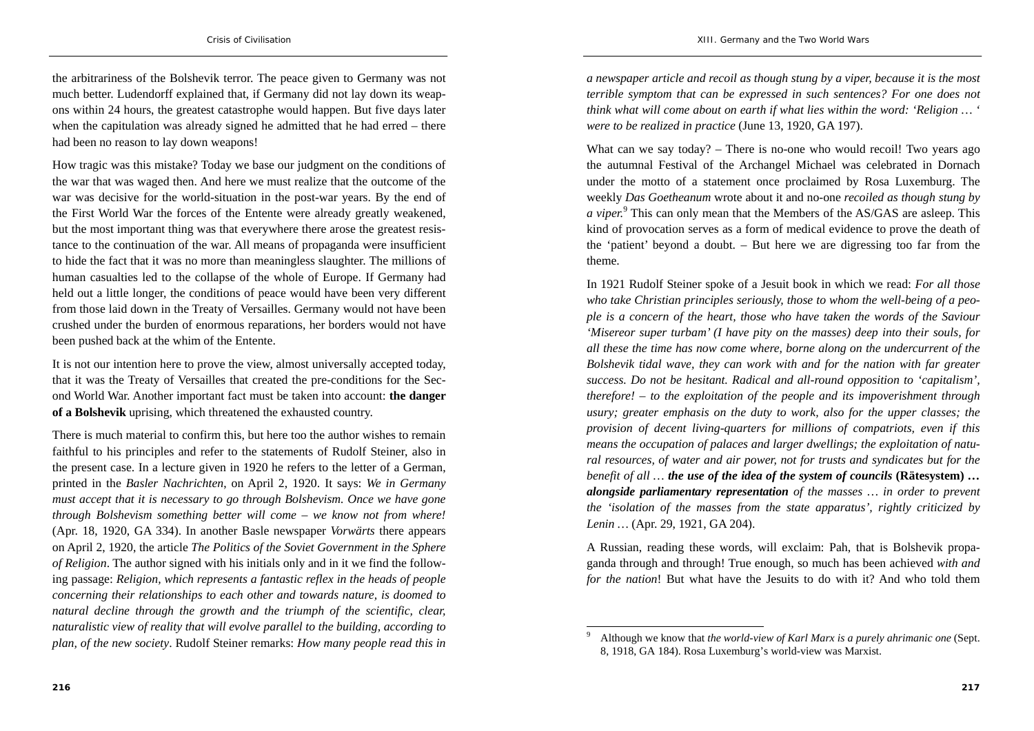the arbitrariness of the Bolshevik terror. The peace given to Germany was not much better. Ludendorff explained that, if Germany did not lay down its weapons within 24 hours, the greatest catastrophe would happen. But five days later when the capitulation was already signed he admitted that he had erred – there had been no reason to lay down weapons!

How tragic was this mistake? Today we base our judgment on the conditions of the war that was waged then. And here we must realize that the outcome of the war was decisive for the world-situation in the post-war years. By the end of the First World War the forces of the Entente were already greatly weakened, but the most important thing was that everywhere there arose the greatest resistance to the continuation of the war. All means of propaganda were insufficient to hide the fact that it was no more than meaningless slaughter. The millions of human casualties led to the collapse of the whole of Europe. If Germany had held out a little longer, the conditions of peace would have been very different from those laid down in the Treaty of Versailles. Germany would not have been crushed under the burden of enormous reparations, her borders would not have been pushed back at the whim of the Entente.

It is not our intention here to prove the view, almost universally accepted today, that it was the Treaty of Versailles that created the pre-conditions for the Second World War. Another important fact must be taken into account: **the danger of a Bolshevik** uprising, which threatened the exhausted country.

There is much material to confirm this, but here too the author wishes to remain faithful to his principles and refer to the statements of Rudolf Steiner, also in the present case. In a lecture given in 1920 he refers to the letter of a German, printed in the *Basler Nachrichten*, on April 2, 1920. It says: *We in Germany must accept that it is necessary to go through Bolshevism. Once we have gone through Bolshevism something better will come – we know not from where!* (Apr. 18, 1920, GA 334). In another Basle newspaper *Vorwärts* there appears on April 2, 1920, the article *The Politics of the Soviet Government in the Sphere of Religion*. The author signed with his initials only and in it we find the following passage: *Religion, which represents a fantastic reflex in the heads of people concerning their relationships to each other and towards nature, is doomed to natural decline through the growth and the triumph of the scientific, clear, naturalistic view of reality that will evolve parallel to the building, according to plan, of the new society*. Rudolf Steiner remarks: *How many people read this in a newspaper article and recoil as though stung by a viper, because it is the most terrible symptom that can be expressed in such sentences? For one does not think what will come about on earth if what lies within the word: 'Religion … ' were to be realized in practice* (June 13, 1920, GA 197).

What can we say today? – There is no-one who would recoil! Two years ago the autumnal Festival of the Archangel Michael was celebrated in Dornach under the motto of a statement once proclaimed by Rosa Luxemburg. The weekly *Das Goetheanum* wrote about it and no-one *recoiled as though stung by a viper.*[9] This can only mean that the Members of the AS/GAS are asleep. This kind of provocation serves as a form of medical evidence to prove the death of the 'patient' beyond a doubt. – But here we are digressing too far from the theme.

In 1921 Rudolf Steiner spoke of a Jesuit book in which we read: *For all those who take Christian principles seriously, those to whom the well-being of a people is a concern of the heart, those who have taken the words of the Saviour 'Misereor super turbam' (I have pity on the masses) deep into their souls, for all these the time has now come where, borne along on the undercurrent of the Bolshevik tidal wave, they can work with and for the nation with far greater success. Do not be hesitant. Radical and all-round opposition to 'capitalism', therefore! – to the exploitation of the people and its impoverishment through usury; greater emphasis on the duty to work, also for the upper classes; the provision of decent living-quarters for millions of compatriots, even if this means the occupation of palaces and larger dwellings; the exploitation of natural resources, of water and air power, not for trusts and syndicates but for the benefit of all … **the use of the idea of the system of councils*** **(Rätesystem)** ***… alongside parliamentary representation*** *of the masses … in order to prevent the 'isolation of the masses from the state apparatus', rightly criticized by Lenin …* (Apr. 29, 1921, GA 204).

A Russian, reading these words, will exclaim: Pah, that is Bolshevik propaganda through and through! True enough, so much has been achieved *with and for the nation*! But what have the Jesuits to do with it? And who told them

---

[9] Although we know that *the world-view of Karl Marx is a purely ahrimanic one* (Sept. 8, 1918, GA 184). Rosa Luxemburg's world-view was Marxist.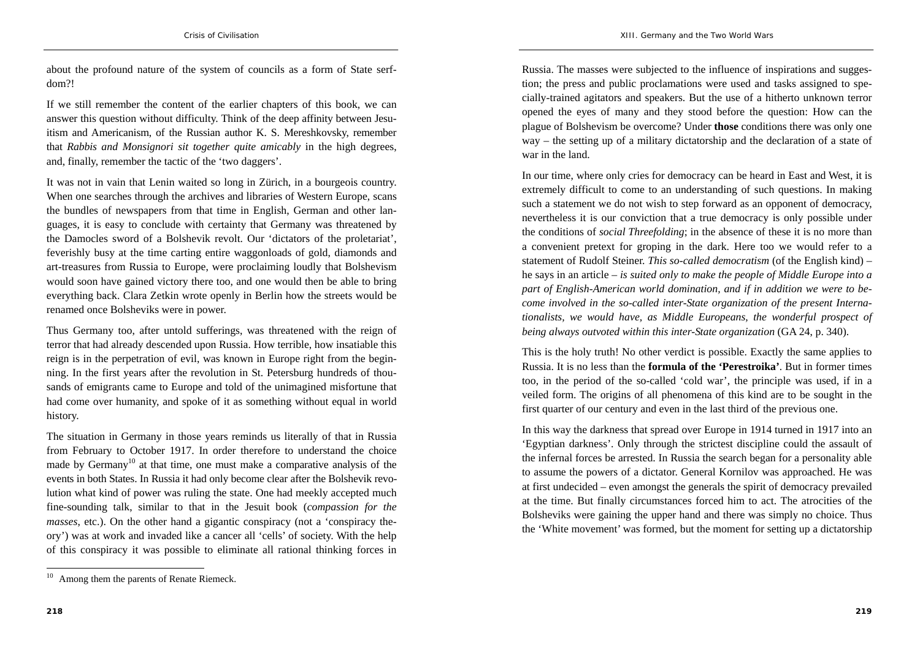about the profound nature of the system of councils as a form of State serfdom?!

If we still remember the content of the earlier chapters of this book, we can answer this question without difficulty. Think of the deep affinity between Jesuitism and Americanism, of the Russian author K. S. Mereshkovsky, remember that *Rabbis and Monsignori sit together quite amicably* in the high degrees, and, finally, remember the tactic of the 'two daggers'.

It was not in vain that Lenin waited so long in Zürich, in a bourgeois country. When one searches through the archives and libraries of Western Europe, scans the bundles of newspapers from that time in English, German and other languages, it is easy to conclude with certainty that Germany was threatened by the Damocles sword of a Bolshevik revolt. Our 'dictators of the proletariat', feverishly busy at the time carting entire waggonloads of gold, diamonds and art-treasures from Russia to Europe, were proclaiming loudly that Bolshevism would soon have gained victory there too, and one would then be able to bring everything back. Clara Zetkin wrote openly in Berlin how the streets would be renamed once Bolsheviks were in power.

Thus Germany too, after untold sufferings, was threatened with the reign of terror that had already descended upon Russia. How terrible, how insatiable this reign is in the perpetration of evil, was known in Europe right from the beginning. In the first years after the revolution in St. Petersburg hundreds of thousands of emigrants came to Europe and told of the unimagined misfortune that had come over humanity, and spoke of it as something without equal in world history.

The situation in Germany in those years reminds us literally of that in Russia from February to October 1917. In order therefore to understand the choice made by Germany[10] at that time, one must make a comparative analysis of the events in both States. In Russia it had only become clear after the Bolshevik revolution what kind of power was ruling the state. One had meekly accepted much fine-sounding talk, similar to that in the Jesuit book (*compassion for the masses*, etc.). On the other hand a gigantic conspiracy (not a 'conspiracy theory') was at work and invaded like a cancer all 'cells' of society. With the help of this conspiracy it was possible to eliminate all rational thinking forces in Russia. The masses were subjected to the influence of inspirations and suggestion; the press and public proclamations were used and tasks assigned to specially-trained agitators and speakers. But the use of a hitherto unknown terror opened the eyes of many and they stood before the question: How can the plague of Bolshevism be overcome? Under **those** conditions there was only one way – the setting up of a military dictatorship and the declaration of a state of war in the land.

In our time, where only cries for democracy can be heard in East and West, it is extremely difficult to come to an understanding of such questions. In making such a statement we do not wish to step forward as an opponent of democracy, nevertheless it is our conviction that a true democracy is only possible under the conditions of *social Threefolding*; in the absence of these it is no more than a convenient pretext for groping in the dark. Here too we would refer to a statement of Rudolf Steiner. *This so-called democratism* (of the English kind) – he says in an article – *is suited only to make the people of Middle Europe into a part of English-American world domination, and if in addition we were to become involved in the so-called inter-State organization of the present Internationalists, we would have, as Middle Europeans, the wonderful prospect of being always outvoted within this inter-State organization* (GA 24, p. 340).

This is the holy truth! No other verdict is possible. Exactly the same applies to Russia. It is no less than the **formula of the 'Perestroika'**. But in former times too, in the period of the so-called 'cold war', the principle was used, if in a veiled form. The origins of all phenomena of this kind are to be sought in the first quarter of our century and even in the last third of the previous one.

In this way the darkness that spread over Europe in 1914 turned in 1917 into an 'Egyptian darkness'. Only through the strictest discipline could the assault of the infernal forces be arrested. In Russia the search began for a personality able to assume the powers of a dictator. General Kornilov was approached. He was at first undecided – even amongst the generals the spirit of democracy prevailed at the time. But finally circumstances forced him to act. The atrocities of the Bolsheviks were gaining the upper hand and there was simply no choice. Thus the 'White movement' was formed, but the moment for setting up a dictatorship

[10] Among them the parents of Renate Riemeck.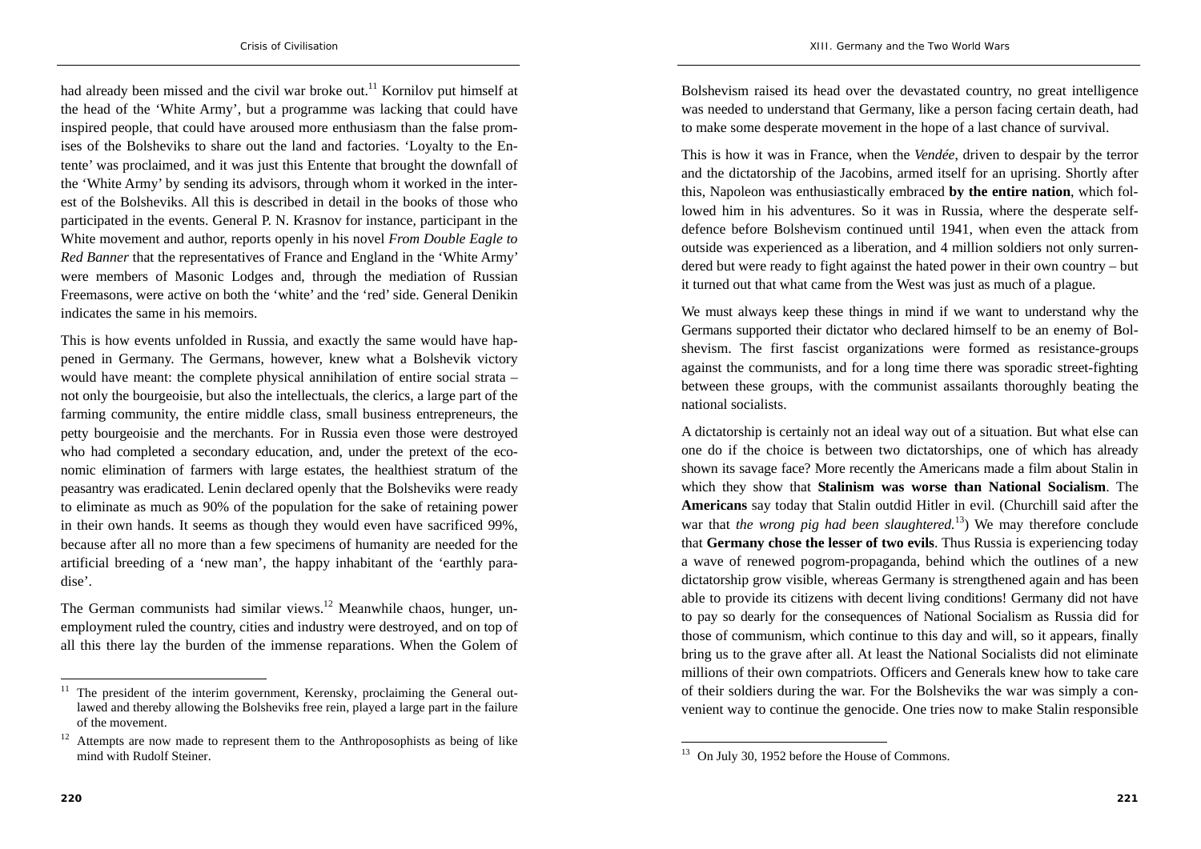had already been missed and the civil war broke out.[11] Kornilov put himself at the head of the 'White Army', but a programme was lacking that could have inspired people, that could have aroused more enthusiasm than the false promises of the Bolsheviks to share out the land and factories. 'Loyalty to the Entente' was proclaimed, and it was just this Entente that brought the downfall of the 'White Army' by sending its advisors, through whom it worked in the interest of the Bolsheviks. All this is described in detail in the books of those who participated in the events. General P. N. Krasnov for instance, participant in the White movement and author, reports openly in his novel *From Double Eagle to Red Banner* that the representatives of France and England in the 'White Army' were members of Masonic Lodges and, through the mediation of Russian Freemasons, were active on both the 'white' and the 'red' side. General Denikin indicates the same in his memoirs.

This is how events unfolded in Russia, and exactly the same would have happened in Germany. The Germans, however, knew what a Bolshevik victory would have meant: the complete physical annihilation of entire social strata – not only the bourgeoisie, but also the intellectuals, the clerics, a large part of the farming community, the entire middle class, small business entrepreneurs, the petty bourgeoisie and the merchants. For in Russia even those were destroyed who had completed a secondary education, and, under the pretext of the economic elimination of farmers with large estates, the healthiest stratum of the peasantry was eradicated. Lenin declared openly that the Bolsheviks were ready to eliminate as much as 90% of the population for the sake of retaining power in their own hands. It seems as though they would even have sacrificed 99%, because after all no more than a few specimens of humanity are needed for the artificial breeding of a 'new man', the happy inhabitant of the 'earthly paradise'.

The German communists had similar views.[12] Meanwhile chaos, hunger, unemployment ruled the country, cities and industry were destroyed, and on top of all this there lay the burden of the immense reparations. When the Golem of Bolshevism raised its head over the devastated country, no great intelligence was needed to understand that Germany, like a person facing certain death, had to make some desperate movement in the hope of a last chance of survival.

This is how it was in France, when the *Vendée*, driven to despair by the terror and the dictatorship of the Jacobins, armed itself for an uprising. Shortly after this, Napoleon was enthusiastically embraced **by the entire nation**, which followed him in his adventures. So it was in Russia, where the desperate self-defence before Bolshevism continued until 1941, when even the attack from outside was experienced as a liberation, and 4 million soldiers not only surrendered but were ready to fight against the hated power in their own country – but it turned out that what came from the West was just as much of a plague.

We must always keep these things in mind if we want to understand why the Germans supported their dictator who declared himself to be an enemy of Bolshevism. The first fascist organizations were formed as resistance-groups against the communists, and for a long time there was sporadic street-fighting between these groups, with the communist assailants thoroughly beating the national socialists.

A dictatorship is certainly not an ideal way out of a situation. But what else can one do if the choice is between two dictatorships, one of which has already shown its savage face? More recently the Americans made a film about Stalin in which they show that **Stalinism was worse than National Socialism**. The **Americans** say today that Stalin outdid Hitler in evil. (Churchill said after the war that *the wrong pig had been slaughtered*.[13]) We may therefore conclude that **Germany chose the lesser of two evils**. Thus Russia is experiencing today a wave of renewed pogrom-propaganda, behind which the outlines of a new dictatorship grow visible, whereas Germany is strengthened again and has been able to provide its citizens with decent living conditions! Germany did not have to pay so dearly for the consequences of National Socialism as Russia did for those of communism, which continue to this day and will, so it appears, finally bring us to the grave after all. At least the National Socialists did not eliminate millions of their own compatriots. Officers and Generals knew how to take care of their soldiers during the war. For the Bolsheviks the war was simply a convenient way to continue the genocide. One tries now to make Stalin responsible

---

[11] The president of the interim government, Kerensky, proclaiming the General outlawed and thereby allowing the Bolsheviks free rein, played a large part in the failure of the movement.

[12] Attempts are now made to represent them to the Anthroposophists as being of like mind with Rudolf Steiner.

[13] On July 30, 1952 before the House of Commons.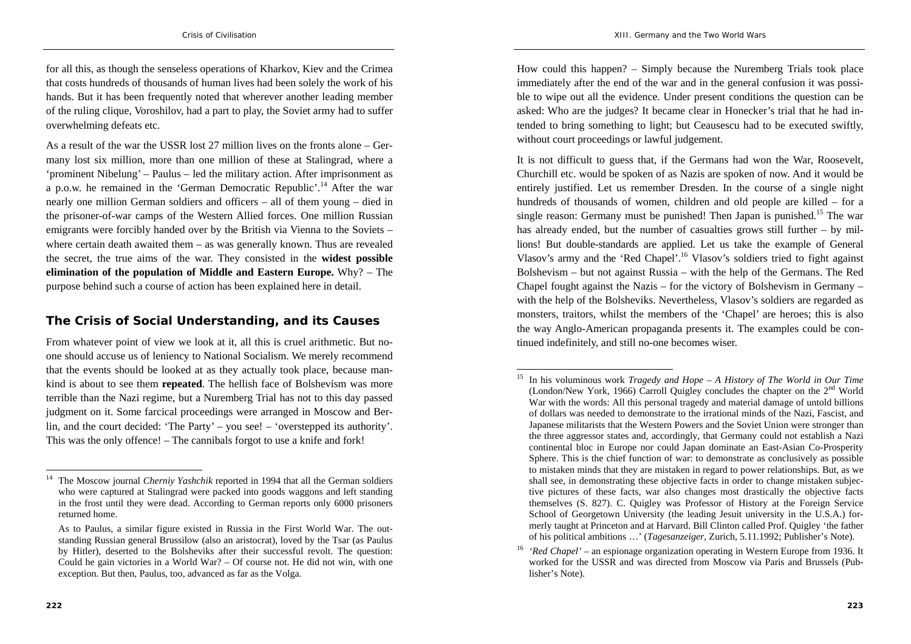for all this, as though the senseless operations of Kharkov, Kiev and the Crimea that costs hundreds of thousands of human lives had been solely the work of his hands. But it has been frequently noted that wherever another leading member of the ruling clique, Voroshilov, had a part to play, the Soviet army had to suffer overwhelming defeats etc.

As a result of the war the USSR lost 27 million lives on the fronts alone – Germany lost six million, more than one million of these at Stalingrad, where a 'prominent Nibelung' – Paulus – led the military action. After imprisonment as a p.o.w. he remained in the 'German Democratic Republic'.[14] After the war nearly one million German soldiers and officers – all of them young – died in the prisoner-of-war camps of the Western Allied forces. One million Russian emigrants were forcibly handed over by the British via Vienna to the Soviets – where certain death awaited them – as was generally known. Thus are revealed the secret, the true aims of the war. They consisted in the **widest possible elimination of the population of Middle and Eastern Europe.** Why? – The purpose behind such a course of action has been explained here in detail.

## The Crisis of Social Understanding, and its Causes

From whatever point of view we look at it, all this is cruel arithmetic. But no-one should accuse us of leniency to National Socialism. We merely recommend that the events should be looked at as they actually took place, because mankind is about to see them **repeated**. The hellish face of Bolshevism was more terrible than the Nazi regime, but a Nuremberg Trial has not to this day passed judgment on it. Some farcical proceedings were arranged in Moscow and Berlin, and the court decided: 'The Party' – you see! – 'overstepped its authority'. This was the only offence! – The cannibals forgot to use a knife and fork!

How could this happen? – Simply because the Nuremberg Trials took place immediately after the end of the war and in the general confusion it was possible to wipe out all the evidence. Under present conditions the question can be asked: Who are the judges? It became clear in Honecker's trial that he had intended to bring something to light; but Ceausescu had to be executed swiftly, without court proceedings or lawful judgement.

It is not difficult to guess that, if the Germans had won the War, Roosevelt, Churchill etc. would be spoken of as Nazis are spoken of now. And it would be entirely justified. Let us remember Dresden. In the course of a single night hundreds of thousands of women, children and old people are killed – for a single reason: Germany must be punished! Then Japan is punished.[15] The war has already ended, but the number of casualties grows still further – by millions! But double-standards are applied. Let us take the example of General Vlasov's army and the 'Red Chapel'.[16] Vlasov's soldiers tried to fight against Bolshevism – but not against Russia – with the help of the Germans. The Red Chapel fought against the Nazis – for the victory of Bolshevism in Germany – with the help of the Bolsheviks. Nevertheless, Vlasov's soldiers are regarded as monsters, traitors, whilst the members of the 'Chapel' are heroes; this is also the way Anglo-American propaganda presents it. The examples could be continued indefinitely, and still no-one becomes wiser.

---

[14] The Moscow journal *Cherniy Yashchik* reported in 1994 that all the German soldiers who were captured at Stalingrad were packed into goods waggons and left standing in the frost until they were dead. According to German reports only 6000 prisoners returned home.

As to Paulus, a similar figure existed in Russia in the First World War. The outstanding Russian general Brussilow (also an aristocrat), loved by the Tsar (as Paulus by Hitler), deserted to the Bolsheviks after their successful revolt. The question: Could he gain victories in a World War? – Of course not. He did not win, with one exception. But then, Paulus, too, advanced as far as the Volga.

[15] In his voluminous work *Tragedy and Hope – A History of The World in Our Time* (London/New York, 1966) Carroll Quigley concludes the chapter on the 2nd World War with the words: All this personal tragedy and material damage of untold billions of dollars was needed to demonstrate to the irrational minds of the Nazi, Fascist, and Japanese militarists that the Western Powers and the Soviet Union were stronger than the three aggressor states and, accordingly, that Germany could not establish a Nazi continental bloc in Europe nor could Japan dominate an East-Asian Co-Prosperity Sphere. This is the chief function of war: to demonstrate as conclusively as possible to mistaken minds that they are mistaken in regard to power relationships. But, as we shall see, in demonstrating these objective facts in order to change mistaken subjective pictures of these facts, war also changes most drastically the objective facts themselves (S. 827). C. Quigley was Professor of History at the Foreign Service School of Georgetown University (the leading Jesuit university in the U.S.A.) formerly taught at Princeton and at Harvard. Bill Clinton called Prof. Quigley 'the father of his political ambitions …' (*Tagesanzeiger*, Zurich, 5.11.1992; Publisher's Note).

[16] *'Red Chapel'* – an espionage organization operating in Western Europe from 1936. It worked for the USSR and was directed from Moscow via Paris and Brussels (Publisher's Note).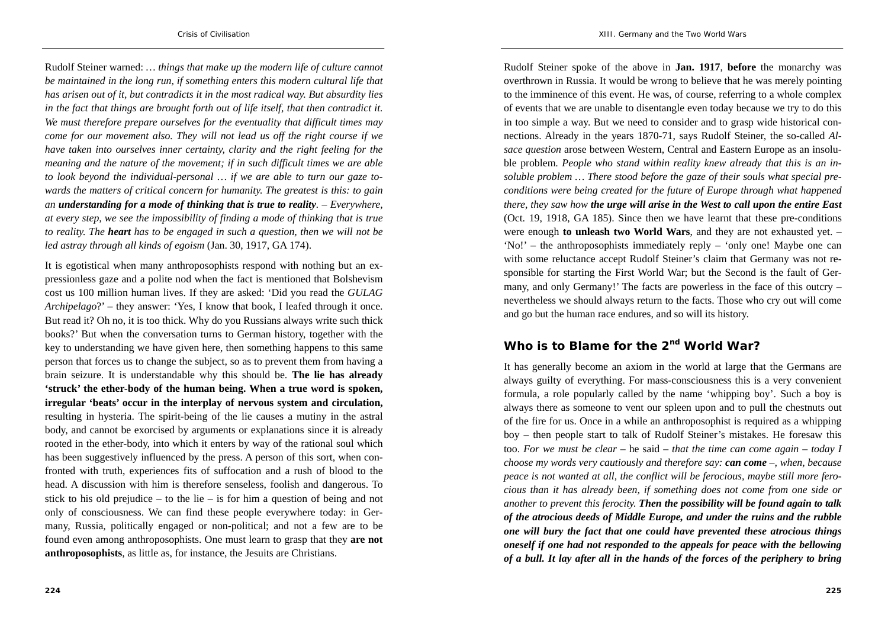Rudolf Steiner warned: … *things that make up the modern life of culture cannot be maintained in the long run, if something enters this modern cultural life that has arisen out of it, but contradicts it in the most radical way. But absurdity lies in the fact that things are brought forth out of life itself, that then contradict it. We must therefore prepare ourselves for the eventuality that difficult times may come for our movement also. They will not lead us off the right course if we have taken into ourselves inner certainty, clarity and the right feeling for the meaning and the nature of the movement; if in such difficult times we are able to look beyond the individual-personal … if we are able to turn our gaze towards the matters of critical concern for humanity. The greatest is this: to gain an* ***understanding for a mode of thinking that is true to reality****. – Everywhere, at every step, we see the impossibility of finding a mode of thinking that is true to reality. The* ***heart*** *has to be engaged in such a question, then we will not be led astray through all kinds of egoism* (Jan. 30, 1917, GA 174).

It is egotistical when many anthroposophists respond with nothing but an expressionless gaze and a polite nod when the fact is mentioned that Bolshevism cost us 100 million human lives. If they are asked: 'Did you read the *GULAG Archipelago*?' – they answer: 'Yes, I know that book, I leafed through it once. But read it? Oh no, it is too thick. Why do you Russians always write such thick books?' But when the conversation turns to German history, together with the key to understanding we have given here, then something happens to this same person that forces us to change the subject, so as to prevent them from having a brain seizure. It is understandable why this should be. **The lie has already 'struck' the ether-body of the human being. When a true word is spoken, irregular 'beats' occur in the interplay of nervous system and circulation,** resulting in hysteria. The spirit-being of the lie causes a mutiny in the astral body, and cannot be exorcised by arguments or explanations since it is already rooted in the ether-body, into which it enters by way of the rational soul which has been suggestively influenced by the press. A person of this sort, when confronted with truth, experiences fits of suffocation and a rush of blood to the head. A discussion with him is therefore senseless, foolish and dangerous. To stick to his old prejudice – to the lie – is for him a question of being and not only of consciousness. We can find these people everywhere today: in Germany, Russia, politically engaged or non-political; and not a few are to be found even among anthroposophists. One must learn to grasp that they **are not anthroposophists**, as little as, for instance, the Jesuits are Christians.

Rudolf Steiner spoke of the above in **Jan. 1917**, **before** the monarchy was overthrown in Russia. It would be wrong to believe that he was merely pointing to the imminence of this event. He was, of course, referring to a whole complex of events that we are unable to disentangle even today because we try to do this in too simple a way. But we need to consider and to grasp wide historical connections. Already in the years 1870-71, says Rudolf Steiner, the so-called *Alsace question* arose between Western, Central and Eastern Europe as an insoluble problem. *People who stand within reality knew already that this is an insoluble problem … There stood before the gaze of their souls what special preconditions were being created for the future of Europe through what happened there, they saw how* ***the urge will arise in the West to call upon the entire East*** (Oct. 19, 1918, GA 185). Since then we have learnt that these pre-conditions were enough **to unleash two World Wars**, and they are not exhausted yet. – 'No!' – the anthroposophists immediately reply – 'only one! Maybe one can with some reluctance accept Rudolf Steiner's claim that Germany was not responsible for starting the First World War; but the Second is the fault of Germany, and only Germany!' The facts are powerless in the face of this outcry – nevertheless we should always return to the facts. Those who cry out will come and go but the human race endures, and so will its history.

## Who is to Blame for the 2nd World War?

It has generally become an axiom in the world at large that the Germans are always guilty of everything. For mass-consciousness this is a very convenient formula, a role popularly called by the name 'whipping boy'. Such a boy is always there as someone to vent our spleen upon and to pull the chestnuts out of the fire for us. Once in a while an anthroposophist is required as a whipping boy – then people start to talk of Rudolf Steiner's mistakes. He foresaw this too. *For we must be clear* – he said – *that the time can come again – today I choose my words very cautiously and therefore say:* ***can come*** *–, when, because peace is not wanted at all, the conflict will be ferocious, maybe still more ferocious than it has already been, if something does not come from one side or another to prevent this ferocity.* ***Then the possibility will be found again to talk of the atrocious deeds of Middle Europe, and under the ruins and the rubble one will bury the fact that one could have prevented these atrocious things oneself if one had not responded to the appeals for peace with the bellowing of a bull. It lay after all in the hands of the forces of the periphery to bring***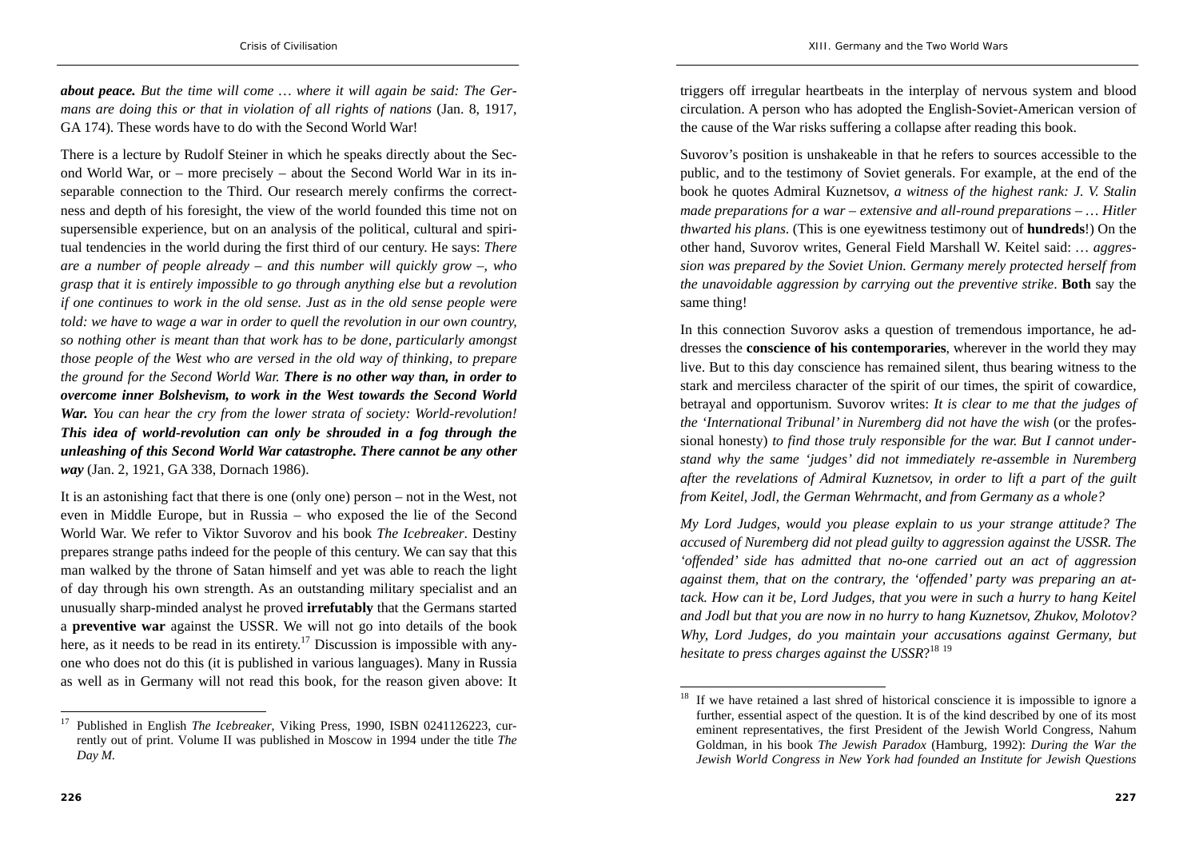***about peace.*** *But the time will come … where it will again be said: The Germans are doing this or that in violation of all rights of nations* (Jan. 8, 1917, GA 174). These words have to do with the Second World War!

There is a lecture by Rudolf Steiner in which he speaks directly about the Second World War, or – more precisely – about the Second World War in its inseparable connection to the Third. Our research merely confirms the correctness and depth of his foresight, the view of the world founded this time not on supersensible experience, but on an analysis of the political, cultural and spiritual tendencies in the world during the first third of our century. He says: *There are a number of people already – and this number will quickly grow –, who grasp that it is entirely impossible to go through anything else but a revolution if one continues to work in the old sense. Just as in the old sense people were told: we have to wage a war in order to quell the revolution in our own country, so nothing other is meant than that work has to be done, particularly amongst those people of the West who are versed in the old way of thinking, to prepare the ground for the Second World War.* ***There is no other way than, in order to overcome inner Bolshevism, to work in the West towards the Second World War.*** *You can hear the cry from the lower strata of society: World-revolution!* ***This idea of world-revolution can only be shrouded in a fog through the unleashing of this Second World War catastrophe. There cannot be any other way*** (Jan. 2, 1921, GA 338, Dornach 1986).

It is an astonishing fact that there is one (only one) person – not in the West, not even in Middle Europe, but in Russia – who exposed the lie of the Second World War. We refer to Viktor Suvorov and his book *The Icebreaker*. Destiny prepares strange paths indeed for the people of this century. We can say that this man walked by the throne of Satan himself and yet was able to reach the light of day through his own strength. As an outstanding military specialist and an unusually sharp-minded analyst he proved **irrefutably** that the Germans started a **preventive war** against the USSR. We will not go into details of the book here, as it needs to be read in its entirety.[17] Discussion is impossible with anyone who does not do this (it is published in various languages). Many in Russia as well as in Germany will not read this book, for the reason given above: It triggers off irregular heartbeats in the interplay of nervous system and blood circulation. A person who has adopted the English-Soviet-American version of the cause of the War risks suffering a collapse after reading this book.

Suvorov's position is unshakeable in that he refers to sources accessible to the public, and to the testimony of Soviet generals. For example, at the end of the book he quotes Admiral Kuznetsov, *a witness of the highest rank: J. V. Stalin made preparations for a war – extensive and all-round preparations – … Hitler thwarted his plans*. (This is one eyewitness testimony out of **hundreds**!) On the other hand, Suvorov writes, General Field Marshall W. Keitel said: … *aggression was prepared by the Soviet Union. Germany merely protected herself from the unavoidable aggression by carrying out the preventive strike*. **Both** say the same thing!

In this connection Suvorov asks a question of tremendous importance, he addresses the **conscience of his contemporaries**, wherever in the world they may live. But to this day conscience has remained silent, thus bearing witness to the stark and merciless character of the spirit of our times, the spirit of cowardice, betrayal and opportunism. Suvorov writes: *It is clear to me that the judges of the 'International Tribunal' in Nuremberg did not have the wish* (or the professional honesty) *to find those truly responsible for the war. But I cannot understand why the same 'judges' did not immediately re-assemble in Nuremberg after the revelations of Admiral Kuznetsov, in order to lift a part of the guilt from Keitel, Jodl, the German Wehrmacht, and from Germany as a whole?*

*My Lord Judges, would you please explain to us your strange attitude? The accused of Nuremberg did not plead guilty to aggression against the USSR. The 'offended' side has admitted that no-one carried out an act of aggression against them, that on the contrary, the 'offended' party was preparing an attack. How can it be, Lord Judges, that you were in such a hurry to hang Keitel and Jodl but that you are now in no hurry to hang Kuznetsov, Zhukov, Molotov? Why, Lord Judges, do you maintain your accusations against Germany, but hesitate to press charges against the USSR*?[18] [19]

---

[17] Published in English *The Icebreaker*, Viking Press, 1990, ISBN 0241126223, currently out of print. Volume II was published in Moscow in 1994 under the title *The Day M*.

[18] If we have retained a last shred of historical conscience it is impossible to ignore a further, essential aspect of the question. It is of the kind described by one of its most eminent representatives, the first President of the Jewish World Congress, Nahum Goldman, in his book *The Jewish Paradox* (Hamburg, 1992): *During the War the Jewish World Congress in New York had founded an Institute for Jewish Questions*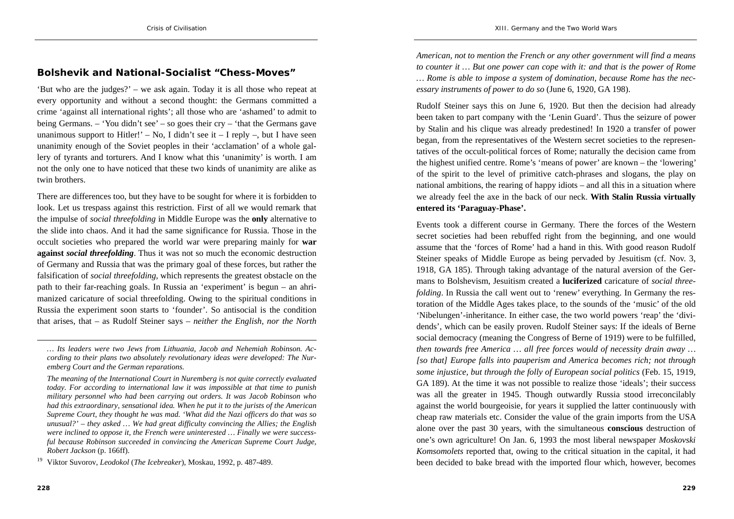## Bolshevik and National-Socialist "Chess-Moves"

'But who are the judges?' – we ask again. Today it is all those who repeat at every opportunity and without a second thought: the Germans committed a crime 'against all international rights'; all those who are 'ashamed' to admit to being Germans. – 'You didn't see' – so goes their cry – 'that the Germans gave unanimous support to Hitler!' – No, I didn't see it – I reply –, but I have seen unanimity enough of the Soviet peoples in their 'acclamation' of a whole gallery of tyrants and torturers. And I know what this 'unanimity' is worth. I am not the only one to have noticed that these two kinds of unanimity are alike as twin brothers.

There are differences too, but they have to be sought for where it is forbidden to look. Let us trespass against this restriction. First of all we would remark that the impulse of *social threefolding* in Middle Europe was the **only** alternative to the slide into chaos. And it had the same significance for Russia. Those in the occult societies who prepared the world war were preparing mainly for **war against *social threefolding***. Thus it was not so much the economic destruction of Germany and Russia that was the primary goal of these forces, but rather the falsification of *social threefolding*, which represents the greatest obstacle on the path to their far-reaching goals. In Russia an 'experiment' is begun – an ahrimanized caricature of social threefolding. Owing to the spiritual conditions in Russia the experiment soon starts to 'founder'. So antisocial is the condition that arises, that – as Rudolf Steiner says – *neither the English, nor the North American, not to mention the French or any other government will find a means to counter it … But one power can cope with it: and that is the power of Rome … Rome is able to impose a system of domination, because Rome has the necessary instruments of power to do so* (June 6, 1920, GA 198).

Rudolf Steiner says this on June 6, 1920. But then the decision had already been taken to part company with the 'Lenin Guard'. Thus the seizure of power by Stalin and his clique was already predestined! In 1920 a transfer of power began, from the representatives of the Western secret societies to the representatives of the occult-political forces of Rome; naturally the decision came from the highest unified centre. Rome's 'means of power' are known – the 'lowering' of the spirit to the level of primitive catch-phrases and slogans, the play on national ambitions, the rearing of happy idiots – and all this in a situation where we already feel the axe in the back of our neck. **With Stalin Russia virtually entered its 'Paraguay-Phase'.**

Events took a different course in Germany. There the forces of the Western secret societies had been rebuffed right from the beginning, and one would assume that the 'forces of Rome' had a hand in this. With good reason Rudolf Steiner speaks of Middle Europe as being pervaded by Jesuitism (cf. Nov. 3, 1918, GA 185). Through taking advantage of the natural aversion of the Germans to Bolshevism, Jesuitism created a **luciferized** caricature of *social threefolding*. In Russia the call went out to 'renew' everything. In Germany the restoration of the Middle Ages takes place, to the sounds of the 'music' of the old 'Nibelungen'-inheritance. In either case, the two world powers 'reap' the 'dividends', which can be easily proven. Rudolf Steiner says: If the ideals of Berne social democracy (meaning the Congress of Berne of 1919) were to be fulfilled, *then towards free America … all free forces would of necessity drain away … [so that] Europe falls into pauperism and America becomes rich; not through some injustice, but through the folly of European social politics* (Feb. 15, 1919, GA 189). At the time it was not possible to realize those 'ideals'; their success was all the greater in 1945. Though outwardly Russia stood irreconcilably against the world bourgeoisie, for years it supplied the latter continuously with cheap raw materials etc. Consider the value of the grain imports from the USA alone over the past 30 years, with the simultaneous **conscious** destruction of one's own agriculture! On Jan. 6, 1993 the most liberal newspaper *Moskovski Komsomolets* reported that, owing to the critical situation in the capital, it had been decided to bake bread with the imported flour which, however, becomes

---

*… Its leaders were two Jews from Lithuania, Jacob and Nehemiah Robinson. According to their plans two absolutely revolutionary ideas were developed: The Nuremberg Court and the German reparations.*

*The meaning of the International Court in Nuremberg is not quite correctly evaluated today. For according to international law it was impossible at that time to punish military personnel who had been carrying out orders. It was Jacob Robinson who had this extraordinary, sensational idea. When he put it to the jurists of the American Supreme Court, they thought he was mad. 'What did the Nazi officers do that was so unusual?' – they asked … We had great difficulty convincing the Allies; the English were inclined to oppose it, the French were uninterested … Finally we were successful because Robinson succeeded in convincing the American Supreme Court Judge, Robert Jackson* (p. 166ff).

[19] Viktor Suvorov, *Leodokol* (*The Icebreaker*), Moskau, 1992, p. 487-489.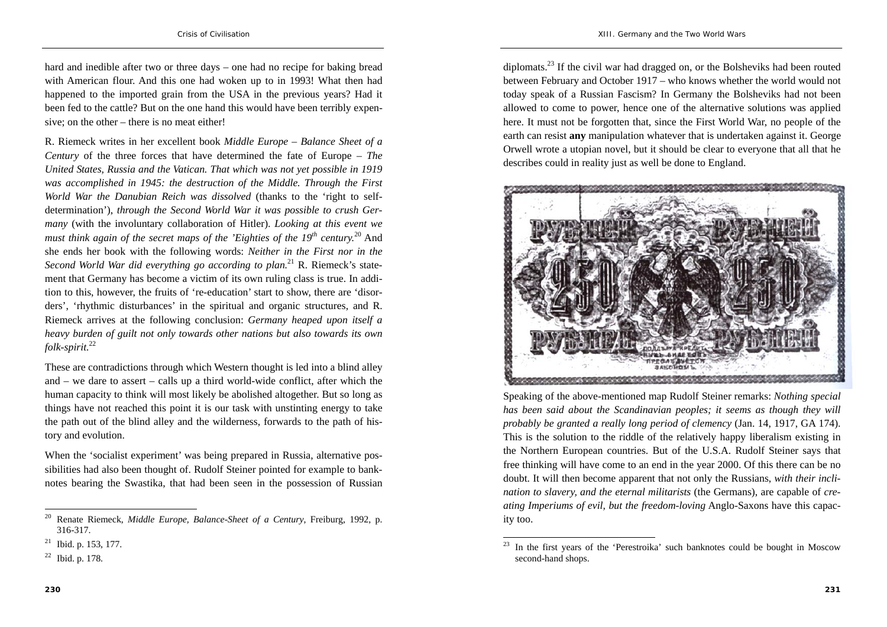hard and inedible after two or three days – one had no recipe for baking bread with American flour. And this one had woken up to in 1993! What then had happened to the imported grain from the USA in the previous years? Had it been fed to the cattle? But on the one hand this would have been terribly expensive; on the other – there is no meat either!

R. Riemeck writes in her excellent book *Middle Europe – Balance Sheet of a Century* of the three forces that have determined the fate of Europe – *The United States, Russia and the Vatican. That which was not yet possible in 1919 was accomplished in 1945: the destruction of the Middle. Through the First World War the Danubian Reich was dissolved* (thanks to the 'right to self-determination'), *through the Second World War it was possible to crush Germany* (with the involuntary collaboration of Hitler). *Looking at this event we must think again of the secret maps of the 'Eighties of the 19th century.*[20] And she ends her book with the following words: *Neither in the First nor in the Second World War did everything go according to plan.*[21] R. Riemeck's statement that Germany has become a victim of its own ruling class is true. In addition to this, however, the fruits of 're-education' start to show, there are 'disorders', 'rhythmic disturbances' in the spiritual and organic structures, and R. Riemeck arrives at the following conclusion: *Germany heaped upon itself a heavy burden of guilt not only towards other nations but also towards its own folk-spirit.*[22]

These are contradictions through which Western thought is led into a blind alley and – we dare to assert – calls up a third world-wide conflict, after which the human capacity to think will most likely be abolished altogether. But so long as things have not reached this point it is our task with unstinting energy to take the path out of the blind alley and the wilderness, forwards to the path of history and evolution.

When the 'socialist experiment' was being prepared in Russia, alternative possibilities had also been thought of. Rudolf Steiner pointed for example to banknotes bearing the Swastika, that had been seen in the possession of Russian diplomats.[23] If the civil war had dragged on, or the Bolsheviks had been routed between February and October 1917 – who knows whether the world would not today speak of a Russian Fascism? In Germany the Bolsheviks had not been allowed to come to power, hence one of the alternative solutions was applied here. It must not be forgotten that, since the First World War, no people of the earth can resist **any** manipulation whatever that is undertaken against it. George Orwell wrote a utopian novel, but it should be clear to everyone that all that he describes could in reality just as well be done to England.

Speaking of the above-mentioned map Rudolf Steiner remarks: *Nothing special has been said about the Scandinavian peoples; it seems as though they will probably be granted a really long period of clemency* (Jan. 14, 1917, GA 174). This is the solution to the riddle of the relatively happy liberalism existing in the Northern European countries. But of the U.S.A. Rudolf Steiner says that free thinking will have come to an end in the year 2000. Of this there can be no doubt. It will then become apparent that not only the Russians, *with their inclination to slavery, and the eternal militarists* (the Germans), are capable of *creating Imperiums of evil, but the freedom-loving* Anglo-Saxons have this capacity too.

---

[20] Renate Riemeck, *Middle Europe, Balance-Sheet of a Century*, Freiburg, 1992, p. 316-317.

[21] Ibid. p. 153, 177.

[22] Ibid. p. 178.

[23] In the first years of the 'Perestroika' such banknotes could be bought in Moscow second-hand shops.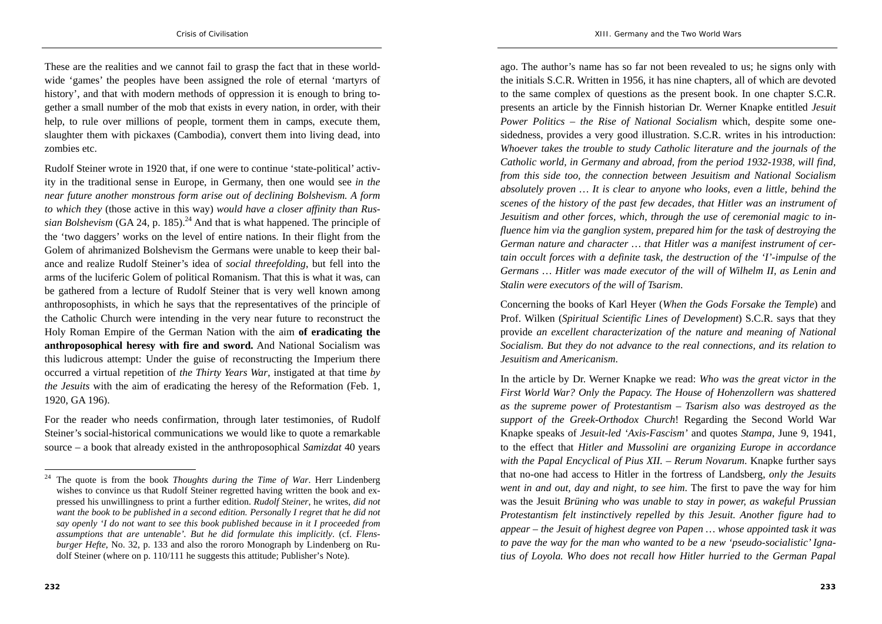These are the realities and we cannot fail to grasp the fact that in these world-wide 'games' the peoples have been assigned the role of eternal 'martyrs of history', and that with modern methods of oppression it is enough to bring together a small number of the mob that exists in every nation, in order, with their help, to rule over millions of people, torment them in camps, execute them, slaughter them with pickaxes (Cambodia), convert them into living dead, into zombies etc.

Rudolf Steiner wrote in 1920 that, if one were to continue 'state-political' activity in the traditional sense in Europe, in Germany, then one would see *in the near future another monstrous form arise out of declining Bolshevism. A form to which they* (those active in this way) *would have a closer affinity than Russian Bolshevism* (GA 24, p. 185).[24] And that is what happened. The principle of the 'two daggers' works on the level of entire nations. In their flight from the Golem of ahrimanized Bolshevism the Germans were unable to keep their balance and realize Rudolf Steiner's idea of *social threefolding*, but fell into the arms of the luciferic Golem of political Romanism. That this is what it was, can be gathered from a lecture of Rudolf Steiner that is very well known among anthroposophists, in which he says that the representatives of the principle of the Catholic Church were intending in the very near future to reconstruct the Holy Roman Empire of the German Nation with the aim **of eradicating the anthroposophical heresy with fire and sword.** And National Socialism was this ludicrous attempt: Under the guise of reconstructing the Imperium there occurred a virtual repetition of *the Thirty Years War*, instigated at that time *by the Jesuits* with the aim of eradicating the heresy of the Reformation (Feb. 1, 1920, GA 196).

For the reader who needs confirmation, through later testimonies, of Rudolf Steiner's social-historical communications we would like to quote a remarkable source – a book that already existed in the anthroposophical *Samizdat* 40 years ago. The author's name has so far not been revealed to us; he signs only with the initials S.C.R. Written in 1956, it has nine chapters, all of which are devoted to the same complex of questions as the present book. In one chapter S.C.R. presents an article by the Finnish historian Dr. Werner Knapke entitled *Jesuit Power Politics – the Rise of National Socialism* which, despite some one-sidedness, provides a very good illustration. S.C.R. writes in his introduction: *Whoever takes the trouble to study Catholic literature and the journals of the Catholic world, in Germany and abroad, from the period 1932-1938, will find, from this side too, the connection between Jesuitism and National Socialism absolutely proven … It is clear to anyone who looks, even a little, behind the scenes of the history of the past few decades, that Hitler was an instrument of Jesuitism and other forces, which, through the use of ceremonial magic to influence him via the ganglion system, prepared him for the task of destroying the German nature and character … that Hitler was a manifest instrument of certain occult forces with a definite task, the destruction of the 'I'-impulse of the Germans … Hitler was made executor of the will of Wilhelm II, as Lenin and Stalin were executors of the will of Tsarism.*

Concerning the books of Karl Heyer (*When the Gods Forsake the Temple*) and Prof. Wilken (*Spiritual Scientific Lines of Development*) S.C.R. says that they provide *an excellent characterization of the nature and meaning of National Socialism. But they do not advance to the real connections, and its relation to Jesuitism and Americanism.*

In the article by Dr. Werner Knapke we read: *Who was the great victor in the First World War? Only the Papacy. The House of Hohenzollern was shattered as the supreme power of Protestantism – Tsarism also was destroyed as the support of the Greek-Orthodox Church*! Regarding the Second World War Knapke speaks of *Jesuit-led 'Axis-Fascism'* and quotes *Stampa*, June 9, 1941, to the effect that *Hitler and Mussolini are organizing Europe in accordance with the Papal Encyclical of Pius XII. – Rerum Novarum*. Knapke further says that no-one had access to Hitler in the fortress of Landsberg, *only the Jesuits went in and out, day and night, to see him*. The first to pave the way for him was the Jesuit *Brüning who was unable to stay in power, as wakeful Prussian Protestantism felt instinctively repelled by this Jesuit. Another figure had to appear – the Jesuit of highest degree von Papen … whose appointed task it was to pave the way for the man who wanted to be a new 'pseudo-socialistic' Ignatius of Loyola. Who does not recall how Hitler hurried to the German Papal*

---

[24] The quote is from the book *Thoughts during the Time of War*. Herr Lindenberg wishes to convince us that Rudolf Steiner regretted having written the book and expressed his unwillingness to print a further edition. *Rudolf Steiner*, he writes, *did not want the book to be published in a second edition. Personally I regret that he did not say openly 'I do not want to see this book published because in it I proceeded from assumptions that are untenable'. But he did formulate this implicitly*. (cf. *Flensburger Hefte*, No. 32, p. 133 and also the rororo Monograph by Lindenberg on Rudolf Steiner (where on p. 110/111 he suggests this attitude; Publisher's Note).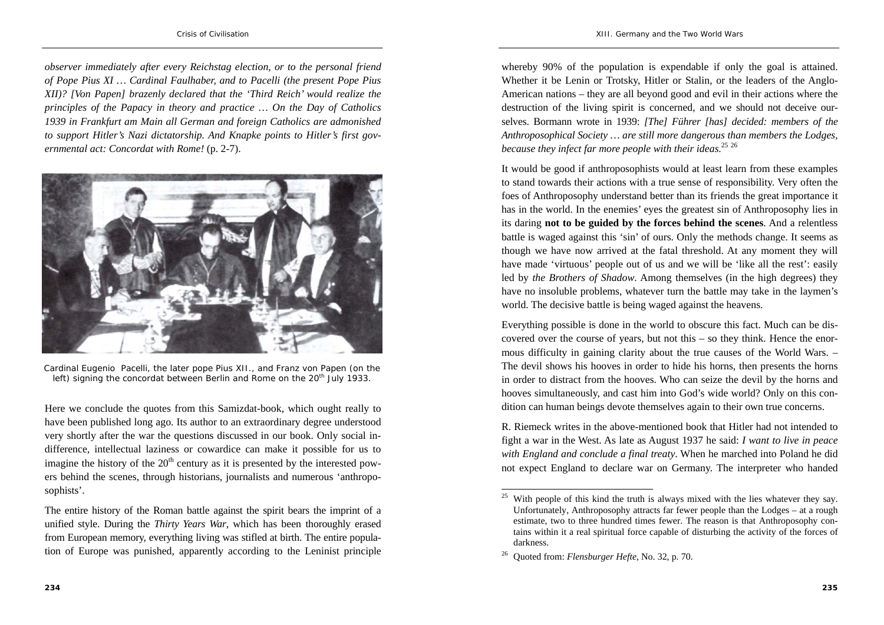*observer immediately after every Reichstag election, or to the personal friend of Pope Pius XI … Cardinal Faulhaber, and to Pacelli (the present Pope Pius XII)? [Von Papen] brazenly declared that the 'Third Reich' would realize the principles of the Papacy in theory and practice … On the Day of Catholics 1939 in Frankfurt am Main all German and foreign Catholics are admonished to support Hitler's Nazi dictatorship. And Knapke points to Hitler's first governmental act: Concordat with Rome!* (p. 2-7).

Cardinal Eugenio Pacelli, the later pope Pius XII., and Franz von Papen (on the left) signing the concordat between Berlin and Rome on the 20th July 1933.

Here we conclude the quotes from this Samizdat-book, which ought really to have been published long ago. Its author to an extraordinary degree understood very shortly after the war the questions discussed in our book. Only social indifference, intellectual laziness or cowardice can make it possible for us to imagine the history of the 20th century as it is presented by the interested powers behind the scenes, through historians, journalists and numerous 'anthroposophists'.

The entire history of the Roman battle against the spirit bears the imprint of a unified style. During the *Thirty Years War*, which has been thoroughly erased from European memory, everything living was stifled at birth. The entire population of Europe was punished, apparently according to the Leninist principle whereby 90% of the population is expendable if only the goal is attained. Whether it be Lenin or Trotsky, Hitler or Stalin, or the leaders of the Anglo-American nations – they are all beyond good and evil in their actions where the destruction of the living spirit is concerned, and we should not deceive ourselves. Bormann wrote in 1939: *[The] Führer [has] decided: members of the Anthroposophical Society … are still more dangerous than members the Lodges, because they infect far more people with their ideas.*[25] [26]

It would be good if anthroposophists would at least learn from these examples to stand towards their actions with a true sense of responsibility. Very often the foes of Anthroposophy understand better than its friends the great importance it has in the world. In the enemies' eyes the greatest sin of Anthroposophy lies in its daring **not to be guided by the forces behind the scenes**. And a relentless battle is waged against this 'sin' of ours. Only the methods change. It seems as though we have now arrived at the fatal threshold. At any moment they will have made 'virtuous' people out of us and we will be 'like all the rest': easily led by *the Brothers of Shadow*. Among themselves (in the high degrees) they have no insoluble problems, whatever turn the battle may take in the laymen's world. The decisive battle is being waged against the heavens.

Everything possible is done in the world to obscure this fact. Much can be discovered over the course of years, but not this – so they think. Hence the enormous difficulty in gaining clarity about the true causes of the World Wars. – The devil shows his hooves in order to hide his horns, then presents the horns in order to distract from the hooves. Who can seize the devil by the horns and hooves simultaneously, and cast him into God's wide world? Only on this condition can human beings devote themselves again to their own true concerns.

R. Riemeck writes in the above-mentioned book that Hitler had not intended to fight a war in the West. As late as August 1937 he said: *I want to live in peace with England and conclude a final treaty*. When he marched into Poland he did not expect England to declare war on Germany. The interpreter who handed

[25] With people of this kind the truth is always mixed with the lies whatever they say. Unfortunately, Anthroposophy attracts far fewer people than the Lodges – at a rough estimate, two to three hundred times fewer. The reason is that Anthroposophy contains within it a real spiritual force capable of disturbing the activity of the forces of darkness.

[26] Quoted from: *Flensburger Hefte*, No. 32, p. 70.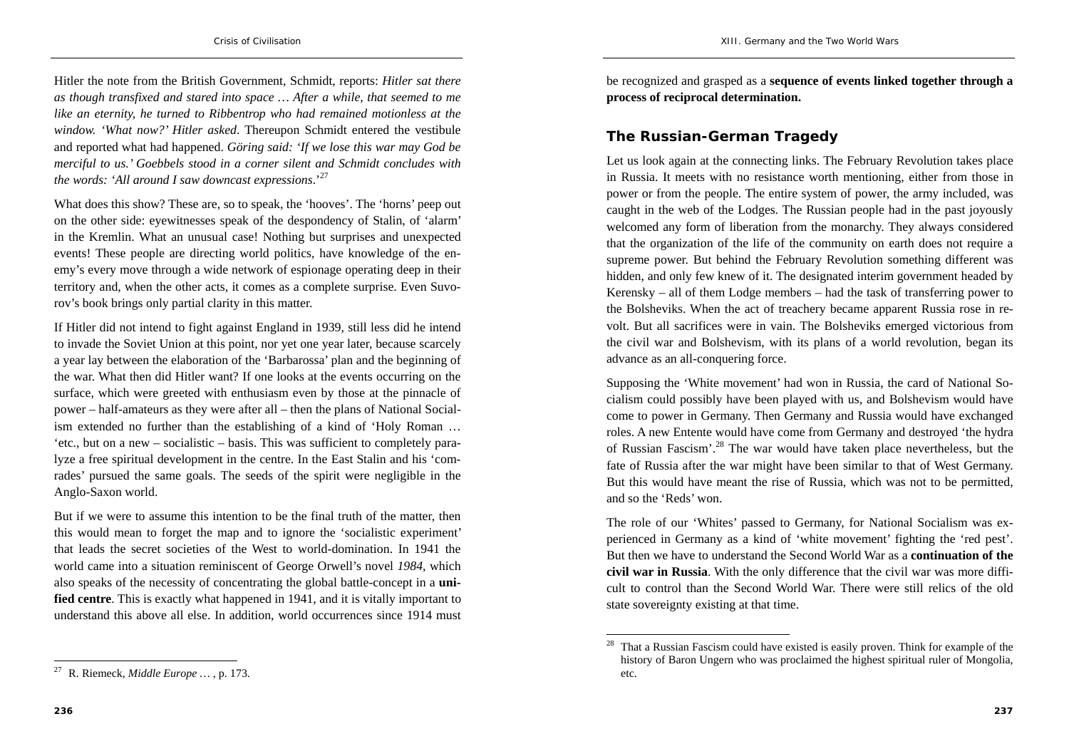Hitler the note from the British Government, Schmidt, reports: *Hitler sat there as though transfixed and stared into space … After a while, that seemed to me like an eternity, he turned to Ribbentrop who had remained motionless at the window. 'What now?' Hitler asked*. Thereupon Schmidt entered the vestibule and reported what had happened. *Göring said: 'If we lose this war may God be merciful to us.' Goebbels stood in a corner silent and Schmidt concludes with the words: 'All around I saw downcast expressions*.'[27]

What does this show? These are, so to speak, the 'hooves'. The 'horns' peep out on the other side: eyewitnesses speak of the despondency of Stalin, of 'alarm' in the Kremlin. What an unusual case! Nothing but surprises and unexpected events! These people are directing world politics, have knowledge of the enemy's every move through a wide network of espionage operating deep in their territory and, when the other acts, it comes as a complete surprise. Even Suvorov's book brings only partial clarity in this matter.

If Hitler did not intend to fight against England in 1939, still less did he intend to invade the Soviet Union at this point, nor yet one year later, because scarcely a year lay between the elaboration of the 'Barbarossa' plan and the beginning of the war. What then did Hitler want? If one looks at the events occurring on the surface, which were greeted with enthusiasm even by those at the pinnacle of power – half-amateurs as they were after all – then the plans of National Socialism extended no further than the establishing of a kind of 'Holy Roman … 'etc., but on a new – socialistic – basis. This was sufficient to completely paralyze a free spiritual development in the centre. In the East Stalin and his 'comrades' pursued the same goals. The seeds of the spirit were negligible in the Anglo-Saxon world.

But if we were to assume this intention to be the final truth of the matter, then this would mean to forget the map and to ignore the 'socialistic experiment' that leads the secret societies of the West to world-domination. In 1941 the world came into a situation reminiscent of George Orwell's novel *1984*, which also speaks of the necessity of concentrating the global battle-concept in a **unified centre**. This is exactly what happened in 1941, and it is vitally important to understand this above all else. In addition, world occurrences since 1914 must be recognized and grasped as a **sequence of events linked together through a process of reciprocal determination.**

[27] R. Riemeck, *Middle Europe …* , p. 173.

## The Russian-German Tragedy

Let us look again at the connecting links. The February Revolution takes place in Russia. It meets with no resistance worth mentioning, either from those in power or from the people. The entire system of power, the army included, was caught in the web of the Lodges. The Russian people had in the past joyously welcomed any form of liberation from the monarchy. They always considered that the organization of the life of the community on earth does not require a supreme power. But behind the February Revolution something different was hidden, and only few knew of it. The designated interim government headed by Kerensky – all of them Lodge members – had the task of transferring power to the Bolsheviks. When the act of treachery became apparent Russia rose in revolt. But all sacrifices were in vain. The Bolsheviks emerged victorious from the civil war and Bolshevism, with its plans of a world revolution, began its advance as an all-conquering force.

Supposing the 'White movement' had won in Russia, the card of National Socialism could possibly have been played with us, and Bolshevism would have come to power in Germany. Then Germany and Russia would have exchanged roles. A new Entente would have come from Germany and destroyed 'the hydra of Russian Fascism'.[28] The war would have taken place nevertheless, but the fate of Russia after the war might have been similar to that of West Germany. But this would have meant the rise of Russia, which was not to be permitted, and so the 'Reds' won.

The role of our 'Whites' passed to Germany, for National Socialism was experienced in Germany as a kind of 'white movement' fighting the 'red pest'. But then we have to understand the Second World War as a **continuation of the civil war in Russia**. With the only difference that the civil war was more difficult to control than the Second World War. There were still relics of the old state sovereignty existing at that time.

[28] That a Russian Fascism could have existed is easily proven. Think for example of the history of Baron Ungern who was proclaimed the highest spiritual ruler of Mongolia, etc.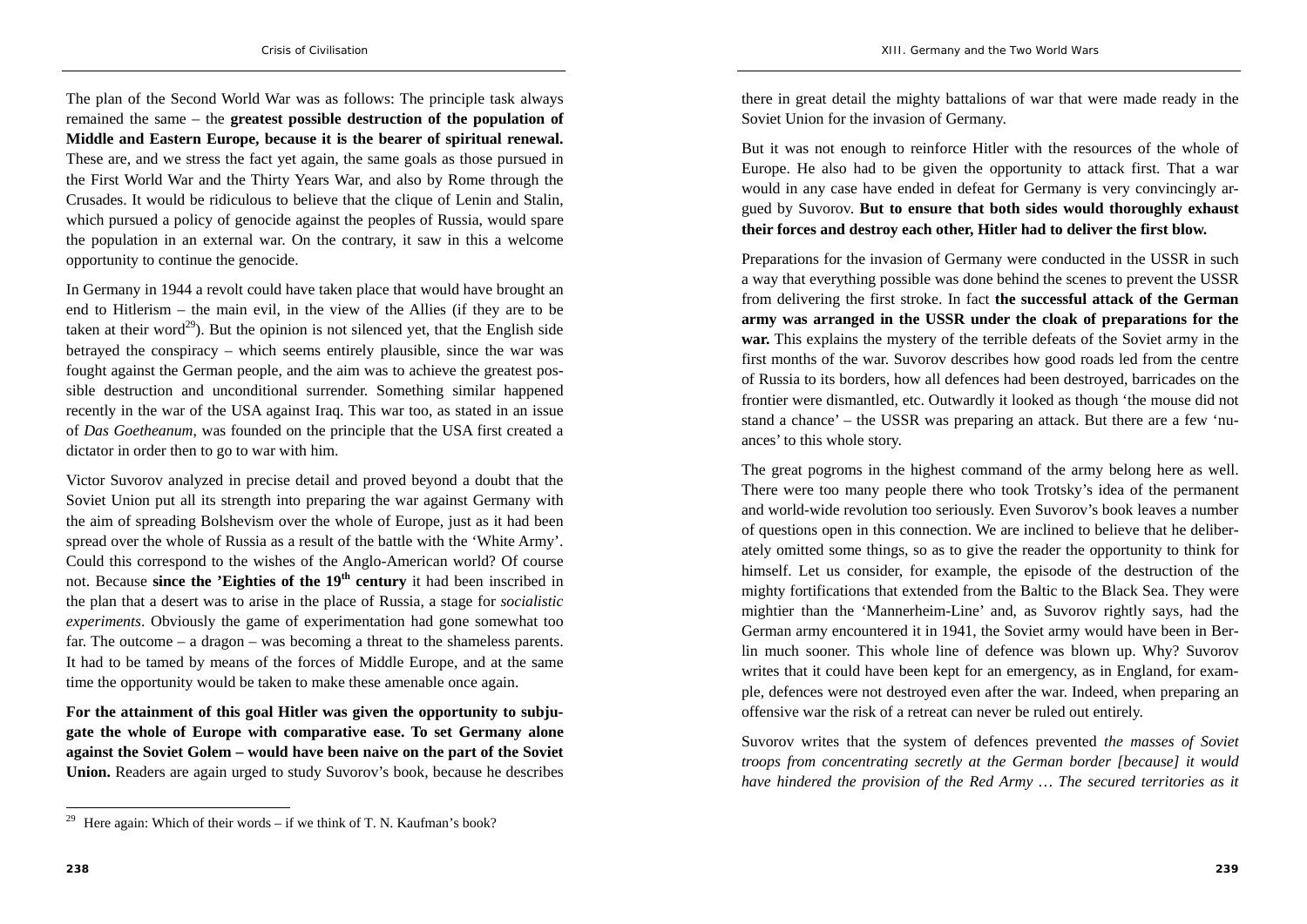The plan of the Second World War was as follows: The principle task always remained the same – the **greatest possible destruction of the population of Middle and Eastern Europe, because it is the bearer of spiritual renewal.** These are, and we stress the fact yet again, the same goals as those pursued in the First World War and the Thirty Years War, and also by Rome through the Crusades. It would be ridiculous to believe that the clique of Lenin and Stalin, which pursued a policy of genocide against the peoples of Russia, would spare the population in an external war. On the contrary, it saw in this a welcome opportunity to continue the genocide.

In Germany in 1944 a revolt could have taken place that would have brought an end to Hitlerism – the main evil, in the view of the Allies (if they are to be taken at their word[29]). But the opinion is not silenced yet, that the English side betrayed the conspiracy – which seems entirely plausible, since the war was fought against the German people, and the aim was to achieve the greatest possible destruction and unconditional surrender. Something similar happened recently in the war of the USA against Iraq. This war too, as stated in an issue of *Das Goetheanum*, was founded on the principle that the USA first created a dictator in order then to go to war with him.

Victor Suvorov analyzed in precise detail and proved beyond a doubt that the Soviet Union put all its strength into preparing the war against Germany with the aim of spreading Bolshevism over the whole of Europe, just as it had been spread over the whole of Russia as a result of the battle with the 'White Army'. Could this correspond to the wishes of the Anglo-American world? Of course not. Because **since the 'Eighties of the 19th century** it had been inscribed in the plan that a desert was to arise in the place of Russia, a stage for *socialistic experiments*. Obviously the game of experimentation had gone somewhat too far. The outcome – a dragon – was becoming a threat to the shameless parents. It had to be tamed by means of the forces of Middle Europe, and at the same time the opportunity would be taken to make these amenable once again.

**For the attainment of this goal Hitler was given the opportunity to subjugate the whole of Europe with comparative ease. To set Germany alone against the Soviet Golem – would have been naive on the part of the Soviet Union.** Readers are again urged to study Suvorov's book, because he describes there in great detail the mighty battalions of war that were made ready in the Soviet Union for the invasion of Germany.

But it was not enough to reinforce Hitler with the resources of the whole of Europe. He also had to be given the opportunity to attack first. That a war would in any case have ended in defeat for Germany is very convincingly argued by Suvorov. **But to ensure that both sides would thoroughly exhaust their forces and destroy each other, Hitler had to deliver the first blow.**

Preparations for the invasion of Germany were conducted in the USSR in such a way that everything possible was done behind the scenes to prevent the USSR from delivering the first stroke. In fact **the successful attack of the German army was arranged in the USSR under the cloak of preparations for the war.** This explains the mystery of the terrible defeats of the Soviet army in the first months of the war. Suvorov describes how good roads led from the centre of Russia to its borders, how all defences had been destroyed, barricades on the frontier were dismantled, etc. Outwardly it looked as though 'the mouse did not stand a chance' – the USSR was preparing an attack. But there are a few 'nuances' to this whole story.

The great pogroms in the highest command of the army belong here as well. There were too many people there who took Trotsky's idea of the permanent and world-wide revolution too seriously. Even Suvorov's book leaves a number of questions open in this connection. We are inclined to believe that he deliberately omitted some things, so as to give the reader the opportunity to think for himself. Let us consider, for example, the episode of the destruction of the mighty fortifications that extended from the Baltic to the Black Sea. They were mightier than the 'Mannerheim-Line' and, as Suvorov rightly says, had the German army encountered it in 1941, the Soviet army would have been in Berlin much sooner. This whole line of defence was blown up. Why? Suvorov writes that it could have been kept for an emergency, as in England, for example, defences were not destroyed even after the war. Indeed, when preparing an offensive war the risk of a retreat can never be ruled out entirely.

Suvorov writes that the system of defences prevented *the masses of Soviet troops from concentrating secretly at the German border [because] it would have hindered the provision of the Red Army … The secured territories as it*

[29] Here again: Which of their words – if we think of T. N. Kaufman's book?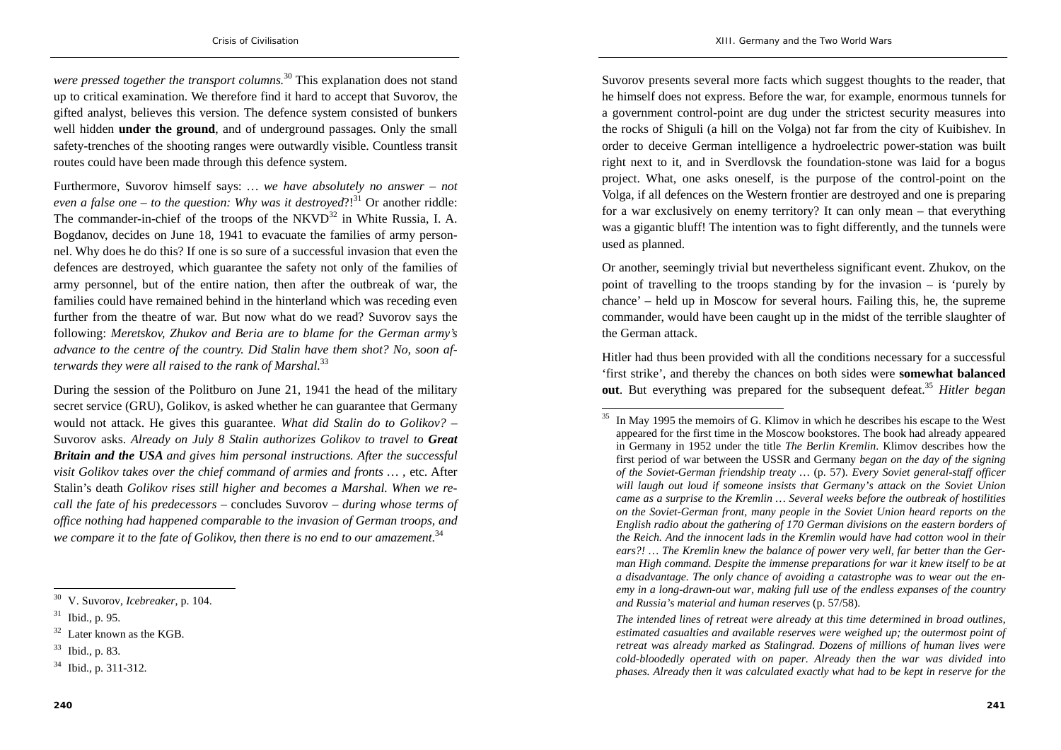*were pressed together the transport columns.*[30] This explanation does not stand up to critical examination. We therefore find it hard to accept that Suvorov, the gifted analyst, believes this version. The defence system consisted of bunkers well hidden **under the ground**, and of underground passages. Only the small safety-trenches of the shooting ranges were outwardly visible. Countless transit routes could have been made through this defence system.

Furthermore, Suvorov himself says: … *we have absolutely no answer – not even a false one – to the question: Why was it destroyed*?![31] Or another riddle: The commander-in-chief of the troops of the NKVD[32] in White Russia, I. A. Bogdanov, decides on June 18, 1941 to evacuate the families of army personnel. Why does he do this? If one is so sure of a successful invasion that even the defences are destroyed, which guarantee the safety not only of the families of army personnel, but of the entire nation, then after the outbreak of war, the families could have remained behind in the hinterland which was receding even further from the theatre of war. But now what do we read? Suvorov says the following: *Meretskov, Zhukov and Beria are to blame for the German army's advance to the centre of the country. Did Stalin have them shot? No, soon afterwards they were all raised to the rank of Marshal.*[33]

During the session of the Politburo on June 21, 1941 the head of the military secret service (GRU), Golikov, is asked whether he can guarantee that Germany would not attack. He gives this guarantee. *What did Stalin do to Golikov?* – Suvorov asks. *Already on July 8 Stalin authorizes Golikov to travel to* ***Great Britain and the USA*** *and gives him personal instructions. After the successful visit Golikov takes over the chief command of armies and fronts …* , etc. After Stalin's death *Golikov rises still higher and becomes a Marshal. When we recall the fate of his predecessors* – concludes Suvorov – *during whose terms of office nothing had happened comparable to the invasion of German troops, and we compare it to the fate of Golikov, then there is no end to our amazement.*[34]

Suvorov presents several more facts which suggest thoughts to the reader, that he himself does not express. Before the war, for example, enormous tunnels for a government control-point are dug under the strictest security measures into the rocks of Shiguli (a hill on the Volga) not far from the city of Kuibishev. In order to deceive German intelligence a hydroelectric power-station was built right next to it, and in Sverdlovsk the foundation-stone was laid for a bogus project. What, one asks oneself, is the purpose of the control-point on the Volga, if all defences on the Western frontier are destroyed and one is preparing for a war exclusively on enemy territory? It can only mean – that everything was a gigantic bluff! The intention was to fight differently, and the tunnels were used as planned.

Or another, seemingly trivial but nevertheless significant event. Zhukov, on the point of travelling to the troops standing by for the invasion – is 'purely by chance' – held up in Moscow for several hours. Failing this, he, the supreme commander, would have been caught up in the midst of the terrible slaughter of the German attack.

Hitler had thus been provided with all the conditions necessary for a successful 'first strike', and thereby the chances on both sides were **somewhat balanced out**. But everything was prepared for the subsequent defeat.[35] *Hitler began*

---

[30] V. Suvorov, *Icebreaker*, p. 104.

[31] Ibid., p. 95.

[32] Later known as the KGB.

[33] Ibid., p. 83.

[34] Ibid., p. 311-312.

[35] In May 1995 the memoirs of G. Klimov in which he describes his escape to the West appeared for the first time in the Moscow bookstores. The book had already appeared in Germany in 1952 under the title *The Berlin Kremlin*. Klimov describes how the first period of war between the USSR and Germany *began on the day of the signing of the Soviet-German friendship treaty* … (p. 57). *Every Soviet general-staff officer will laugh out loud if someone insists that Germany's attack on the Soviet Union came as a surprise to the Kremlin … Several weeks before the outbreak of hostilities on the Soviet-German front, many people in the Soviet Union heard reports on the English radio about the gathering of 170 German divisions on the eastern borders of the Reich. And the innocent lads in the Kremlin would have had cotton wool in their ears?! … The Kremlin knew the balance of power very well, far better than the German High command. Despite the immense preparations for war it knew itself to be at a disadvantage. The only chance of avoiding a catastrophe was to wear out the enemy in a long-drawn-out war, making full use of the endless expanses of the country and Russia's material and human reserves* (p. 57/58).

*The intended lines of retreat were already at this time determined in broad outlines, estimated casualties and available reserves were weighed up; the outermost point of retreat was already marked as Stalingrad. Dozens of millions of human lives were cold-bloodedly operated with on paper. Already then the war was divided into phases. Already then it was calculated exactly what had to be kept in reserve for the*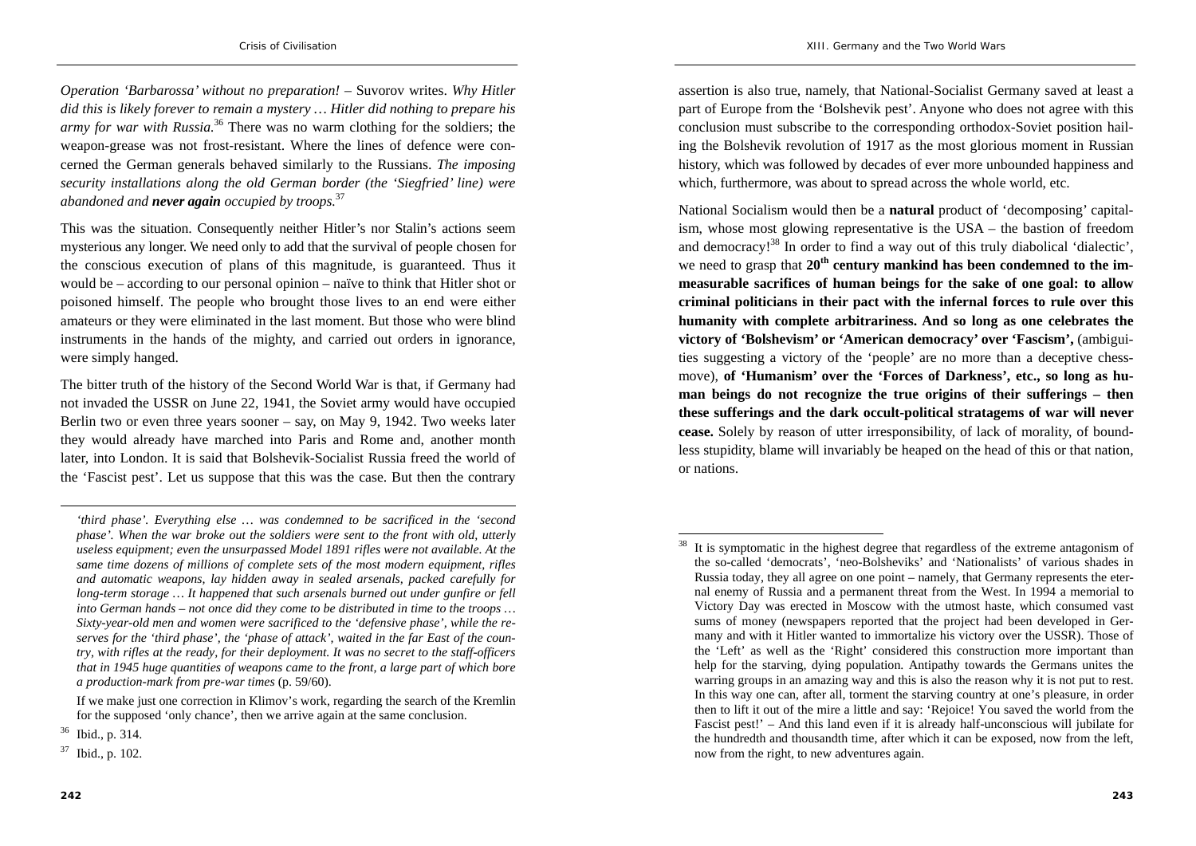*Operation 'Barbarossa' without no preparation!* – Suvorov writes. *Why Hitler did this is likely forever to remain a mystery … Hitler did nothing to prepare his army for war with Russia.*[36] There was no warm clothing for the soldiers; the weapon-grease was not frost-resistant. Where the lines of defence were concerned the German generals behaved similarly to the Russians. *The imposing security installations along the old German border (the 'Siegfried' line) were abandoned and **never again** occupied by troops.*[37]

This was the situation. Consequently neither Hitler's nor Stalin's actions seem mysterious any longer. We need only to add that the survival of people chosen for the conscious execution of plans of this magnitude, is guaranteed. Thus it would be – according to our personal opinion – naïve to think that Hitler shot or poisoned himself. The people who brought those lives to an end were either amateurs or they were eliminated in the last moment. But those who were blind instruments in the hands of the mighty, and carried out orders in ignorance, were simply hanged.

The bitter truth of the history of the Second World War is that, if Germany had not invaded the USSR on June 22, 1941, the Soviet army would have occupied Berlin two or even three years sooner – say, on May 9, 1942. Two weeks later they would already have marched into Paris and Rome and, another month later, into London. It is said that Bolshevik-Socialist Russia freed the world of the 'Fascist pest'. Let us suppose that this was the case. But then the contrary assertion is also true, namely, that National-Socialist Germany saved at least a part of Europe from the 'Bolshevik pest'. Anyone who does not agree with this conclusion must subscribe to the corresponding orthodox-Soviet position hailing the Bolshevik revolution of 1917 as the most glorious moment in Russian history, which was followed by decades of ever more unbounded happiness and which, furthermore, was about to spread across the whole world, etc.

National Socialism would then be a **natural** product of 'decomposing' capitalism, whose most glowing representative is the USA – the bastion of freedom and democracy![38] In order to find a way out of this truly diabolical 'dialectic', we need to grasp that **20th century mankind has been condemned to the immeasurable sacrifices of human beings for the sake of one goal: to allow criminal politicians in their pact with the infernal forces to rule over this humanity with complete arbitrariness. And so long as one celebrates the victory of 'Bolshevism' or 'American democracy' over 'Fascism',** (ambiguities suggesting a victory of the 'people' are no more than a deceptive chess-move), **of 'Humanism' over the 'Forces of Darkness', etc., so long as human beings do not recognize the true origins of their sufferings – then these sufferings and the dark occult-political stratagems of war will never cease.** Solely by reason of utter irresponsibility, of lack of morality, of boundless stupidity, blame will invariably be heaped on the head of this or that nation, or nations.

---

*'third phase'. Everything else … was condemned to be sacrificed in the 'second phase'. When the war broke out the soldiers were sent to the front with old, utterly useless equipment; even the unsurpassed Model 1891 rifles were not available. At the same time dozens of millions of complete sets of the most modern equipment, rifles and automatic weapons, lay hidden away in sealed arsenals, packed carefully for long-term storage … It happened that such arsenals burned out under gunfire or fell into German hands – not once did they come to be distributed in time to the troops … Sixty-year-old men and women were sacrificed to the 'defensive phase', while the reserves for the 'third phase', the 'phase of attack', waited in the far East of the country, with rifles at the ready, for their deployment. It was no secret to the staff-officers that in 1945 huge quantities of weapons came to the front, a large part of which bore a production-mark from pre-war times* (p. 59/60).

If we make just one correction in Klimov's work, regarding the search of the Kremlin for the supposed 'only chance', then we arrive again at the same conclusion.

[36] Ibid., p. 314.

[37] Ibid., p. 102.

[38] It is symptomatic in the highest degree that regardless of the extreme antagonism of the so-called 'democrats', 'neo-Bolsheviks' and 'Nationalists' of various shades in Russia today, they all agree on one point – namely, that Germany represents the eternal enemy of Russia and a permanent threat from the West. In 1994 a memorial to Victory Day was erected in Moscow with the utmost haste, which consumed vast sums of money (newspapers reported that the project had been developed in Germany and with it Hitler wanted to immortalize his victory over the USSR). Those of the 'Left' as well as the 'Right' considered this construction more important than help for the starving, dying population. Antipathy towards the Germans unites the warring groups in an amazing way and this is also the reason why it is not put to rest. In this way one can, after all, torment the starving country at one's pleasure, in order then to lift it out of the mire a little and say: 'Rejoice! You saved the world from the Fascist pest!' – And this land even if it is already half-unconscious will jubilate for the hundredth and thousandth time, after which it can be exposed, now from the left, now from the right, to new adventures again.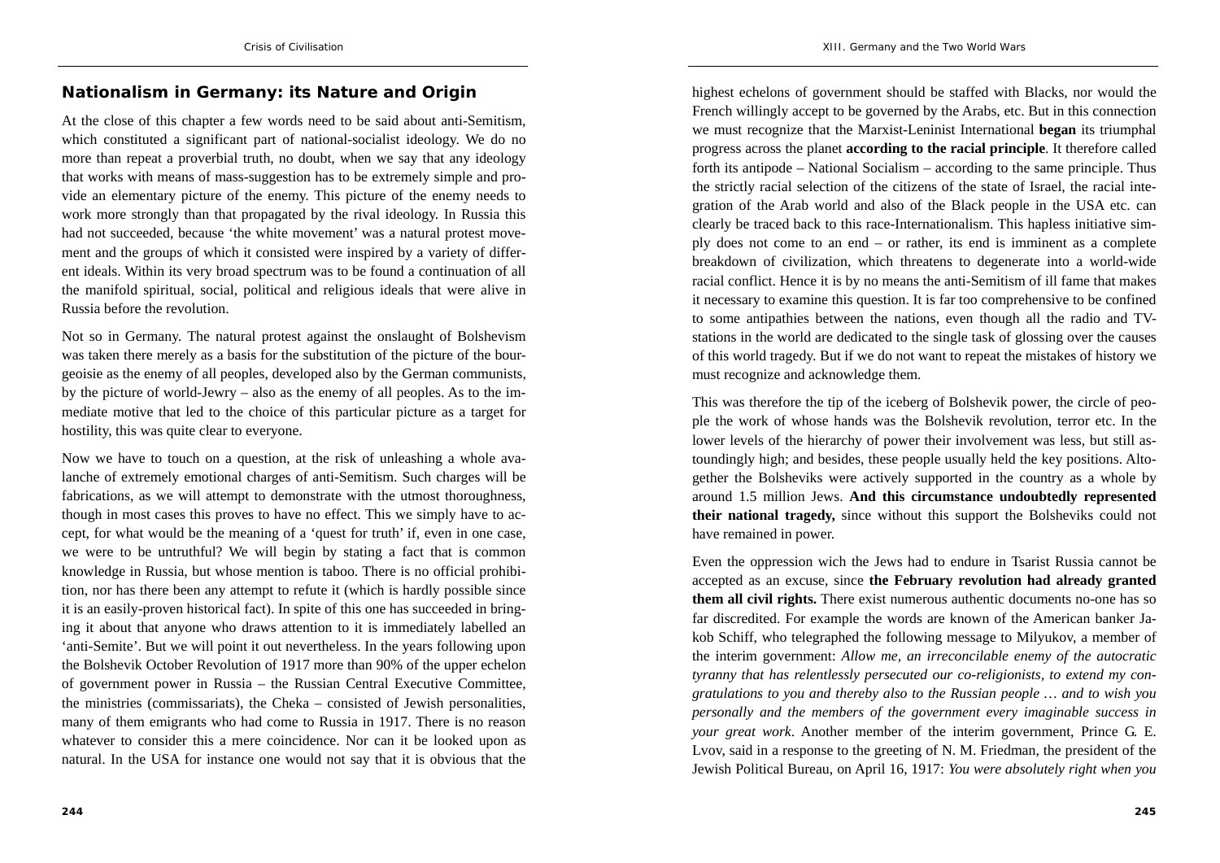## Nationalism in Germany: its Nature and Origin

At the close of this chapter a few words need to be said about anti-Semitism, which constituted a significant part of national-socialist ideology. We do no more than repeat a proverbial truth, no doubt, when we say that any ideology that works with means of mass-suggestion has to be extremely simple and provide an elementary picture of the enemy. This picture of the enemy needs to work more strongly than that propagated by the rival ideology. In Russia this had not succeeded, because 'the white movement' was a natural protest movement and the groups of which it consisted were inspired by a variety of different ideals. Within its very broad spectrum was to be found a continuation of all the manifold spiritual, social, political and religious ideals that were alive in Russia before the revolution.

Not so in Germany. The natural protest against the onslaught of Bolshevism was taken there merely as a basis for the substitution of the picture of the bourgeoisie as the enemy of all peoples, developed also by the German communists, by the picture of world-Jewry – also as the enemy of all peoples. As to the immediate motive that led to the choice of this particular picture as a target for hostility, this was quite clear to everyone.

Now we have to touch on a question, at the risk of unleashing a whole avalanche of extremely emotional charges of anti-Semitism. Such charges will be fabrications, as we will attempt to demonstrate with the utmost thoroughness, though in most cases this proves to have no effect. This we simply have to accept, for what would be the meaning of a 'quest for truth' if, even in one case, we were to be untruthful? We will begin by stating a fact that is common knowledge in Russia, but whose mention is taboo. There is no official prohibition, nor has there been any attempt to refute it (which is hardly possible since it is an easily-proven historical fact). In spite of this one has succeeded in bringing it about that anyone who draws attention to it is immediately labelled an 'anti-Semite'. But we will point it out nevertheless. In the years following upon the Bolshevik October Revolution of 1917 more than 90% of the upper echelon of government power in Russia – the Russian Central Executive Committee, the ministries (commissariats), the Cheka – consisted of Jewish personalities, many of them emigrants who had come to Russia in 1917. There is no reason whatever to consider this a mere coincidence. Nor can it be looked upon as natural. In the USA for instance one would not say that it is obvious that the highest echelons of government should be staffed with Blacks, nor would the French willingly accept to be governed by the Arabs, etc. But in this connection we must recognize that the Marxist-Leninist International **began** its triumphal progress across the planet **according to the racial principle**. It therefore called forth its antipode – National Socialism – according to the same principle. Thus the strictly racial selection of the citizens of the state of Israel, the racial integration of the Arab world and also of the Black people in the USA etc. can clearly be traced back to this race-Internationalism. This hapless initiative simply does not come to an end – or rather, its end is imminent as a complete breakdown of civilization, which threatens to degenerate into a world-wide racial conflict. Hence it is by no means the anti-Semitism of ill fame that makes it necessary to examine this question. It is far too comprehensive to be confined to some antipathies between the nations, even though all the radio and TV-stations in the world are dedicated to the single task of glossing over the causes of this world tragedy. But if we do not want to repeat the mistakes of history we must recognize and acknowledge them.

This was therefore the tip of the iceberg of Bolshevik power, the circle of people the work of whose hands was the Bolshevik revolution, terror etc. In the lower levels of the hierarchy of power their involvement was less, but still astoundingly high; and besides, these people usually held the key positions. Altogether the Bolsheviks were actively supported in the country as a whole by around 1.5 million Jews. **And this circumstance undoubtedly represented their national tragedy,** since without this support the Bolsheviks could not have remained in power.

Even the oppression wich the Jews had to endure in Tsarist Russia cannot be accepted as an excuse, since **the February revolution had already granted them all civil rights.** There exist numerous authentic documents no-one has so far discredited. For example the words are known of the American banker Jakob Schiff, who telegraphed the following message to Milyukov, a member of the interim government: *Allow me, an irreconcilable enemy of the autocratic tyranny that has relentlessly persecuted our co-religionists, to extend my congratulations to you and thereby also to the Russian people … and to wish you personally and the members of the government every imaginable success in your great work*. Another member of the interim government, Prince G. E. Lvov, said in a response to the greeting of N. M. Friedman, the president of the Jewish Political Bureau, on April 16, 1917: *You were absolutely right when you*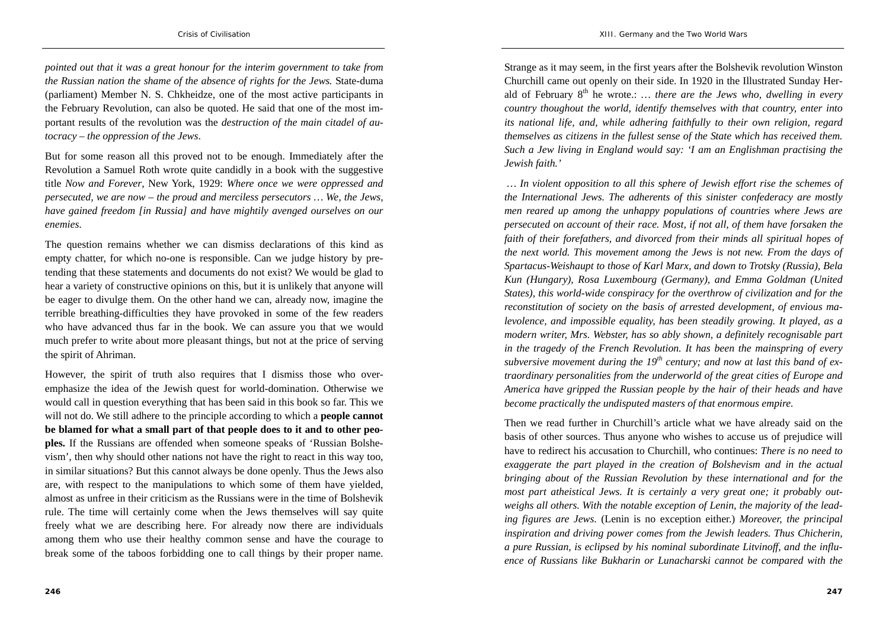*pointed out that it was a great honour for the interim government to take from the Russian nation the shame of the absence of rights for the Jews.* State-duma (parliament) Member N. S. Chkheidze, one of the most active participants in the February Revolution, can also be quoted. He said that one of the most important results of the revolution was the *destruction of the main citadel of autocracy – the oppression of the Jews*.

But for some reason all this proved not to be enough. Immediately after the Revolution a Samuel Roth wrote quite candidly in a book with the suggestive title *Now and Forever*, New York, 1929: *Where once we were oppressed and persecuted, we are now – the proud and merciless persecutors … We, the Jews, have gained freedom [in Russia] and have mightily avenged ourselves on our enemies.*

The question remains whether we can dismiss declarations of this kind as empty chatter, for which no-one is responsible. Can we judge history by pretending that these statements and documents do not exist? We would be glad to hear a variety of constructive opinions on this, but it is unlikely that anyone will be eager to divulge them. On the other hand we can, already now, imagine the terrible breathing-difficulties they have provoked in some of the few readers who have advanced thus far in the book. We can assure you that we would much prefer to write about more pleasant things, but not at the price of serving the spirit of Ahriman.

However, the spirit of truth also requires that I dismiss those who overemphasize the idea of the Jewish quest for world-domination. Otherwise we would call in question everything that has been said in this book so far. This we will not do. We still adhere to the principle according to which a **people cannot be blamed for what a small part of that people does to it and to other peoples.** If the Russians are offended when someone speaks of 'Russian Bolshevism', then why should other nations not have the right to react in this way too, in similar situations? But this cannot always be done openly. Thus the Jews also are, with respect to the manipulations to which some of them have yielded, almost as unfree in their criticism as the Russians were in the time of Bolshevik rule. The time will certainly come when the Jews themselves will say quite freely what we are describing here. For already now there are individuals among them who use their healthy common sense and have the courage to break some of the taboos forbidding one to call things by their proper name.

Strange as it may seem, in the first years after the Bolshevik revolution Winston Churchill came out openly on their side. In 1920 in the Illustrated Sunday Herald of February 8th he wrote.: … *there are the Jews who, dwelling in every country thoughout the world, identify themselves with that country, enter into its national life, and, while adhering faithfully to their own religion, regard themselves as citizens in the fullest sense of the State which has received them. Such a Jew living in England would say: 'I am an Englishman practising the Jewish faith.'*

*… In violent opposition to all this sphere of Jewish effort rise the schemes of the International Jews. The adherents of this sinister confederacy are mostly men reared up among the unhappy populations of countries where Jews are persecuted on account of their race. Most, if not all, of them have forsaken the faith of their forefathers, and divorced from their minds all spiritual hopes of the next world. This movement among the Jews is not new. From the days of Spartacus-Weishaupt to those of Karl Marx, and down to Trotsky (Russia), Bela Kun (Hungary), Rosa Luxembourg (Germany), and Emma Goldman (United States), this world-wide conspiracy for the overthrow of civilization and for the reconstitution of society on the basis of arrested development, of envious malevolence, and impossible equality, has been steadily growing. It played, as a modern writer, Mrs. Webster, has so ably shown, a definitely recognisable part in the tragedy of the French Revolution. It has been the mainspring of every subversive movement during the 19th century; and now at last this band of extraordinary personalities from the underworld of the great cities of Europe and America have gripped the Russian people by the hair of their heads and have become practically the undisputed masters of that enormous empire.*

Then we read further in Churchill's article what we have already said on the basis of other sources. Thus anyone who wishes to accuse us of prejudice will have to redirect his accusation to Churchill, who continues: *There is no need to exaggerate the part played in the creation of Bolshevism and in the actual bringing about of the Russian Revolution by these international and for the most part atheistical Jews. It is certainly a very great one; it probably outweighs all others. With the notable exception of Lenin, the majority of the leading figures are Jews.* (Lenin is no exception either.) *Moreover, the principal inspiration and driving power comes from the Jewish leaders. Thus Chicherin, a pure Russian, is eclipsed by his nominal subordinate Litvinoff, and the influence of Russians like Bukharin or Lunacharski cannot be compared with the*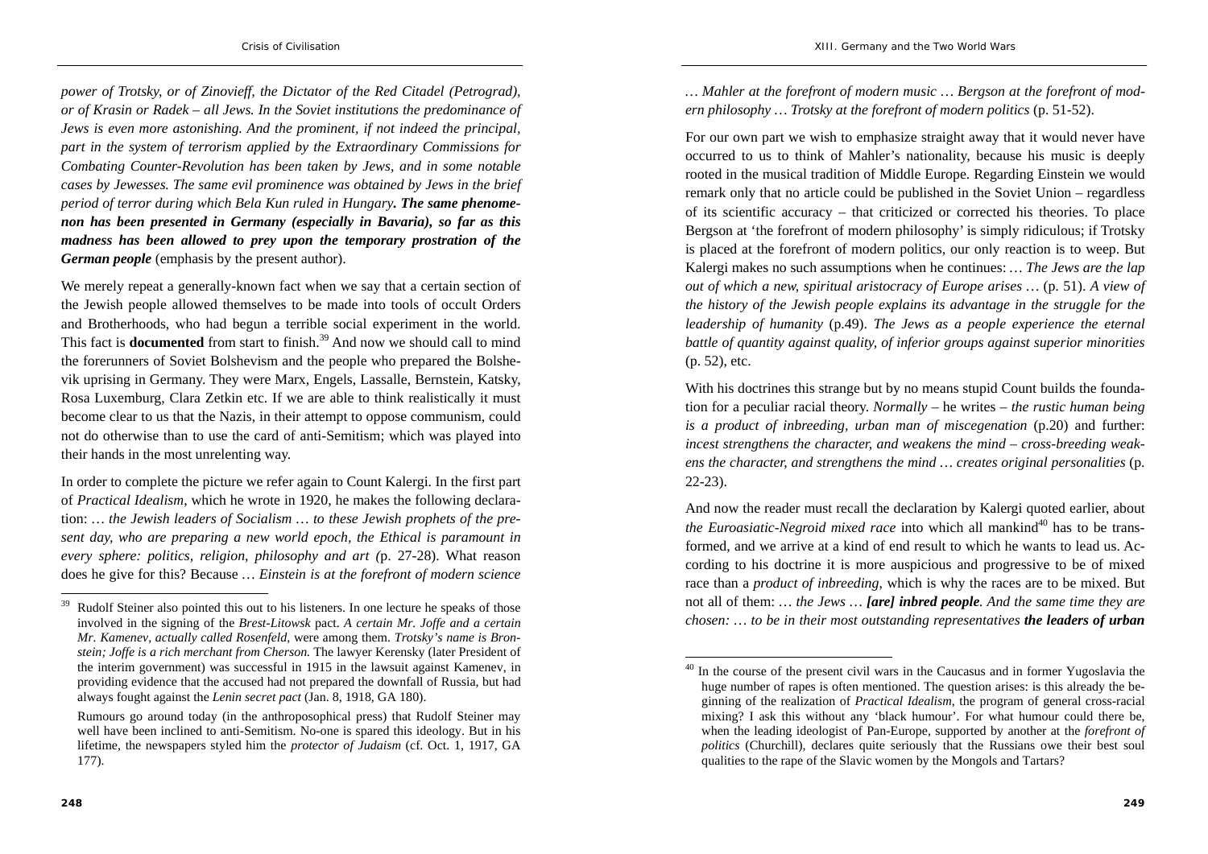*power of Trotsky, or of Zinovieff, the Dictator of the Red Citadel (Petrograd), or of Krasin or Radek – all Jews. In the Soviet institutions the predominance of Jews is even more astonishing. And the prominent, if not indeed the principal, part in the system of terrorism applied by the Extraordinary Commissions for Combating Counter-Revolution has been taken by Jews, and in some notable cases by Jewesses. The same evil prominence was obtained by Jews in the brief period of terror during which Bela Kun ruled in Hungary.* ***The same phenomenon has been presented in Germany (especially in Bavaria), so far as this madness has been allowed to prey upon the temporary prostration of the German people*** (emphasis by the present author).

We merely repeat a generally-known fact when we say that a certain section of the Jewish people allowed themselves to be made into tools of occult Orders and Brotherhoods, who had begun a terrible social experiment in the world. This fact is **documented** from start to finish.[39] And now we should call to mind the forerunners of Soviet Bolshevism and the people who prepared the Bolshevik uprising in Germany. They were Marx, Engels, Lassalle, Bernstein, Katsky, Rosa Luxemburg, Clara Zetkin etc. If we are able to think realistically it must become clear to us that the Nazis, in their attempt to oppose communism, could not do otherwise than to use the card of anti-Semitism; which was played into their hands in the most unrelenting way.

In order to complete the picture we refer again to Count Kalergi. In the first part of *Practical Idealism*, which he wrote in 1920, he makes the following declaration: *… the Jewish leaders of Socialism … to these Jewish prophets of the present day, who are preparing a new world epoch, the Ethical is paramount in every sphere: politics, religion, philosophy and art (*p. 27-28). What reason does he give for this? Because *… Einstein is at the forefront of modern science … Mahler at the forefront of modern music … Bergson at the forefront of modern philosophy … Trotsky at the forefront of modern politics* (p. 51-52).

[39] Rudolf Steiner also pointed this out to his listeners. In one lecture he speaks of those involved in the signing of the *Brest-Litowsk* pact. *A certain Mr. Joffe and a certain Mr. Kamenev, actually called Rosenfeld,* were among them. *Trotsky's name is Bronstein; Joffe is a rich merchant from Cherson.* The lawyer Kerensky (later President of the interim government) was successful in 1915 in the lawsuit against Kamenev, in providing evidence that the accused had not prepared the downfall of Russia, but had always fought against the *Lenin secret pact* (Jan. 8, 1918, GA 180).

Rumours go around today (in the anthroposophical press) that Rudolf Steiner may well have been inclined to anti-Semitism. No-one is spared this ideology. But in his lifetime, the newspapers styled him the *protector of Judaism* (cf. Oct. 1, 1917, GA 177).

For our own part we wish to emphasize straight away that it would never have occurred to us to think of Mahler's nationality, because his music is deeply rooted in the musical tradition of Middle Europe. Regarding Einstein we would remark only that no article could be published in the Soviet Union – regardless of its scientific accuracy – that criticized or corrected his theories. To place Bergson at 'the forefront of modern philosophy' is simply ridiculous; if Trotsky is placed at the forefront of modern politics, our only reaction is to weep. But Kalergi makes no such assumptions when he continues: *… The Jews are the lap out of which a new, spiritual aristocracy of Europe arises …* (p. 51). *A view of the history of the Jewish people explains its advantage in the struggle for the leadership of humanity* (p.49). *The Jews as a people experience the eternal battle of quantity against quality, of inferior groups against superior minorities* (p. 52), etc.

With his doctrines this strange but by no means stupid Count builds the foundation for a peculiar racial theory. *Normally* – he writes – *the rustic human being is a product of inbreeding, urban man of miscegenation* (p.20) and further: *incest strengthens the character, and weakens the mind – cross-breeding weakens the character, and strengthens the mind … creates original personalities* (p. 22-23).

And now the reader must recall the declaration by Kalergi quoted earlier, about *the Euroasiatic-Negroid mixed race* into which all mankind[40] has to be transformed, and we arrive at a kind of end result to which he wants to lead us. According to his doctrine it is more auspicious and progressive to be of mixed race than a *product of inbreeding*, which is why the races are to be mixed. But not all of them: *… the Jews …* ***[are] inbred people****. And the same time they are chosen: … to be in their most outstanding representatives* ***the leaders of urban***

[40] In the course of the present civil wars in the Caucasus and in former Yugoslavia the huge number of rapes is often mentioned. The question arises: is this already the beginning of the realization of *Practical Idealism*, the program of general cross-racial mixing? I ask this without any 'black humour'. For what humour could there be, when the leading ideologist of Pan-Europe, supported by another at the *forefront of politics* (Churchill), declares quite seriously that the Russians owe their best soul qualities to the rape of the Slavic women by the Mongols and Tartars?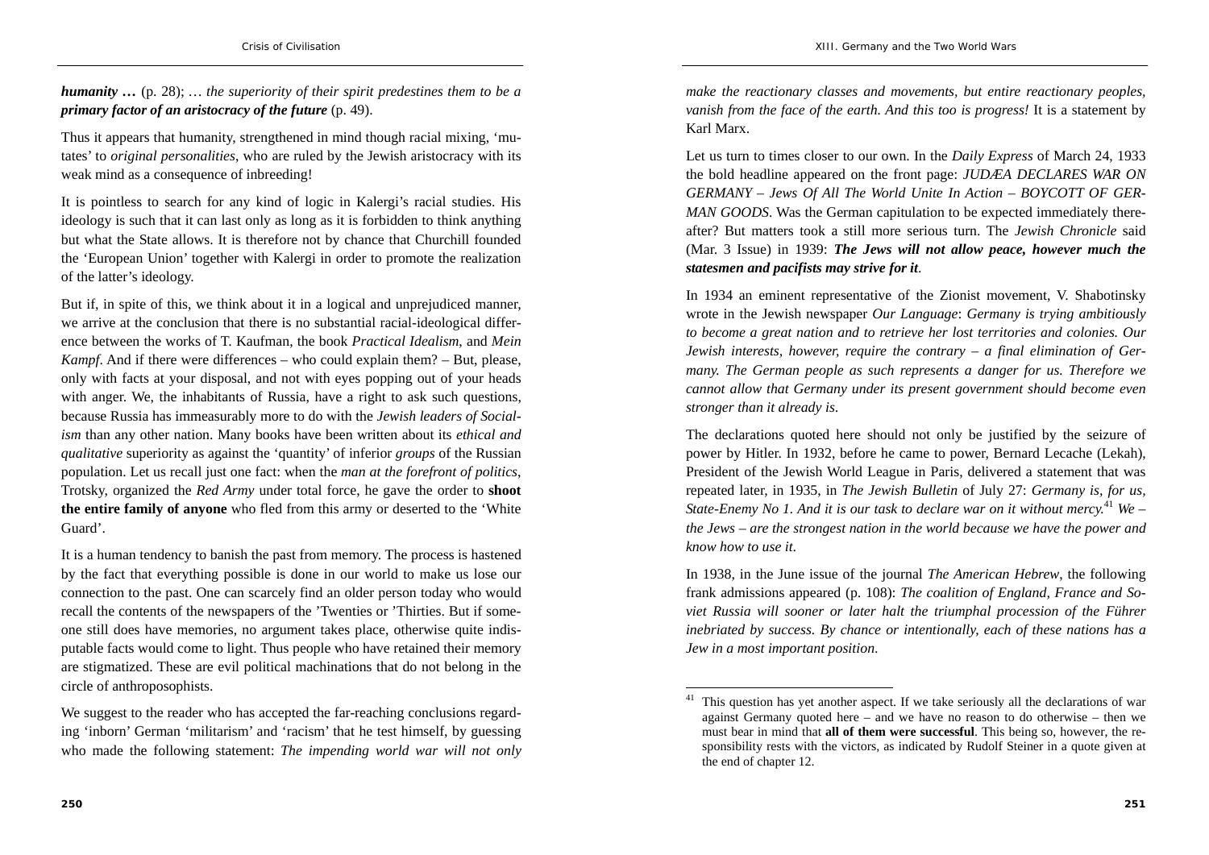***humanity …*** (p. 28); … *the superiority of their spirit predestines them to be a* ***primary factor of an aristocracy of the future*** (p. 49).

Thus it appears that humanity, strengthened in mind though racial mixing, 'mutates' to *original personalities*, who are ruled by the Jewish aristocracy with its weak mind as a consequence of inbreeding!

It is pointless to search for any kind of logic in Kalergi's racial studies. His ideology is such that it can last only as long as it is forbidden to think anything but what the State allows. It is therefore not by chance that Churchill founded the 'European Union' together with Kalergi in order to promote the realization of the latter's ideology.

But if, in spite of this, we think about it in a logical and unprejudiced manner, we arrive at the conclusion that there is no substantial racial-ideological difference between the works of T. Kaufman, the book *Practical Idealism*, and *Mein Kampf*. And if there were differences – who could explain them? – But, please, only with facts at your disposal, and not with eyes popping out of your heads with anger. We, the inhabitants of Russia, have a right to ask such questions, because Russia has immeasurably more to do with the *Jewish leaders of Socialism* than any other nation. Many books have been written about its *ethical and qualitative* superiority as against the 'quantity' of inferior *groups* of the Russian population. Let us recall just one fact: when the *man at the forefront of politics*, Trotsky, organized the *Red Army* under total force, he gave the order to **shoot the entire family of anyone** who fled from this army or deserted to the 'White Guard'.

It is a human tendency to banish the past from memory. The process is hastened by the fact that everything possible is done in our world to make us lose our connection to the past. One can scarcely find an older person today who would recall the contents of the newspapers of the 'Twenties or 'Thirties. But if someone still does have memories, no argument takes place, otherwise quite indisputable facts would come to light. Thus people who have retained their memory are stigmatized. These are evil political machinations that do not belong in the circle of anthroposophists.

We suggest to the reader who has accepted the far-reaching conclusions regarding 'inborn' German 'militarism' and 'racism' that he test himself, by guessing who made the following statement: *The impending world war will not only make the reactionary classes and movements, but entire reactionary peoples, vanish from the face of the earth. And this too is progress!* It is a statement by Karl Marx.

Let us turn to times closer to our own. In the *Daily Express* of March 24, 1933 the bold headline appeared on the front page: *JUDÆA DECLARES WAR ON GERMANY – Jews Of All The World Unite In Action – BOYCOTT OF GERMAN GOODS*. Was the German capitulation to be expected immediately thereafter? But matters took a still more serious turn. The *Jewish Chronicle* said (Mar. 3 Issue) in 1939: ***The Jews will not allow peace, however much the statesmen and pacifists may strive for it***.

In 1934 an eminent representative of the Zionist movement, V. Shabotinsky wrote in the Jewish newspaper *Our Language*: *Germany is trying ambitiously to become a great nation and to retrieve her lost territories and colonies. Our Jewish interests, however, require the contrary – a final elimination of Germany. The German people as such represents a danger for us. Therefore we cannot allow that Germany under its present government should become even stronger than it already is*.

The declarations quoted here should not only be justified by the seizure of power by Hitler. In 1932, before he came to power, Bernard Lecache (Lekah), President of the Jewish World League in Paris, delivered a statement that was repeated later, in 1935, in *The Jewish Bulletin* of July 27: *Germany is, for us, State-Enemy No 1. And it is our task to declare war on it without mercy.*[41] *We – the Jews – are the strongest nation in the world because we have the power and know how to use it*.

In 1938, in the June issue of the journal *The American Hebrew*, the following frank admissions appeared (p. 108): *The coalition of England, France and Soviet Russia will sooner or later halt the triumphal procession of the Führer inebriated by success. By chance or intentionally, each of these nations has a Jew in a most important position*.

---

[41] This question has yet another aspect. If we take seriously all the declarations of war against Germany quoted here – and we have no reason to do otherwise – then we must bear in mind that **all of them were successful**. This being so, however, the responsibility rests with the victors, as indicated by Rudolf Steiner in a quote given at the end of chapter 12.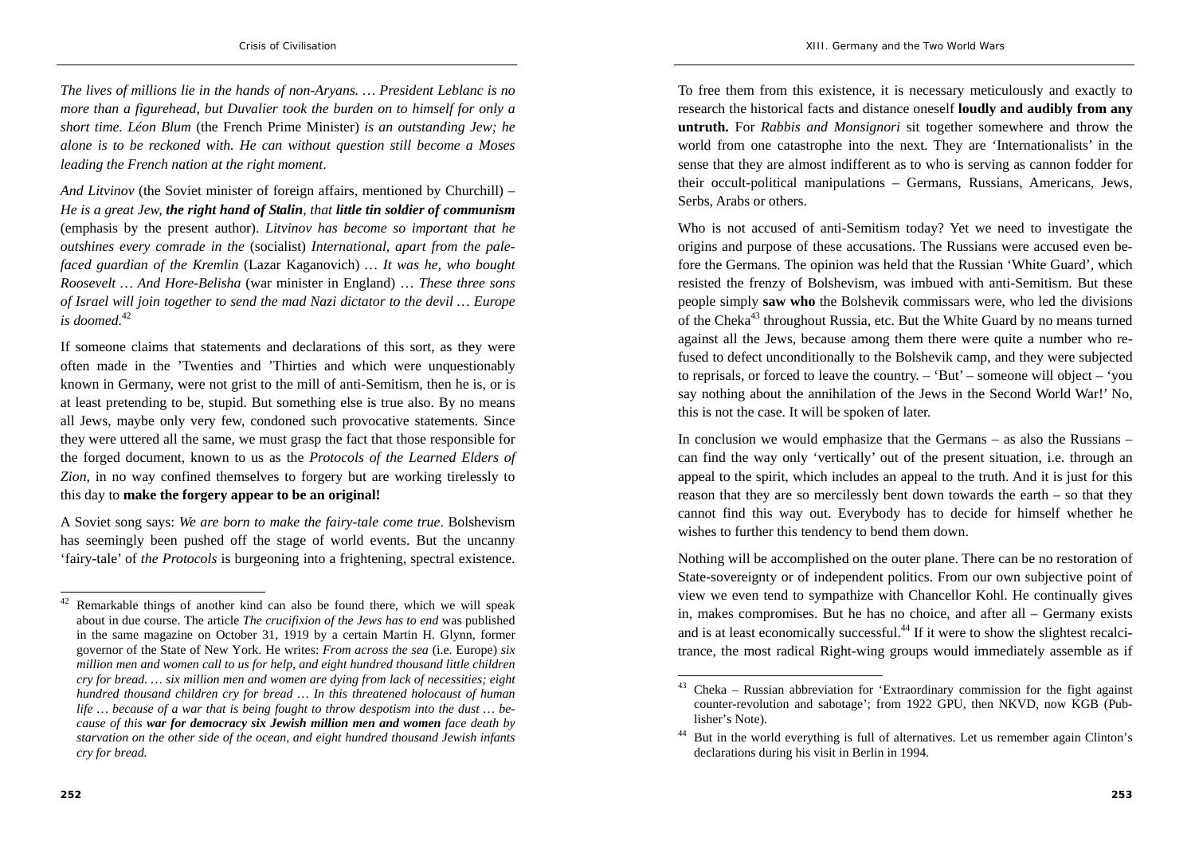*The lives of millions lie in the hands of non-Aryans. … President Leblanc is no more than a figurehead, but Duvalier took the burden on to himself for only a short time. Léon Blum* (the French Prime Minister) *is an outstanding Jew; he alone is to be reckoned with. He can without question still become a Moses leading the French nation at the right moment*.

*And Litvinov* (the Soviet minister of foreign affairs, mentioned by Churchill) – *He is a great Jew,* ***the right hand of Stalin****, that* ***little tin soldier of communism*** (emphasis by the present author). *Litvinov has become so important that he outshines every comrade in the* (socialist) *International, apart from the pale-faced guardian of the Kremlin* (Lazar Kaganovich) … *It was he, who bought Roosevelt … And Hore-Belisha* (war minister in England) … *These three sons of Israel will join together to send the mad Nazi dictator to the devil … Europe is doomed.*[42]

If someone claims that statements and declarations of this sort, as they were often made in the 'Twenties and 'Thirties and which were unquestionably known in Germany, were not grist to the mill of anti-Semitism, then he is, or is at least pretending to be, stupid. But something else is true also. By no means all Jews, maybe only very few, condoned such provocative statements. Since they were uttered all the same, we must grasp the fact that those responsible for the forged document, known to us as the *Protocols of the Learned Elders of Zion*, in no way confined themselves to forgery but are working tirelessly to this day to **make the forgery appear to be an original!**

A Soviet song says: *We are born to make the fairy-tale come true*. Bolshevism has seemingly been pushed off the stage of world events. But the uncanny 'fairy-tale' of *the Protocols* is burgeoning into a frightening, spectral existence. To free them from this existence, it is necessary meticulously and exactly to research the historical facts and distance oneself **loudly and audibly from any untruth.** For *Rabbis and Monsignori* sit together somewhere and throw the world from one catastrophe into the next. They are 'Internationalists' in the sense that they are almost indifferent as to who is serving as cannon fodder for their occult-political manipulations – Germans, Russians, Americans, Jews, Serbs, Arabs or others.

Who is not accused of anti-Semitism today? Yet we need to investigate the origins and purpose of these accusations. The Russians were accused even before the Germans. The opinion was held that the Russian 'White Guard', which resisted the frenzy of Bolshevism, was imbued with anti-Semitism. But these people simply **saw who** the Bolshevik commissars were, who led the divisions of the Cheka[43] throughout Russia, etc. But the White Guard by no means turned against all the Jews, because among them there were quite a number who refused to defect unconditionally to the Bolshevik camp, and they were subjected to reprisals, or forced to leave the country. – 'But' – someone will object – 'you say nothing about the annihilation of the Jews in the Second World War!' No, this is not the case. It will be spoken of later.

In conclusion we would emphasize that the Germans – as also the Russians – can find the way only 'vertically' out of the present situation, i.e. through an appeal to the spirit, which includes an appeal to the truth. And it is just for this reason that they are so mercilessly bent down towards the earth – so that they cannot find this way out. Everybody has to decide for himself whether he wishes to further this tendency to bend them down.

Nothing will be accomplished on the outer plane. There can be no restoration of State-sovereignty or of independent politics. From our own subjective point of view we even tend to sympathize with Chancellor Kohl. He continually gives in, makes compromises. But he has no choice, and after all – Germany exists and is at least economically successful.[44] If it were to show the slightest recalcitrance, the most radical Right-wing groups would immediately assemble as if

---

[42] Remarkable things of another kind can also be found there, which we will speak about in due course. The article *The crucifixion of the Jews has to end* was published in the same magazine on October 31, 1919 by a certain Martin H. Glynn, former governor of the State of New York. He writes: *From across the sea* (i.e. Europe) *six million men and women call to us for help, and eight hundred thousand little children cry for bread. … six million men and women are dying from lack of necessities; eight hundred thousand children cry for bread … In this threatened holocaust of human life … because of a war that is being fought to throw despotism into the dust … because of this* ***war for democracy six Jewish million men and women*** *face death by starvation on the other side of the ocean, and eight hundred thousand Jewish infants cry for bread.*

[43] Cheka – Russian abbreviation for 'Extraordinary commission for the fight against counter-revolution and sabotage'; from 1922 GPU, then NKVD, now KGB (Publisher's Note).

[44] But in the world everything is full of alternatives. Let us remember again Clinton's declarations during his visit in Berlin in 1994.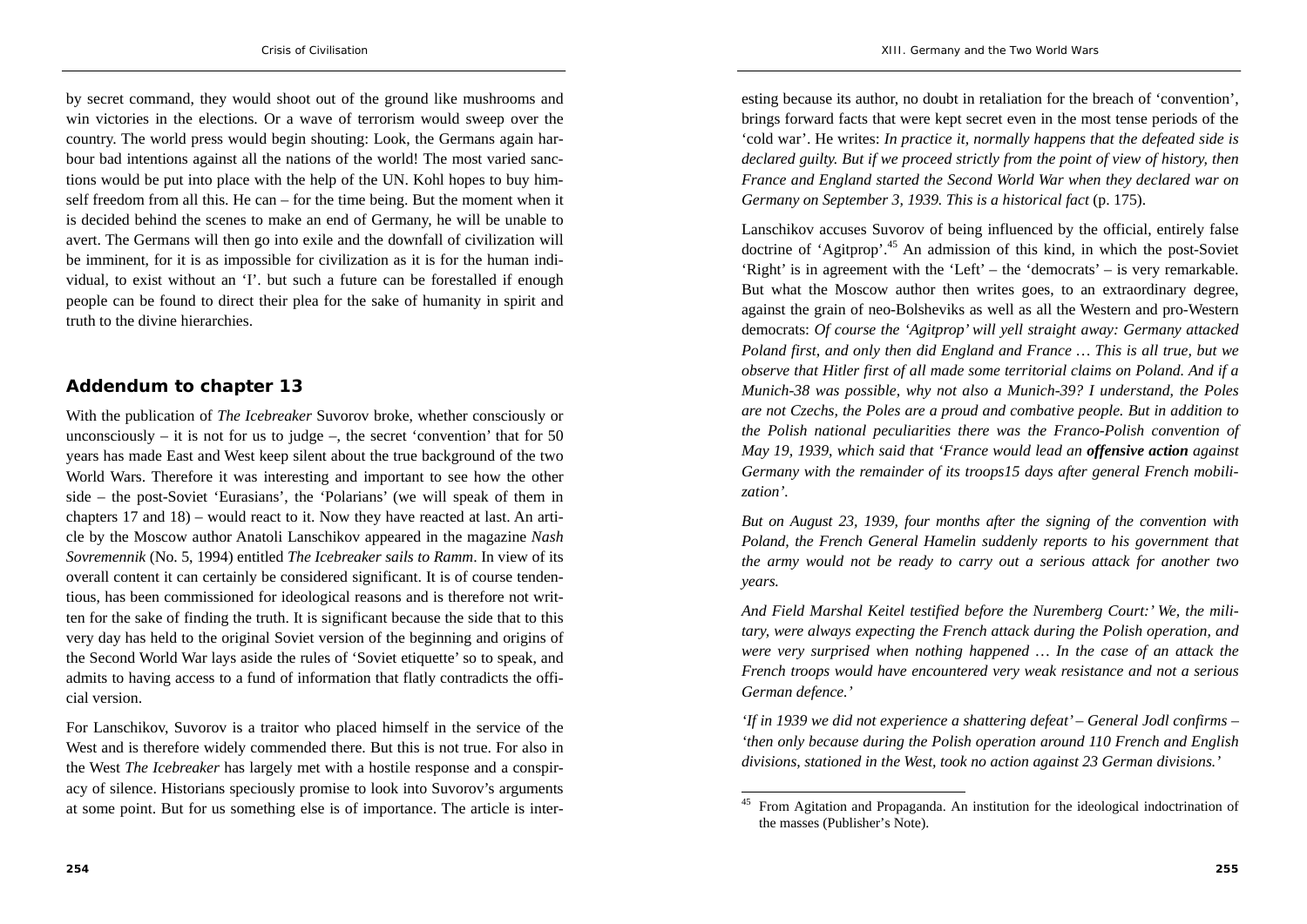by secret command, they would shoot out of the ground like mushrooms and win victories in the elections. Or a wave of terrorism would sweep over the country. The world press would begin shouting: Look, the Germans again harbour bad intentions against all the nations of the world! The most varied sanctions would be put into place with the help of the UN. Kohl hopes to buy himself freedom from all this. He can – for the time being. But the moment when it is decided behind the scenes to make an end of Germany, he will be unable to avert. The Germans will then go into exile and the downfall of civilization will be imminent, for it is as impossible for civilization as it is for the human individual, to exist without an 'I'. but such a future can be forestalled if enough people can be found to direct their plea for the sake of humanity in spirit and truth to the divine hierarchies.

## Addendum to chapter 13

With the publication of *The Icebreaker* Suvorov broke, whether consciously or unconsciously – it is not for us to judge –, the secret 'convention' that for 50 years has made East and West keep silent about the true background of the two World Wars. Therefore it was interesting and important to see how the other side – the post-Soviet 'Eurasians', the 'Polarians' (we will speak of them in chapters 17 and 18) – would react to it. Now they have reacted at last. An article by the Moscow author Anatoli Lanschikov appeared in the magazine *Nash Sovremennik* (No. 5, 1994) entitled *The Icebreaker sails to Ramm*. In view of its overall content it can certainly be considered significant. It is of course tendentious, has been commissioned for ideological reasons and is therefore not written for the sake of finding the truth. It is significant because the side that to this very day has held to the original Soviet version of the beginning and origins of the Second World War lays aside the rules of 'Soviet etiquette' so to speak, and admits to having access to a fund of information that flatly contradicts the official version.

For Lanschikov, Suvorov is a traitor who placed himself in the service of the West and is therefore widely commended there. But this is not true. For also in the West *The Icebreaker* has largely met with a hostile response and a conspiracy of silence. Historians speciously promise to look into Suvorov's arguments at some point. But for us something else is of importance. The article is interesting because its author, no doubt in retaliation for the breach of 'convention', brings forward facts that were kept secret even in the most tense periods of the 'cold war'. He writes: *In practice it, normally happens that the defeated side is declared guilty. But if we proceed strictly from the point of view of history, then France and England started the Second World War when they declared war on Germany on September 3, 1939. This is a historical fact* (p. 175).

Lanschikov accuses Suvorov of being influenced by the official, entirely false doctrine of 'Agitprop'.[45] An admission of this kind, in which the post-Soviet 'Right' is in agreement with the 'Left' – the 'democrats' – is very remarkable. But what the Moscow author then writes goes, to an extraordinary degree, against the grain of neo-Bolsheviks as well as all the Western and pro-Western democrats: *Of course the 'Agitprop' will yell straight away: Germany attacked Poland first, and only then did England and France … This is all true, but we observe that Hitler first of all made some territorial claims on Poland. And if a Munich-38 was possible, why not also a Munich-39? I understand, the Poles are not Czechs, the Poles are a proud and combative people. But in addition to the Polish national peculiarities there was the Franco-Polish convention of May 19, 1939, which said that 'France would lead an* ***offensive action*** *against Germany with the remainder of its troops15 days after general French mobilization'.*

*But on August 23, 1939, four months after the signing of the convention with Poland, the French General Hamelin suddenly reports to his government that the army would not be ready to carry out a serious attack for another two years.*

*And Field Marshal Keitel testified before the Nuremberg Court:' We, the military, were always expecting the French attack during the Polish operation, and were very surprised when nothing happened … In the case of an attack the French troops would have encountered very weak resistance and not a serious German defence.'*

*'If in 1939 we did not experience a shattering defeat' – General Jodl confirms – 'then only because during the Polish operation around 110 French and English divisions, stationed in the West, took no action against 23 German divisions.'*

---

[45] From Agitation and Propaganda. An institution for the ideological indoctrination of the masses (Publisher's Note).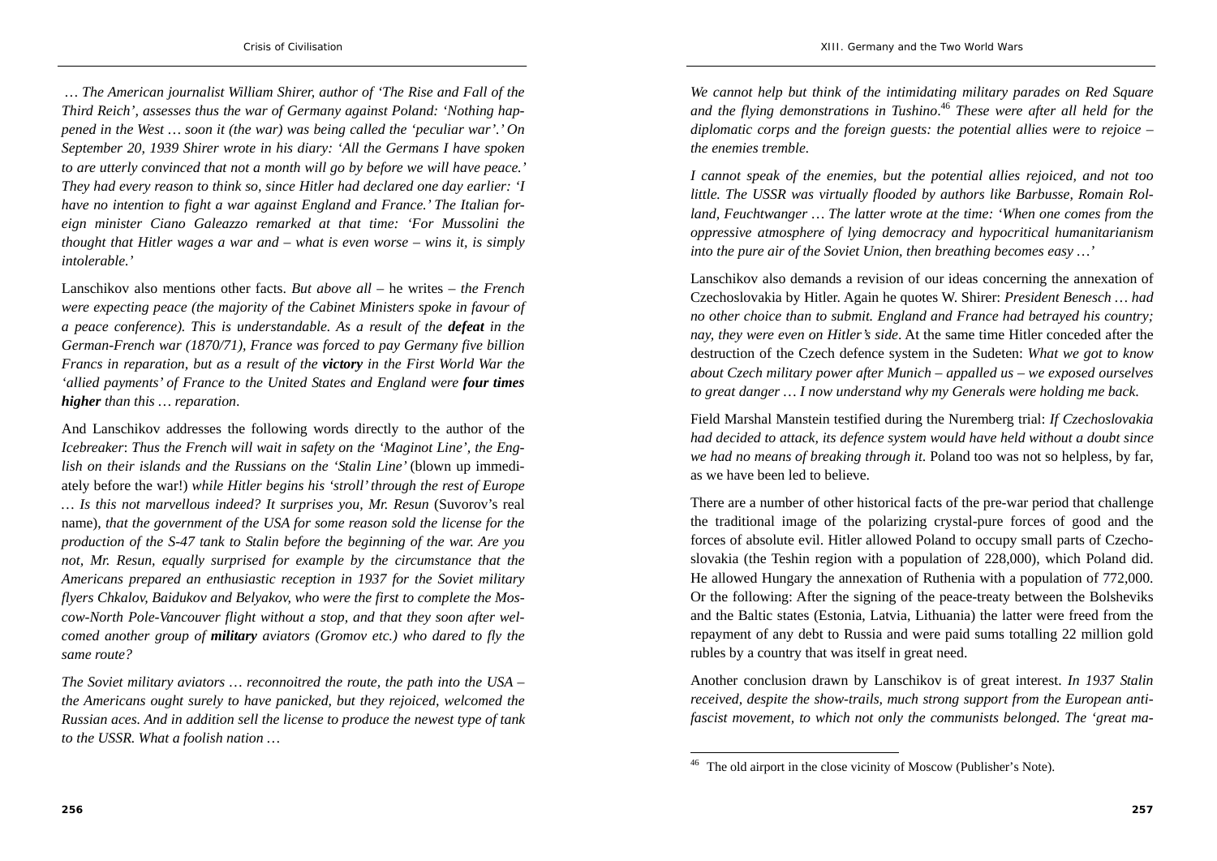… *The American journalist William Shirer, author of 'The Rise and Fall of the Third Reich', assesses thus the war of Germany against Poland: 'Nothing happened in the West … soon it (the war) was being called the 'peculiar war'.' On September 20, 1939 Shirer wrote in his diary: 'All the Germans I have spoken to are utterly convinced that not a month will go by before we will have peace.' They had every reason to think so, since Hitler had declared one day earlier: 'I have no intention to fight a war against England and France.' The Italian foreign minister Ciano Galeazzo remarked at that time: 'For Mussolini the thought that Hitler wages a war and – what is even worse – wins it, is simply intolerable.'*

Lanschikov also mentions other facts. *But above all* – he writes – *the French were expecting peace (the majority of the Cabinet Ministers spoke in favour of a peace conference). This is understandable. As a result of the* ***defeat*** *in the German-French war (1870/71), France was forced to pay Germany five billion Francs in reparation, but as a result of the* ***victory*** *in the First World War the 'allied payments' of France to the United States and England were* ***four times higher*** *than this … reparation*.

And Lanschikov addresses the following words directly to the author of the *Icebreaker*: *Thus the French will wait in safety on the 'Maginot Line', the English on their islands and the Russians on the 'Stalin Line'* (blown up immediately before the war!) *while Hitler begins his 'stroll' through the rest of Europe … Is this not marvellous indeed? It surprises you, Mr. Resun* (Suvorov's real name), *that the government of the USA for some reason sold the license for the production of the S-47 tank to Stalin before the beginning of the war. Are you not, Mr. Resun, equally surprised for example by the circumstance that the Americans prepared an enthusiastic reception in 1937 for the Soviet military flyers Chkalov, Baidukov and Belyakov, who were the first to complete the Moscow-North Pole-Vancouver flight without a stop, and that they soon after welcomed another group of* ***military*** *aviators (Gromov etc.) who dared to fly the same route?*

*The Soviet military aviators … reconnoitred the route, the path into the USA – the Americans ought surely to have panicked, but they rejoiced, welcomed the Russian aces. And in addition sell the license to produce the newest type of tank to the USSR. What a foolish nation …*

*We cannot help but think of the intimidating military parades on Red Square and the flying demonstrations in Tushino.*[46] *These were after all held for the diplomatic corps and the foreign guests: the potential allies were to rejoice – the enemies tremble.*

*I cannot speak of the enemies, but the potential allies rejoiced, and not too little. The USSR was virtually flooded by authors like Barbusse, Romain Rolland, Feuchtwanger … The latter wrote at the time: 'When one comes from the oppressive atmosphere of lying democracy and hypocritical humanitarianism into the pure air of the Soviet Union, then breathing becomes easy …'*

Lanschikov also demands a revision of our ideas concerning the annexation of Czechoslovakia by Hitler. Again he quotes W. Shirer: *President Benesch … had no other choice than to submit. England and France had betrayed his country; nay, they were even on Hitler's side*. At the same time Hitler conceded after the destruction of the Czech defence system in the Sudeten: *What we got to know about Czech military power after Munich – appalled us – we exposed ourselves to great danger … I now understand why my Generals were holding me back*.

Field Marshal Manstein testified during the Nuremberg trial: *If Czechoslovakia had decided to attack, its defence system would have held without a doubt since we had no means of breaking through it*. Poland too was not so helpless, by far, as we have been led to believe.

There are a number of other historical facts of the pre-war period that challenge the traditional image of the polarizing crystal-pure forces of good and the forces of absolute evil. Hitler allowed Poland to occupy small parts of Czechoslovakia (the Teshin region with a population of 228,000), which Poland did. He allowed Hungary the annexation of Ruthenia with a population of 772,000. Or the following: After the signing of the peace-treaty between the Bolsheviks and the Baltic states (Estonia, Latvia, Lithuania) the latter were freed from the repayment of any debt to Russia and were paid sums totalling 22 million gold rubles by a country that was itself in great need.

Another conclusion drawn by Lanschikov is of great interest. *In 1937 Stalin received, despite the show-trails, much strong support from the European antifascist movement, to which not only the communists belonged. The 'great ma-*

---

[46] The old airport in the close vicinity of Moscow (Publisher's Note).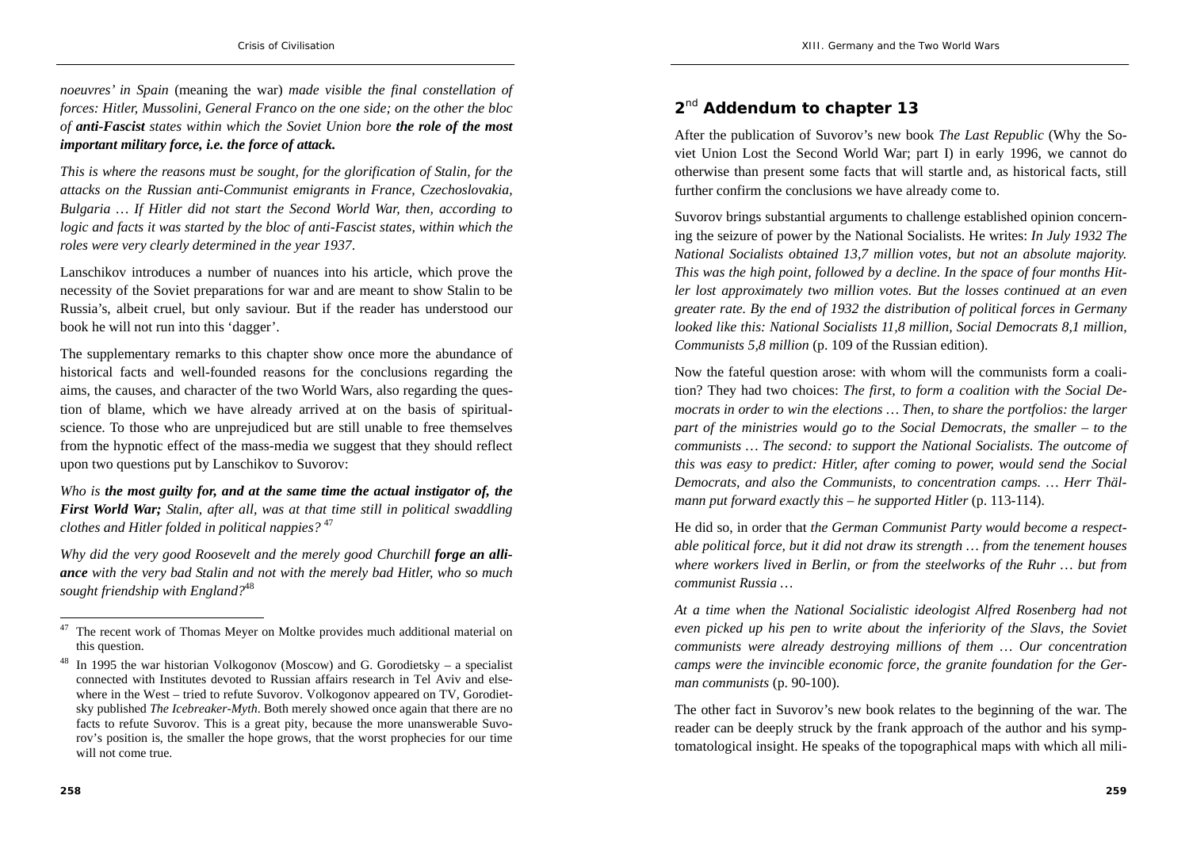*noeuvres' in Spain* (meaning the war) *made visible the final constellation of forces: Hitler, Mussolini, General Franco on the one side; on the other the bloc of* ***anti-Fascist*** *states within which the Soviet Union bore* ***the role of the most important military force, i.e. the force of attack.***

*This is where the reasons must be sought, for the glorification of Stalin, for the attacks on the Russian anti-Communist emigrants in France, Czechoslovakia, Bulgaria … If Hitler did not start the Second World War, then, according to logic and facts it was started by the bloc of anti-Fascist states, within which the roles were very clearly determined in the year 1937*.

Lanschikov introduces a number of nuances into his article, which prove the necessity of the Soviet preparations for war and are meant to show Stalin to be Russia's, albeit cruel, but only saviour. But if the reader has understood our book he will not run into this 'dagger'.

The supplementary remarks to this chapter show once more the abundance of historical facts and well-founded reasons for the conclusions regarding the aims, the causes, and character of the two World Wars, also regarding the question of blame, which we have already arrived at on the basis of spiritual-science. To those who are unprejudiced but are still unable to free themselves from the hypnotic effect of the mass-media we suggest that they should reflect upon two questions put by Lanschikov to Suvorov:

*Who is* ***the most guilty for, and at the same time the actual instigator of, the First World War;*** *Stalin, after all, was at that time still in political swaddling clothes and Hitler folded in political nappies?* [47]

*Why did the very good Roosevelt and the merely good Churchill* ***forge an alliance*** *with the very bad Stalin and not with the merely bad Hitler, who so much sought friendship with England?*[48]

[47] The recent work of Thomas Meyer on Moltke provides much additional material on this question.

[48] In 1995 the war historian Volkogonov (Moscow) and G. Gorodietsky – a specialist connected with Institutes devoted to Russian affairs research in Tel Aviv and elsewhere in the West – tried to refute Suvorov. Volkogonov appeared on TV, Gorodietsky published *The Icebreaker-Myth*. Both merely showed once again that there are no facts to refute Suvorov. This is a great pity, because the more unanswerable Suvorov's position is, the smaller the hope grows, that the worst prophecies for our time will not come true.

## 2nd Addendum to chapter 13

After the publication of Suvorov's new book *The Last Republic* (Why the Soviet Union Lost the Second World War; part I) in early 1996, we cannot do otherwise than present some facts that will startle and, as historical facts, still further confirm the conclusions we have already come to.

Suvorov brings substantial arguments to challenge established opinion concerning the seizure of power by the National Socialists. He writes: *In July 1932 The National Socialists obtained 13,7 million votes, but not an absolute majority. This was the high point, followed by a decline. In the space of four months Hitler lost approximately two million votes. But the losses continued at an even greater rate. By the end of 1932 the distribution of political forces in Germany looked like this: National Socialists 11,8 million, Social Democrats 8,1 million, Communists 5,8 million* (p. 109 of the Russian edition).

Now the fateful question arose: with whom will the communists form a coalition? They had two choices: *The first, to form a coalition with the Social Democrats in order to win the elections … Then, to share the portfolios: the larger part of the ministries would go to the Social Democrats, the smaller – to the communists … The second: to support the National Socialists. The outcome of this was easy to predict: Hitler, after coming to power, would send the Social Democrats, and also the Communists, to concentration camps. … Herr Thälmann put forward exactly this – he supported Hitler* (p. 113-114).

He did so, in order that *the German Communist Party would become a respectable political force, but it did not draw its strength … from the tenement houses where workers lived in Berlin, or from the steelworks of the Ruhr … but from communist Russia …*

*At a time when the National Socialistic ideologist Alfred Rosenberg had not even picked up his pen to write about the inferiority of the Slavs, the Soviet communists were already destroying millions of them … Our concentration camps were the invincible economic force, the granite foundation for the German communists* (p. 90-100).

The other fact in Suvorov's new book relates to the beginning of the war. The reader can be deeply struck by the frank approach of the author and his symptomatological insight. He speaks of the topographical maps with which all mili-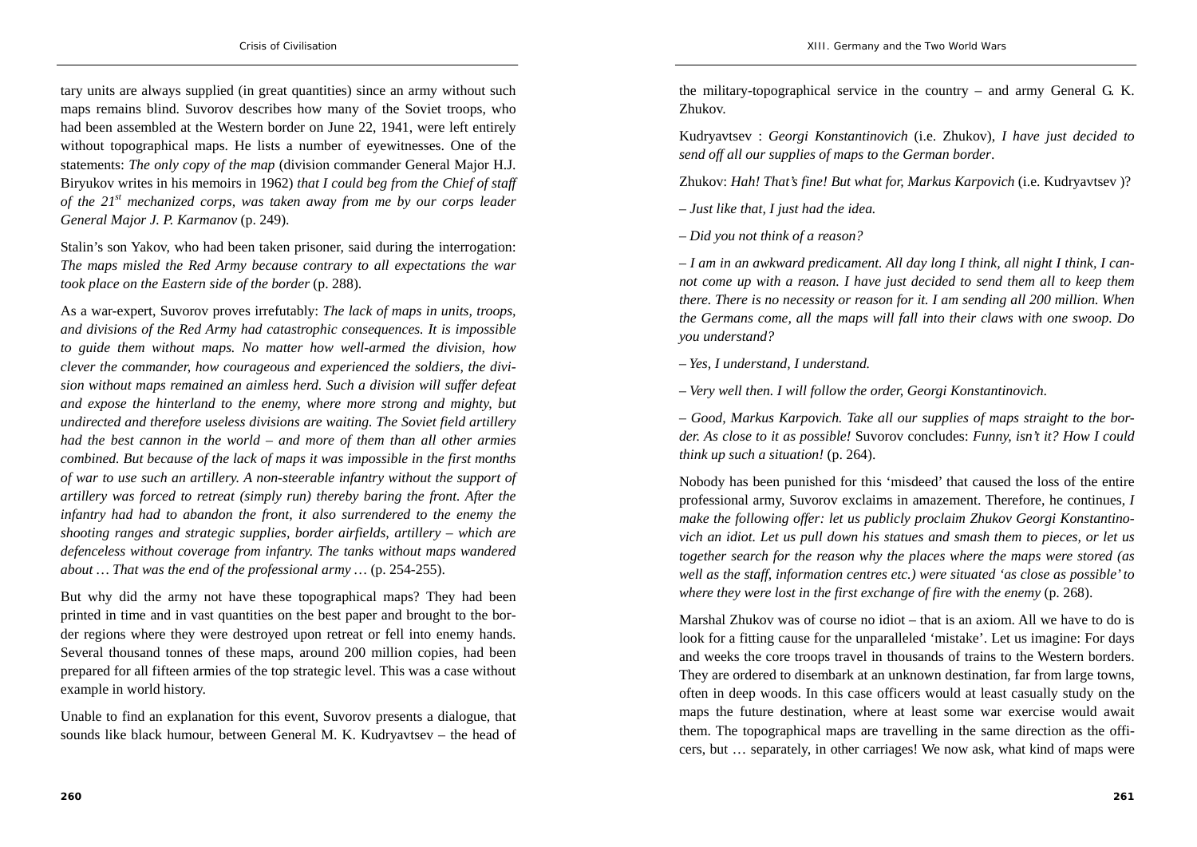tary units are always supplied (in great quantities) since an army without such maps remains blind. Suvorov describes how many of the Soviet troops, who had been assembled at the Western border on June 22, 1941, were left entirely without topographical maps. He lists a number of eyewitnesses. One of the statements: *The only copy of the map* (division commander General Major H.J. Biryukov writes in his memoirs in 1962) *that I could beg from the Chief of staff of the 21st mechanized corps, was taken away from me by our corps leader General Major J. P. Karmanov* (p. 249).

Stalin's son Yakov, who had been taken prisoner, said during the interrogation: *The maps misled the Red Army because contrary to all expectations the war took place on the Eastern side of the border* (p. 288).

As a war-expert, Suvorov proves irrefutably: *The lack of maps in units, troops, and divisions of the Red Army had catastrophic consequences. It is impossible to guide them without maps. No matter how well-armed the division, how clever the commander, how courageous and experienced the soldiers, the division without maps remained an aimless herd. Such a division will suffer defeat and expose the hinterland to the enemy, where more strong and mighty, but undirected and therefore useless divisions are waiting. The Soviet field artillery had the best cannon in the world – and more of them than all other armies combined. But because of the lack of maps it was impossible in the first months of war to use such an artillery. A non-steerable infantry without the support of artillery was forced to retreat (simply run) thereby baring the front. After the infantry had had to abandon the front, it also surrendered to the enemy the shooting ranges and strategic supplies, border airfields, artillery – which are defenceless without coverage from infantry. The tanks without maps wandered about … That was the end of the professional army …* (p. 254-255).

But why did the army not have these topographical maps? They had been printed in time and in vast quantities on the best paper and brought to the border regions where they were destroyed upon retreat or fell into enemy hands. Several thousand tonnes of these maps, around 200 million copies, had been prepared for all fifteen armies of the top strategic level. This was a case without example in world history.

Unable to find an explanation for this event, Suvorov presents a dialogue, that sounds like black humour, between General M. K. Kudryavtsev – the head of the military-topographical service in the country – and army General G. K. Zhukov.

Kudryavtsev : *Georgi Konstantinovich* (i.e. Zhukov), *I have just decided to send off all our supplies of maps to the German border*.

Zhukov: *Hah! That's fine! But what for, Markus Karpovich* (i.e. Kudryavtsev )?

*– Just like that, I just had the idea.*

*– Did you not think of a reason?*

*– I am in an awkward predicament. All day long I think, all night I think, I cannot come up with a reason. I have just decided to send them all to keep them there. There is no necessity or reason for it. I am sending all 200 million. When the Germans come, all the maps will fall into their claws with one swoop. Do you understand?*

*– Yes, I understand, I understand.*

*– Very well then. I will follow the order, Georgi Konstantinovich.*

*– Good, Markus Karpovich. Take all our supplies of maps straight to the border. As close to it as possible!* Suvorov concludes: *Funny, isn't it? How I could think up such a situation!* (p. 264).

Nobody has been punished for this 'misdeed' that caused the loss of the entire professional army, Suvorov exclaims in amazement. Therefore, he continues, *I make the following offer: let us publicly proclaim Zhukov Georgi Konstantinovich an idiot. Let us pull down his statues and smash them to pieces, or let us together search for the reason why the places where the maps were stored (as well as the staff, information centres etc.) were situated 'as close as possible' to where they were lost in the first exchange of fire with the enemy* (p. 268).

Marshal Zhukov was of course no idiot – that is an axiom. All we have to do is look for a fitting cause for the unparalleled 'mistake'. Let us imagine: For days and weeks the core troops travel in thousands of trains to the Western borders. They are ordered to disembark at an unknown destination, far from large towns, often in deep woods. In this case officers would at least casually study on the maps the future destination, where at least some war exercise would await them. The topographical maps are travelling in the same direction as the officers, but … separately, in other carriages! We now ask, what kind of maps were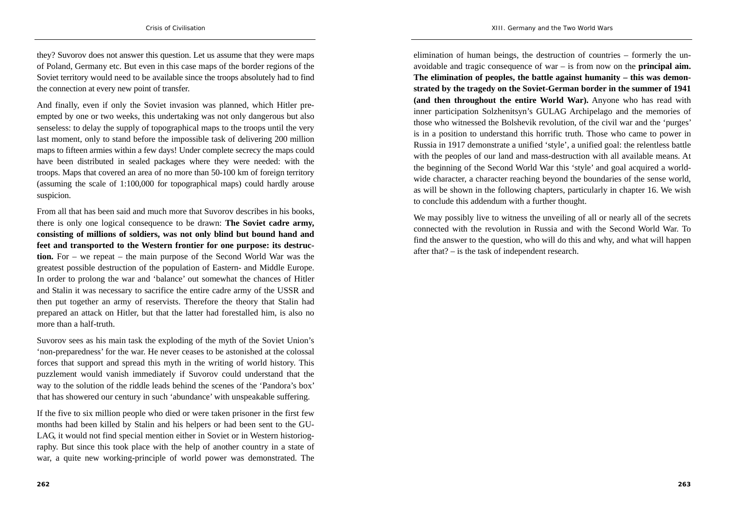they? Suvorov does not answer this question. Let us assume that they were maps of Poland, Germany etc. But even in this case maps of the border regions of the Soviet territory would need to be available since the troops absolutely had to find the connection at every new point of transfer.

And finally, even if only the Soviet invasion was planned, which Hitler preempted by one or two weeks, this undertaking was not only dangerous but also senseless: to delay the supply of topographical maps to the troops until the very last moment, only to stand before the impossible task of delivering 200 million maps to fifteen armies within a few days! Under complete secrecy the maps could have been distributed in sealed packages where they were needed: with the troops. Maps that covered an area of no more than 50-100 km of foreign territory (assuming the scale of 1:100,000 for topographical maps) could hardly arouse suspicion.

From all that has been said and much more that Suvorov describes in his books, there is only one logical consequence to be drawn: **The Soviet cadre army, consisting of millions of soldiers, was not only blind but bound hand and feet and transported to the Western frontier for one purpose: its destruction.** For – we repeat – the main purpose of the Second World War was the greatest possible destruction of the population of Eastern- and Middle Europe. In order to prolong the war and 'balance' out somewhat the chances of Hitler and Stalin it was necessary to sacrifice the entire cadre army of the USSR and then put together an army of reservists. Therefore the theory that Stalin had prepared an attack on Hitler, but that the latter had forestalled him, is also no more than a half-truth.

Suvorov sees as his main task the exploding of the myth of the Soviet Union's 'non-preparedness' for the war. He never ceases to be astonished at the colossal forces that support and spread this myth in the writing of world history. This puzzlement would vanish immediately if Suvorov could understand that the way to the solution of the riddle leads behind the scenes of the 'Pandora's box' that has showered our century in such 'abundance' with unspeakable suffering.

If the five to six million people who died or were taken prisoner in the first few months had been killed by Stalin and his helpers or had been sent to the GULAG, it would not find special mention either in Soviet or in Western historiography. But since this took place with the help of another country in a state of war, a quite new working-principle of world power was demonstrated. The elimination of human beings, the destruction of countries – formerly the unavoidable and tragic consequence of war – is from now on the **principal aim. The elimination of peoples, the battle against humanity – this was demonstrated by the tragedy on the Soviet-German border in the summer of 1941 (and then throughout the entire World War).** Anyone who has read with inner participation Solzhenitsyn's GULAG Archipelago and the memories of those who witnessed the Bolshevik revolution, of the civil war and the 'purges' is in a position to understand this horrific truth. Those who came to power in Russia in 1917 demonstrate a unified 'style', a unified goal: the relentless battle with the peoples of our land and mass-destruction with all available means. At the beginning of the Second World War this 'style' and goal acquired a worldwide character, a character reaching beyond the boundaries of the sense world, as will be shown in the following chapters, particularly in chapter 16. We wish to conclude this addendum with a further thought.

We may possibly live to witness the unveiling of all or nearly all of the secrets connected with the revolution in Russia and with the Second World War. To find the answer to the question, who will do this and why, and what will happen after that? – is the task of independent research.